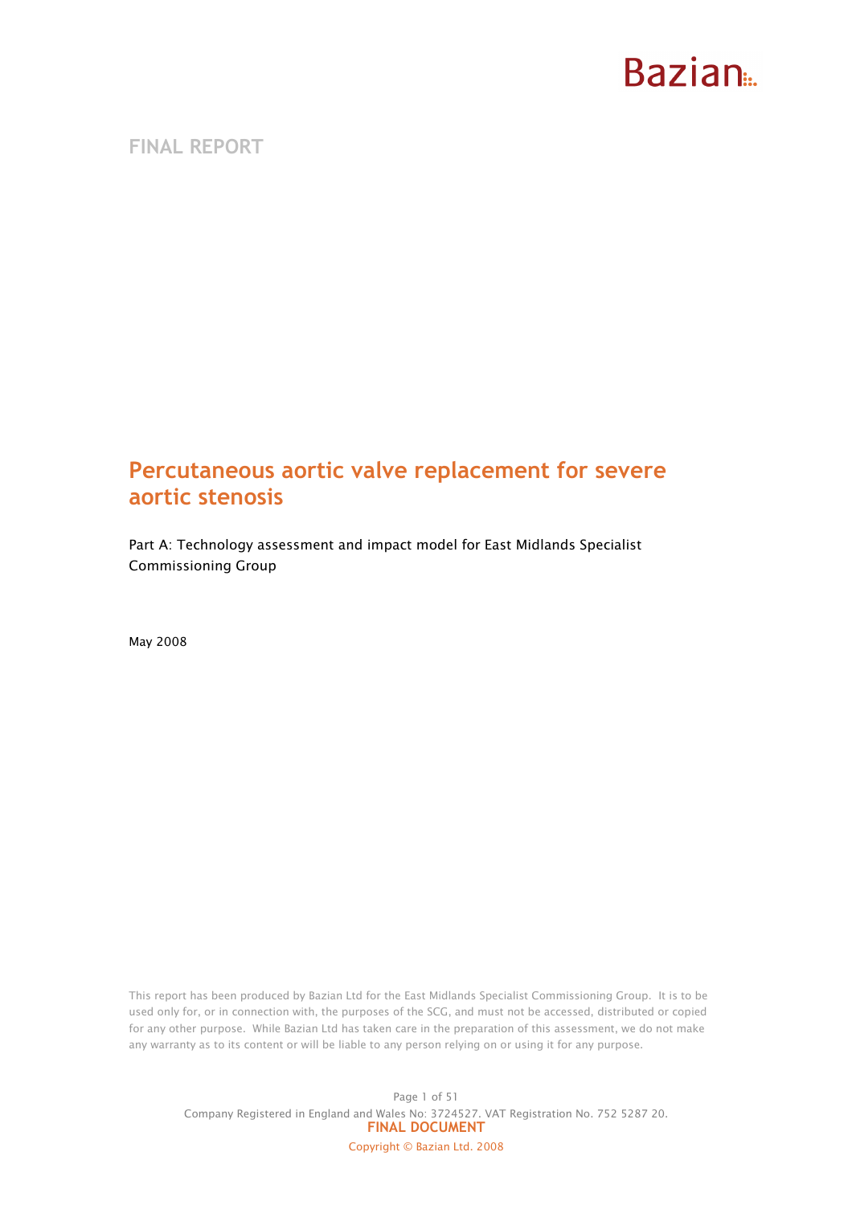Bazian

FINAL REPORT

# Percutaneous aortic valve replacement for severe aortic stenosis

Part A: Technology assessment and impact model for East Midlands Specialist Commissioning Group

May 2008

This report has been produced by Bazian Ltd for the East Midlands Specialist Commissioning Group. It is to be used only for, or in connection with, the purposes of the SCG, and must not be accessed, distributed or copied for any other purpose. While Bazian Ltd has taken care in the preparation of this assessment, we do not make any warranty as to its content or will be liable to any person relying on or using it for any purpose.

Company Registered in England and Wales No: 3724527. VAT Registration No. 752 5287 20.

FINAL DOCUMENT

Copyright © Bazian Ltd. 2008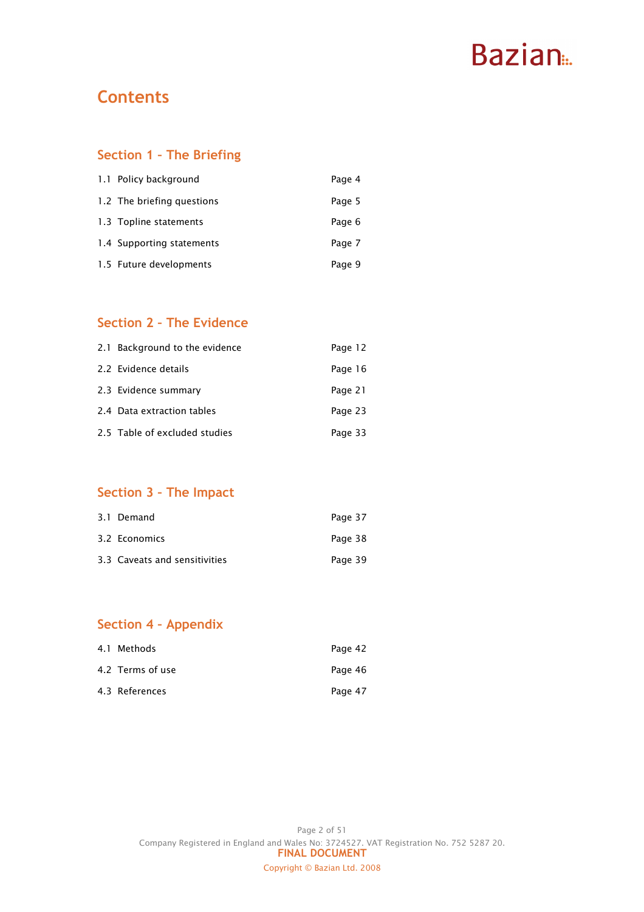# Contents

## Section 1 - The Briefing

| | |
|---|---|
| 1.1 Policy background | Page 4 |
| 1.2 The briefing questions | Page 5 |
| 1.3 Topline statements | Page 6 |
| 1.4 Supporting statements | Page 7 |
| 1.5 Future developments | Page 9 |

## Section 2 - The Evidence

| | |
|---|---|
| 2.1 Background to the evidence | Page 12 |
| 2.2 Evidence details | Page 16 |
| 2.3 Evidence summary | Page 21 |
| 2.4 Data extraction tables | Page 23 |
| 2.5 Table of excluded studies | Page 33 |

## Section 3 - The Impact

| | |
|---|---|
| 3.1 Demand | Page 37 |
| 3.2 Economics | Page 38 |
| 3.3 Caveats and sensitivities | Page 39 |

## Section 4 - Appendix

| | |
|---|---|
| 4.1 Methods | Page 42 |
| 4.2 Terms of use | Page 46 |
| 4.3 References | Page 47 |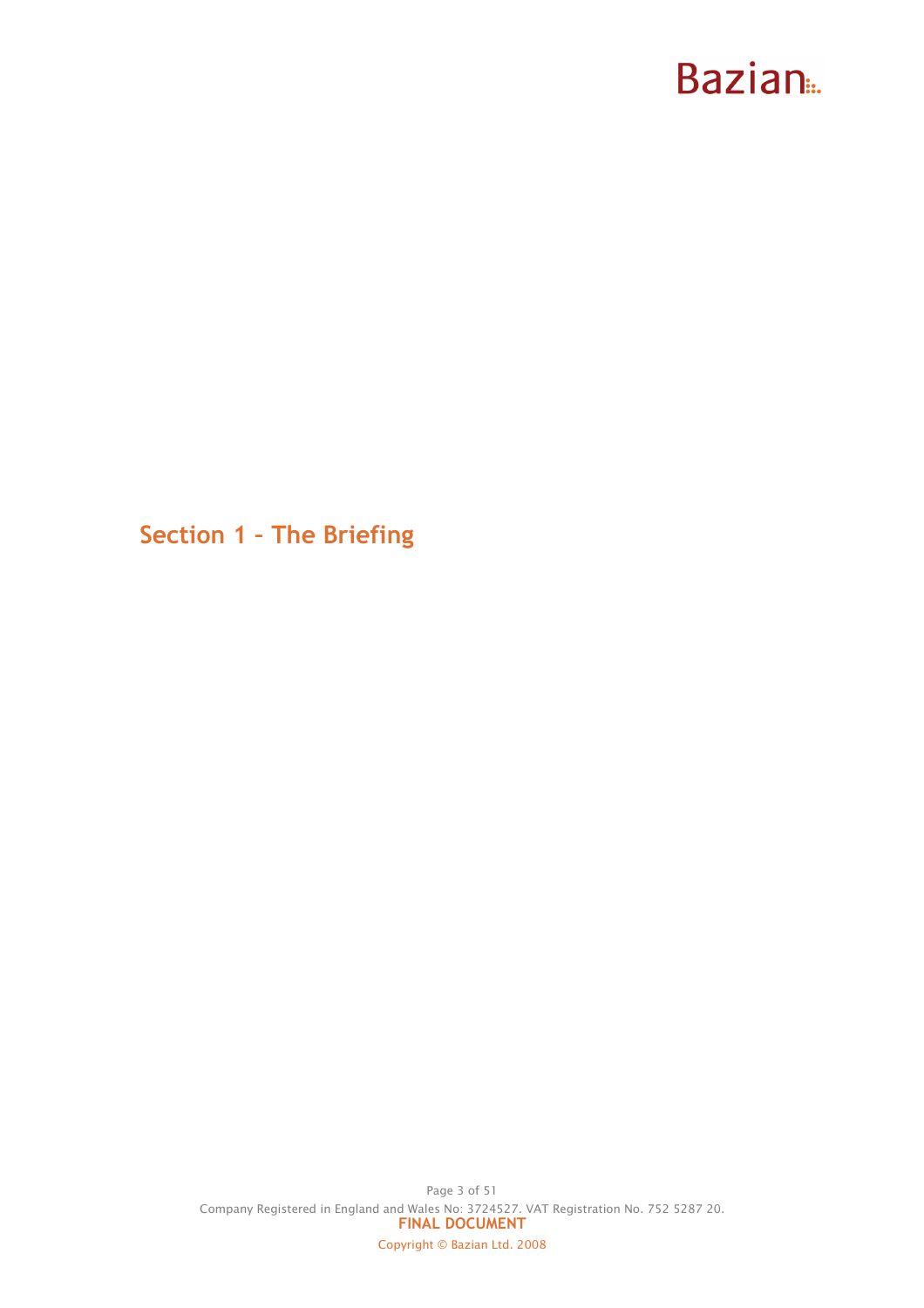# Section 1 – The Briefing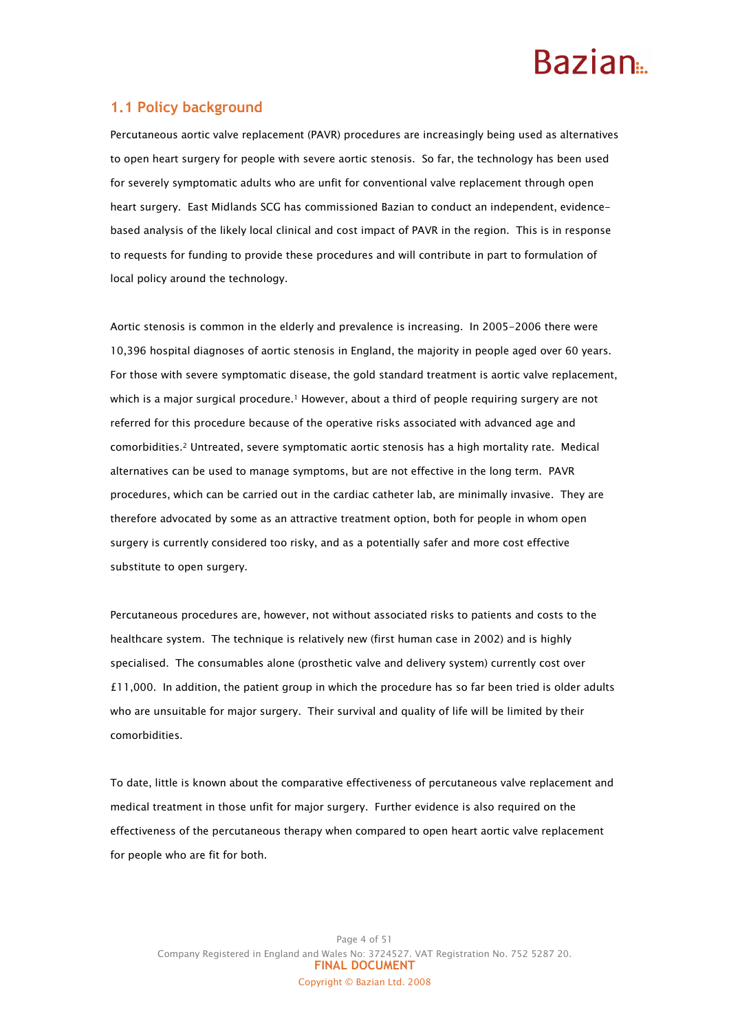## 1.1 Policy background

Percutaneous aortic valve replacement (PAVR) procedures are increasingly being used as alternatives to open heart surgery for people with severe aortic stenosis. So far, the technology has been used for severely symptomatic adults who are unfit for conventional valve replacement through open heart surgery. East Midlands SCG has commissioned Bazian to conduct an independent, evidence-based analysis of the likely local clinical and cost impact of PAVR in the region. This is in response to requests for funding to provide these procedures and will contribute in part to formulation of local policy around the technology.

Aortic stenosis is common in the elderly and prevalence is increasing. In 2005-2006 there were 10,396 hospital diagnoses of aortic stenosis in England, the majority in people aged over 60 years. For those with severe symptomatic disease, the gold standard treatment is aortic valve replacement, which is a major surgical procedure.[1] However, about a third of people requiring surgery are not referred for this procedure because of the operative risks associated with advanced age and comorbidities.[2] Untreated, severe symptomatic aortic stenosis has a high mortality rate. Medical alternatives can be used to manage symptoms, but are not effective in the long term. PAVR procedures, which can be carried out in the cardiac catheter lab, are minimally invasive. They are therefore advocated by some as an attractive treatment option, both for people in whom open surgery is currently considered too risky, and as a potentially safer and more cost effective substitute to open surgery.

Percutaneous procedures are, however, not without associated risks to patients and costs to the healthcare system. The technique is relatively new (first human case in 2002) and is highly specialised. The consumables alone (prosthetic valve and delivery system) currently cost over £11,000. In addition, the patient group in which the procedure has so far been tried is older adults who are unsuitable for major surgery. Their survival and quality of life will be limited by their comorbidities.

To date, little is known about the comparative effectiveness of percutaneous valve replacement and medical treatment in those unfit for major surgery. Further evidence is also required on the effectiveness of the percutaneous therapy when compared to open heart aortic valve replacement for people who are fit for both.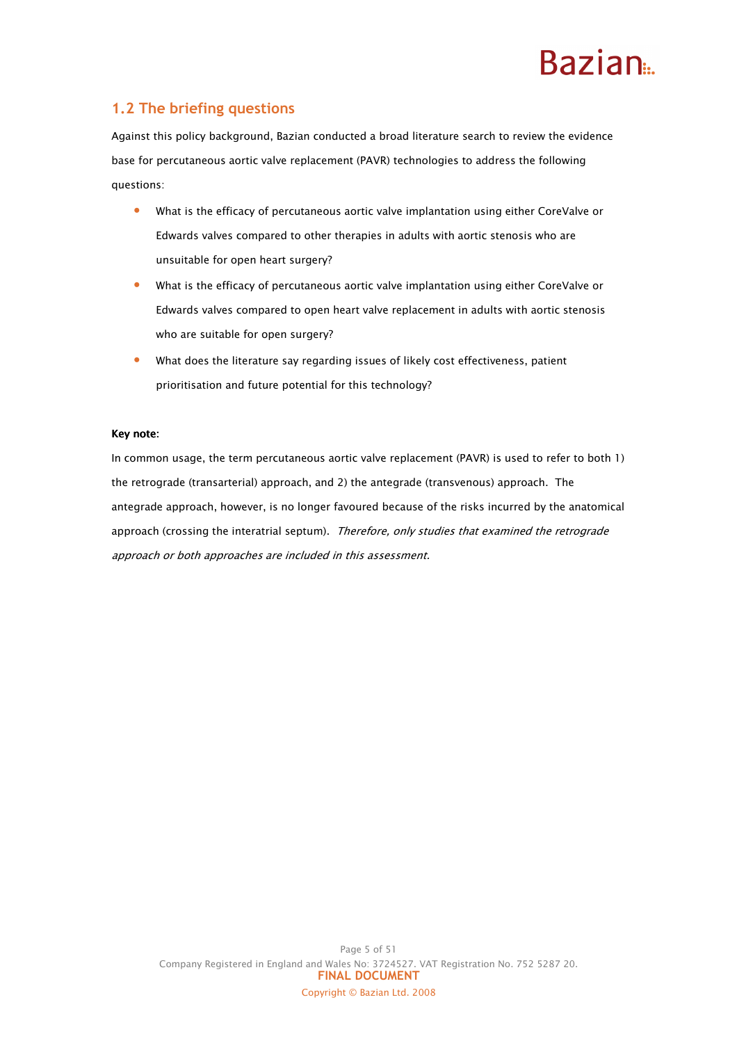## 1.2 The briefing questions

Against this policy background, Bazian conducted a broad literature search to review the evidence base for percutaneous aortic valve replacement (PAVR) technologies to address the following questions:

- What is the efficacy of percutaneous aortic valve implantation using either CoreValve or Edwards valves compared to other therapies in adults with aortic stenosis who are unsuitable for open heart surgery?
- What is the efficacy of percutaneous aortic valve implantation using either CoreValve or Edwards valves compared to open heart valve replacement in adults with aortic stenosis who are suitable for open surgery?
- What does the literature say regarding issues of likely cost effectiveness, patient prioritisation and future potential for this technology?

**Key note**:

In common usage, the term percutaneous aortic valve replacement (PAVR) is used to refer to both 1) the retrograde (transarterial) approach, and 2) the antegrade (transvenous) approach. The antegrade approach, however, is no longer favoured because of the risks incurred by the anatomical approach (crossing the interatrial septum). *Therefore, only studies that examined the retrograde approach or both approaches are included in this assessment.*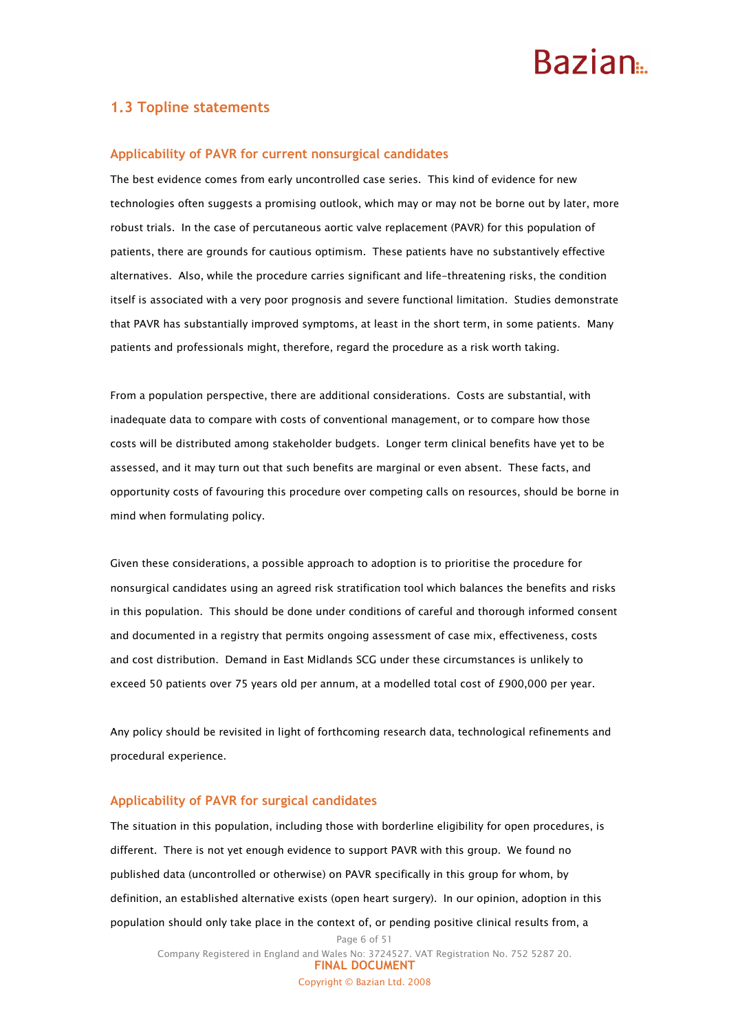## 1.3 Topline statements

### Applicability of PAVR for current nonsurgical candidates

The best evidence comes from early uncontrolled case series. This kind of evidence for new technologies often suggests a promising outlook, which may or may not be borne out by later, more robust trials. In the case of percutaneous aortic valve replacement (PAVR) for this population of patients, there are grounds for cautious optimism. These patients have no substantively effective alternatives. Also, while the procedure carries significant and life-threatening risks, the condition itself is associated with a very poor prognosis and severe functional limitation. Studies demonstrate that PAVR has substantially improved symptoms, at least in the short term, in some patients. Many patients and professionals might, therefore, regard the procedure as a risk worth taking.

From a population perspective, there are additional considerations. Costs are substantial, with inadequate data to compare with costs of conventional management, or to compare how those costs will be distributed among stakeholder budgets. Longer term clinical benefits have yet to be assessed, and it may turn out that such benefits are marginal or even absent. These facts, and opportunity costs of favouring this procedure over competing calls on resources, should be borne in mind when formulating policy.

Given these considerations, a possible approach to adoption is to prioritise the procedure for nonsurgical candidates using an agreed risk stratification tool which balances the benefits and risks in this population. This should be done under conditions of careful and thorough informed consent and documented in a registry that permits ongoing assessment of case mix, effectiveness, costs and cost distribution. Demand in East Midlands SCG under these circumstances is unlikely to exceed 50 patients over 75 years old per annum, at a modelled total cost of £900,000 per year.

Any policy should be revisited in light of forthcoming research data, technological refinements and procedural experience.

### Applicability of PAVR for surgical candidates

The situation in this population, including those with borderline eligibility for open procedures, is different. There is not yet enough evidence to support PAVR with this group. We found no published data (uncontrolled or otherwise) on PAVR specifically in this group for whom, by definition, an established alternative exists (open heart surgery). In our opinion, adoption in this population should only take place in the context of, or pending positive clinical results from, a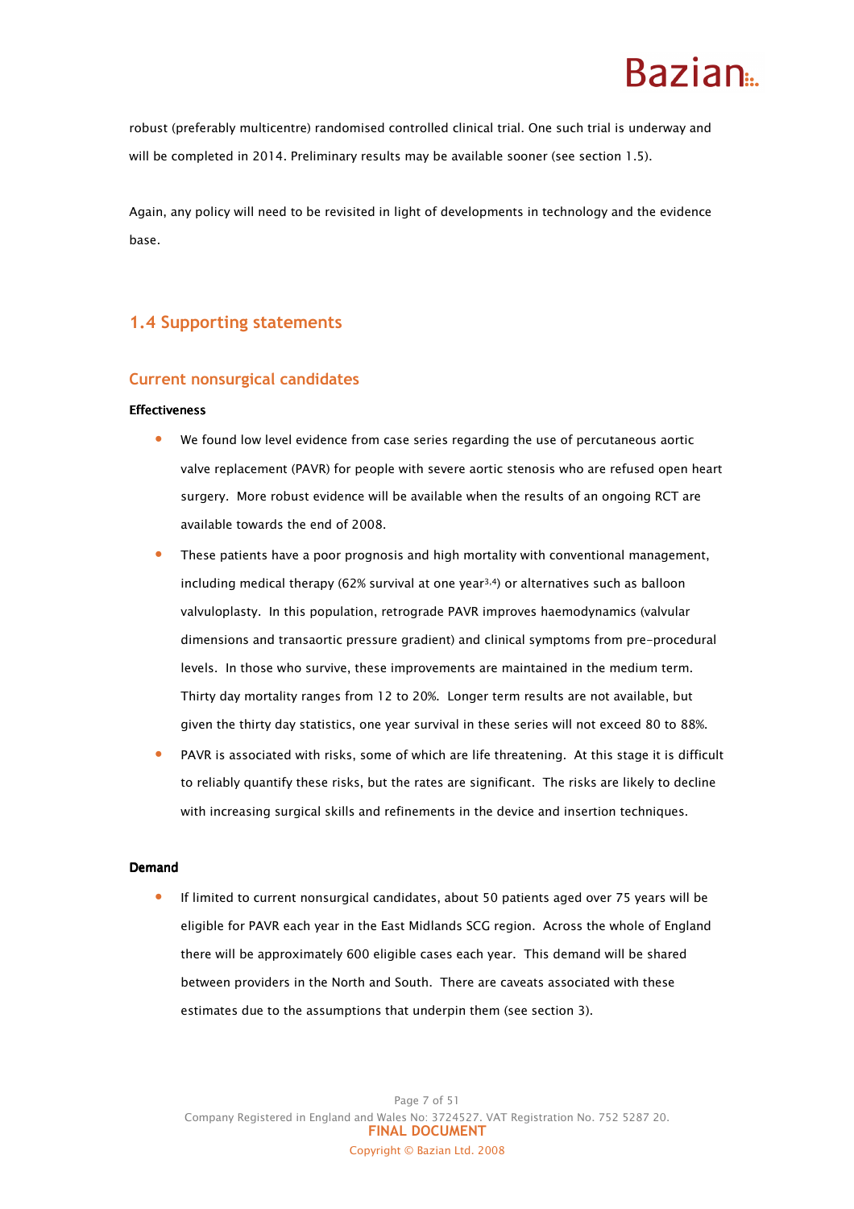robust (preferably multicentre) randomised controlled clinical trial. One such trial is underway and will be completed in 2014. Preliminary results may be available sooner (see section 1.5).

Again, any policy will need to be revisited in light of developments in technology and the evidence base.

## 1.4 Supporting statements

### Current nonsurgical candidates

**Effectiveness**

- We found low level evidence from case series regarding the use of percutaneous aortic valve replacement (PAVR) for people with severe aortic stenosis who are refused open heart surgery. More robust evidence will be available when the results of an ongoing RCT are available towards the end of 2008.
- These patients have a poor prognosis and high mortality with conventional management, including medical therapy (62% survival at one year[3,4]) or alternatives such as balloon valvuloplasty. In this population, retrograde PAVR improves haemodynamics (valvular dimensions and transaortic pressure gradient) and clinical symptoms from pre-procedural levels. In those who survive, these improvements are maintained in the medium term. Thirty day mortality ranges from 12 to 20%. Longer term results are not available, but given the thirty day statistics, one year survival in these series will not exceed 80 to 88%.
- PAVR is associated with risks, some of which are life threatening. At this stage it is difficult to reliably quantify these risks, but the rates are significant. The risks are likely to decline with increasing surgical skills and refinements in the device and insertion techniques.

**Demand**

- If limited to current nonsurgical candidates, about 50 patients aged over 75 years will be eligible for PAVR each year in the East Midlands SCG region. Across the whole of England there will be approximately 600 eligible cases each year. This demand will be shared between providers in the North and South. There are caveats associated with these estimates due to the assumptions that underpin them (see section 3).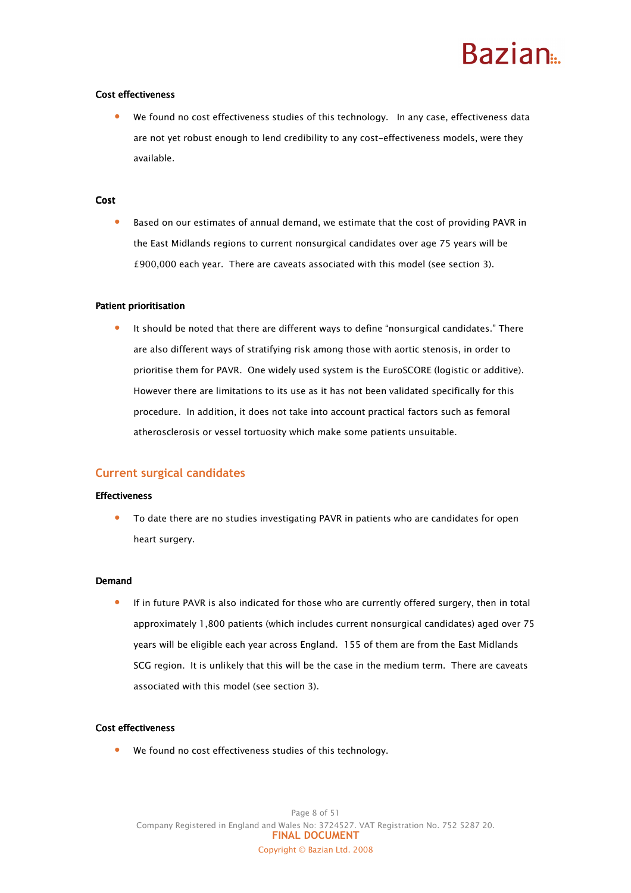**Cost effectiveness**

- We found no cost effectiveness studies of this technology. In any case, effectiveness data are not yet robust enough to lend credibility to any cost-effectiveness models, were they available.

**Cost**

- Based on our estimates of annual demand, we estimate that the cost of providing PAVR in the East Midlands regions to current nonsurgical candidates over age 75 years will be £900,000 each year. There are caveats associated with this model (see section 3).

**Patient prioritisation**

- It should be noted that there are different ways to define "nonsurgical candidates." There are also different ways of stratifying risk among those with aortic stenosis, in order to prioritise them for PAVR. One widely used system is the EuroSCORE (logistic or additive). However there are limitations to its use as it has not been validated specifically for this procedure. In addition, it does not take into account practical factors such as femoral atherosclerosis or vessel tortuosity which make some patients unsuitable.

## Current surgical candidates

**Effectiveness**

- To date there are no studies investigating PAVR in patients who are candidates for open heart surgery.

**Demand**

- If in future PAVR is also indicated for those who are currently offered surgery, then in total approximately 1,800 patients (which includes current nonsurgical candidates) aged over 75 years will be eligible each year across England. 155 of them are from the East Midlands SCG region. It is unlikely that this will be the case in the medium term. There are caveats associated with this model (see section 3).

**Cost effectiveness**

- We found no cost effectiveness studies of this technology.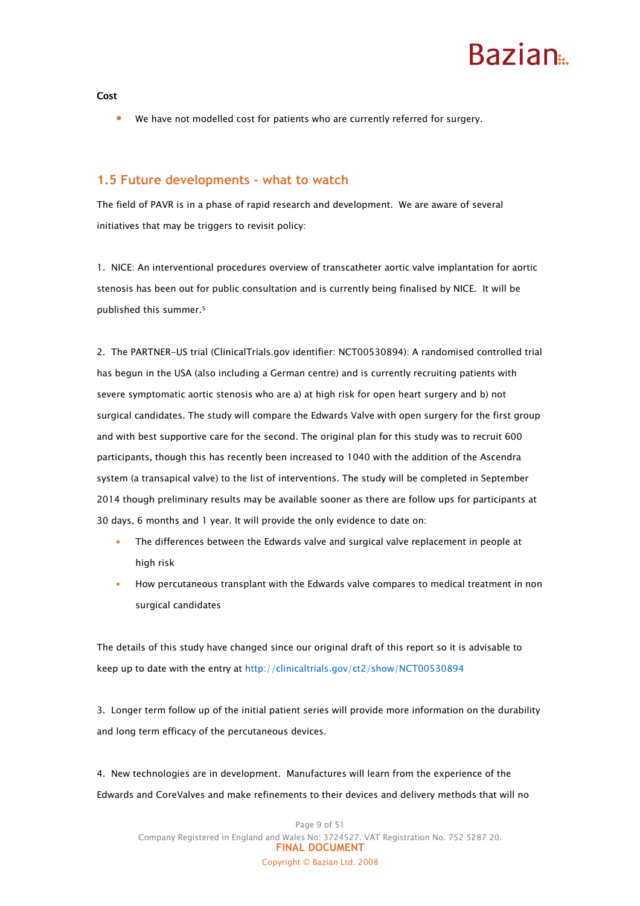**Cost**

- We have not modelled cost for patients who are currently referred for surgery.

## 1.5 Future developments - what to watch

The field of PAVR is in a phase of rapid research and development. We are aware of several initiatives that may be triggers to revisit policy:

1. NICE: An interventional procedures overview of transcatheter aortic valve implantation for aortic stenosis has been out for public consultation and is currently being finalised by NICE. It will be published this summer.[5]

2. The PARTNER-US trial (ClinicalTrials.gov identifier: NCT00530894): A randomised controlled trial has begun in the USA (also including a German centre) and is currently recruiting patients with severe symptomatic aortic stenosis who are a) at high risk for open heart surgery and b) not surgical candidates. The study will compare the Edwards Valve with open surgery for the first group and with best supportive care for the second. The original plan for this study was to recruit 600 participants, though this has recently been increased to 1040 with the addition of the Ascendra system (a transapical valve) to the list of interventions. The study will be completed in September 2014 though preliminary results may be available sooner as there are follow ups for participants at 30 days, 6 months and 1 year. It will provide the only evidence to date on:
   - The differences between the Edwards valve and surgical valve replacement in people at high risk
   - How percutaneous transplant with the Edwards valve compares to medical treatment in non surgical candidates

The details of this study have changed since our original draft of this report so it is advisable to keep up to date with the entry at http://clinicaltrials.gov/ct2/show/NCT00530894

3. Longer term follow up of the initial patient series will provide more information on the durability and long term efficacy of the percutaneous devices.

4. New technologies are in development. Manufactures will learn from the experience of the Edwards and CoreValves and make refinements to their devices and delivery methods that will no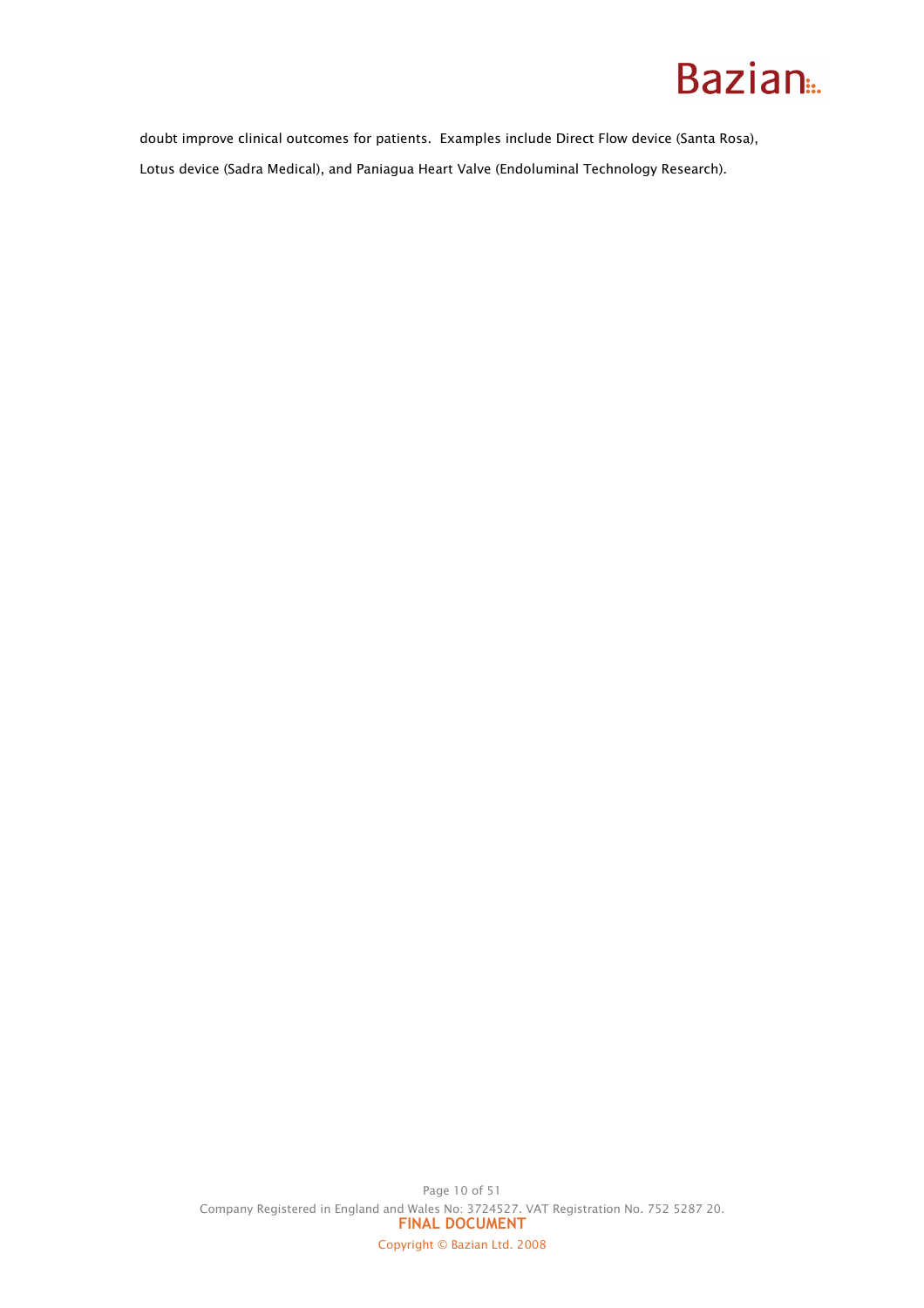doubt improve clinical outcomes for patients. Examples include Direct Flow device (Santa Rosa), Lotus device (Sadra Medical), and Paniagua Heart Valve (Endoluminal Technology Research).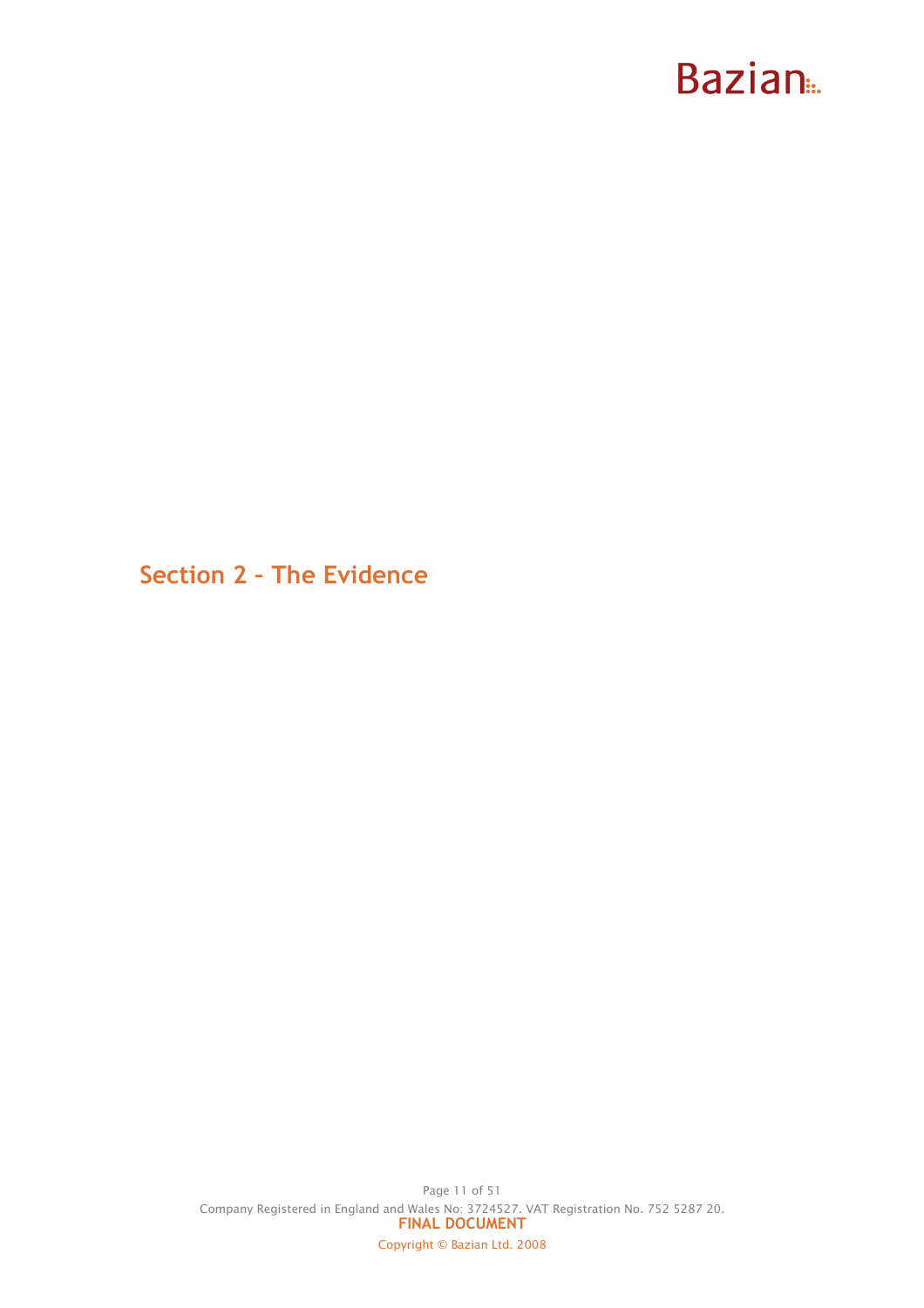# Section 2 – The Evidence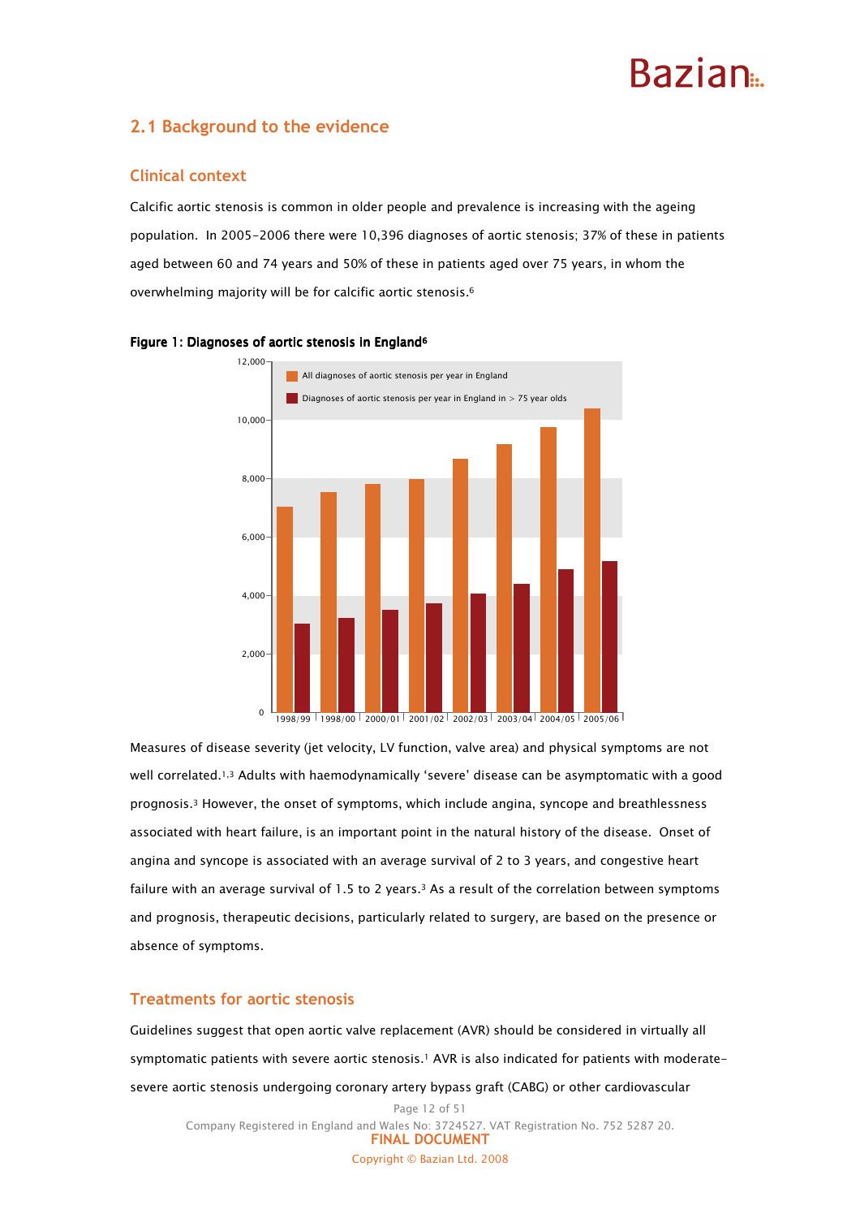## 2.1 Background to the evidence

### Clinical context

Calcific aortic stenosis is common in older people and prevalence is increasing with the ageing population. In 2005-2006 there were 10,396 diagnoses of aortic stenosis; 37% of these in patients aged between 60 and 74 years and 50% of these in patients aged over 75 years, in whom the overwhelming majority will be for calcific aortic stenosis.[6]

**Figure 1: Diagnoses of aortic stenosis in England[6]**

Measures of disease severity (jet velocity, LV function, valve area) and physical symptoms are not well correlated.[1,3] Adults with haemodynamically 'severe' disease can be asymptomatic with a good prognosis.[3] However, the onset of symptoms, which include angina, syncope and breathlessness associated with heart failure, is an important point in the natural history of the disease. Onset of angina and syncope is associated with an average survival of 2 to 3 years, and congestive heart failure with an average survival of 1.5 to 2 years.[3] As a result of the correlation between symptoms and prognosis, therapeutic decisions, particularly related to surgery, are based on the presence or absence of symptoms.

### Treatments for aortic stenosis

Guidelines suggest that open aortic valve replacement (AVR) should be considered in virtually all symptomatic patients with severe aortic stenosis.[1] AVR is also indicated for patients with moderate-severe aortic stenosis undergoing coronary artery bypass graft (CABG) or other cardiovascular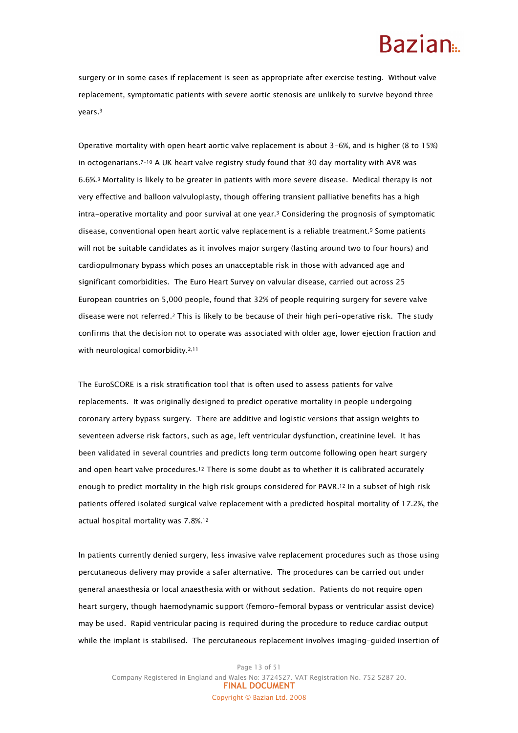surgery or in some cases if replacement is seen as appropriate after exercise testing. Without valve replacement, symptomatic patients with severe aortic stenosis are unlikely to survive beyond three years.[3]

Operative mortality with open heart aortic valve replacement is about 3-6%, and is higher (8 to 15%) in octogenarians.[7-10] A UK heart valve registry study found that 30 day mortality with AVR was 6.6%.[3] Mortality is likely to be greater in patients with more severe disease. Medical therapy is not very effective and balloon valvuloplasty, though offering transient palliative benefits has a high intra-operative mortality and poor survival at one year.[3] Considering the prognosis of symptomatic disease, conventional open heart aortic valve replacement is a reliable treatment.[9] Some patients will not be suitable candidates as it involves major surgery (lasting around two to four hours) and cardiopulmonary bypass which poses an unacceptable risk in those with advanced age and significant comorbidities. The Euro Heart Survey on valvular disease, carried out across 25 European countries on 5,000 people, found that 32% of people requiring surgery for severe valve disease were not referred.[2] This is likely to be because of their high peri-operative risk. The study confirms that the decision not to operate was associated with older age, lower ejection fraction and with neurological comorbidity.[2,11]

The EuroSCORE is a risk stratification tool that is often used to assess patients for valve replacements. It was originally designed to predict operative mortality in people undergoing coronary artery bypass surgery. There are additive and logistic versions that assign weights to seventeen adverse risk factors, such as age, left ventricular dysfunction, creatinine level. It has been validated in several countries and predicts long term outcome following open heart surgery and open heart valve procedures.[12] There is some doubt as to whether it is calibrated accurately enough to predict mortality in the high risk groups considered for PAVR.[12] In a subset of high risk patients offered isolated surgical valve replacement with a predicted hospital mortality of 17.2%, the actual hospital mortality was 7.8%.[12]

In patients currently denied surgery, less invasive valve replacement procedures such as those using percutaneous delivery may provide a safer alternative. The procedures can be carried out under general anaesthesia or local anaesthesia with or without sedation. Patients do not require open heart surgery, though haemodynamic support (femoro-femoral bypass or ventricular assist device) may be used. Rapid ventricular pacing is required during the procedure to reduce cardiac output while the implant is stabilised. The percutaneous replacement involves imaging-guided insertion of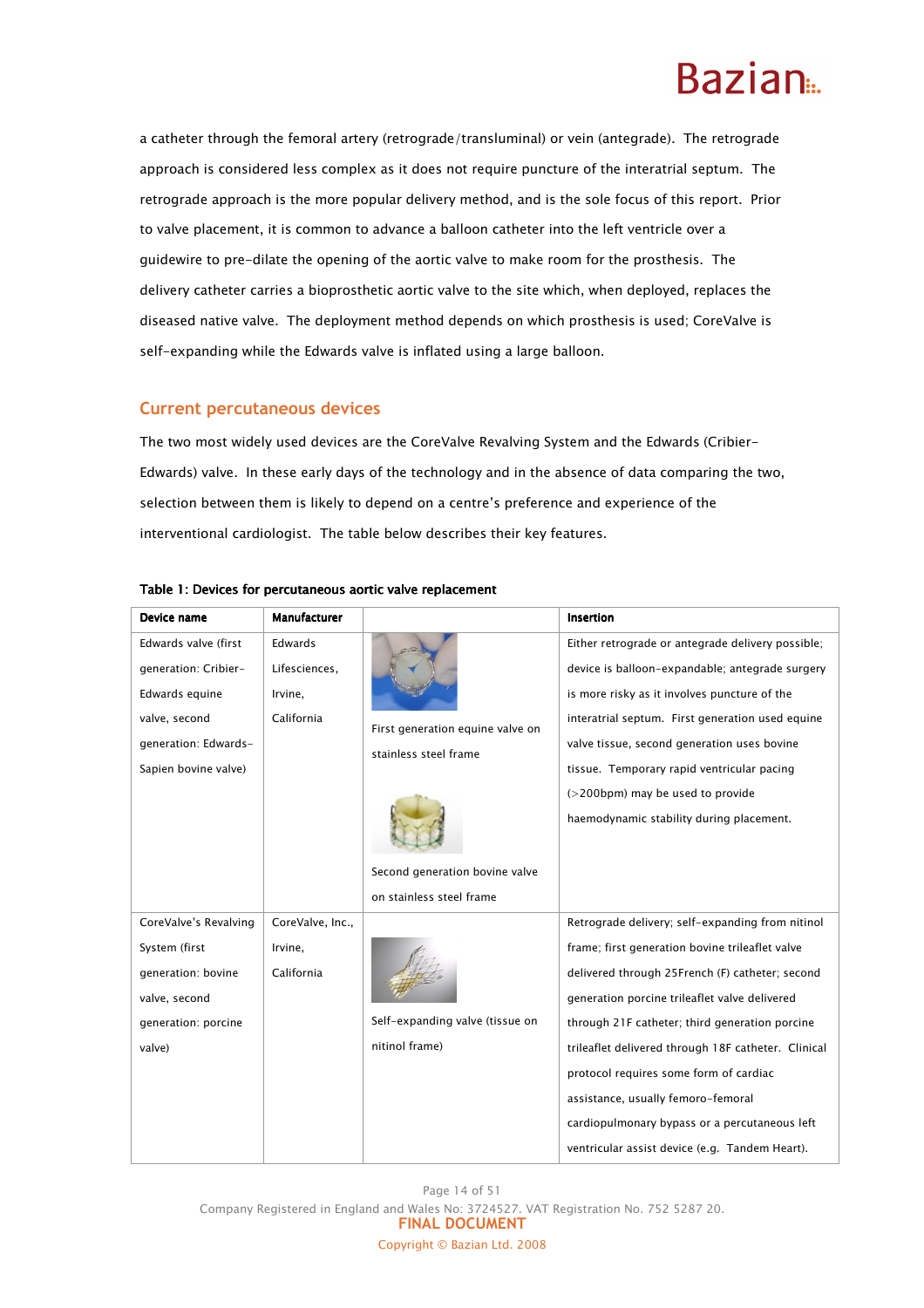a catheter through the femoral artery (retrograde/transluminal) or vein (antegrade). The retrograde approach is considered less complex as it does not require puncture of the interatrial septum. The retrograde approach is the more popular delivery method, and is the sole focus of this report. Prior to valve placement, it is common to advance a balloon catheter into the left ventricle over a guidewire to pre-dilate the opening of the aortic valve to make room for the prosthesis. The delivery catheter carries a bioprosthetic aortic valve to the site which, when deployed, replaces the diseased native valve. The deployment method depends on which prosthesis is used; CoreValve is self-expanding while the Edwards valve is inflated using a large balloon.

## Current percutaneous devices

The two most widely used devices are the CoreValve Revalving System and the Edwards (Cribier-Edwards) valve. In these early days of the technology and in the absence of data comparing the two, selection between them is likely to depend on a centre's preference and experience of the interventional cardiologist. The table below describes their key features.

**Table 1: Devices for percutaneous aortic valve replacement**

| Device name | Manufacturer | | Insertion |
|---|---|---|---|
| Edwards valve (first generation: Cribier-Edwards equine valve, second generation: Edwards-Sapien bovine valve) | Edwards Lifesciences, Irvine, California | First generation equine valve on stainless steel frame<br><br>Second generation bovine valve on stainless steel frame | Either retrograde or antegrade delivery possible; device is balloon-expandable; antegrade surgery is more risky as it involves puncture of the interatrial septum. First generation used equine valve tissue, second generation uses bovine tissue. Temporary rapid ventricular pacing (>200bpm) may be used to provide haemodynamic stability during placement. |
| CoreValve's Revalving System (first generation: bovine valve, second generation: porcine valve) | CoreValve, Inc., Irvine, California | Self-expanding valve (tissue on nitinol frame) | Retrograde delivery; self-expanding from nitinol frame; first generation bovine trileaflet valve delivered through 25French (F) catheter; second generation porcine trileaflet valve delivered through 21F catheter; third generation porcine trileaflet delivered through 18F catheter. Clinical protocol requires some form of cardiac assistance, usually femoro-femoral cardiopulmonary bypass or a percutaneous left ventricular assist device (e.g. Tandem Heart). |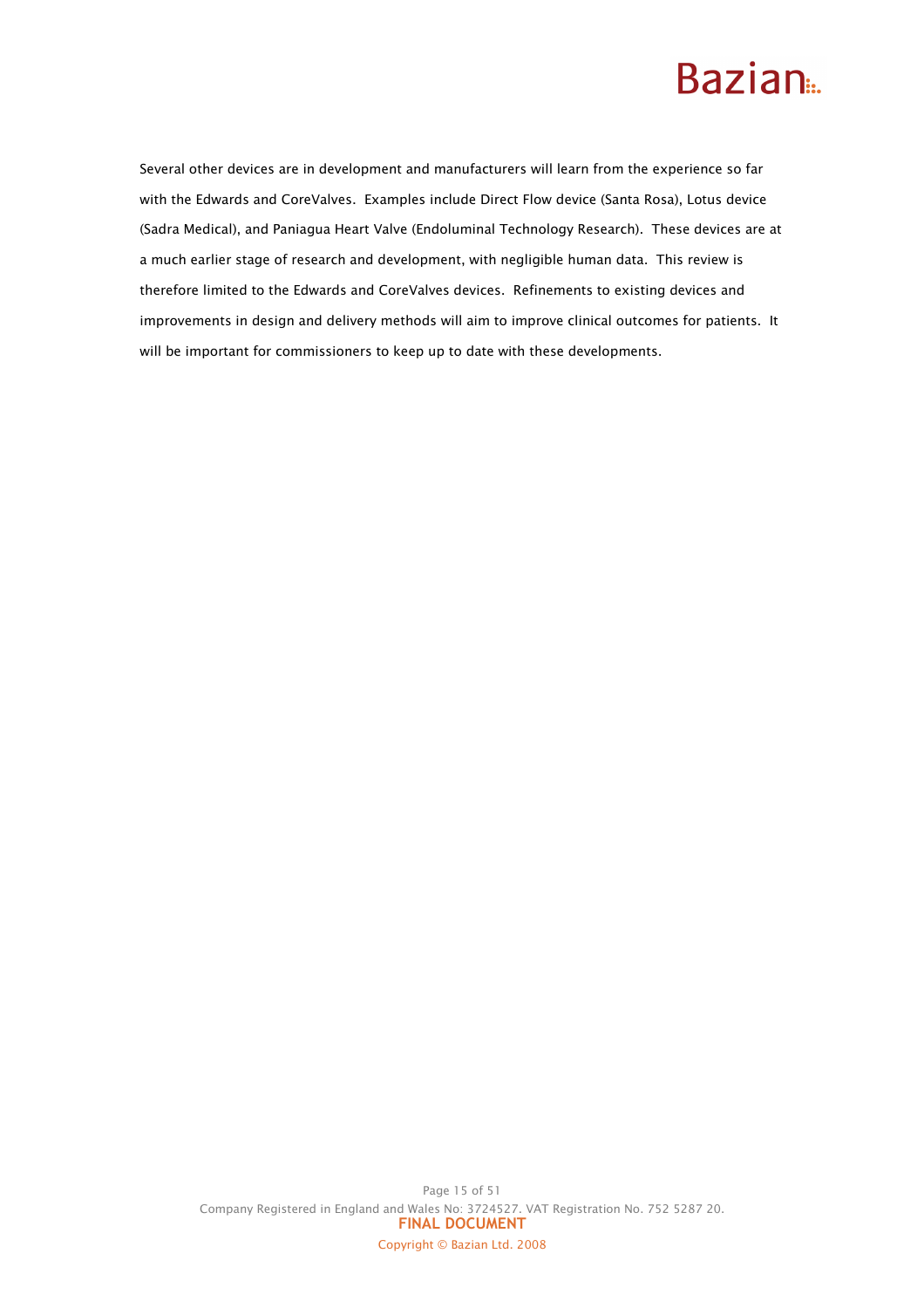Several other devices are in development and manufacturers will learn from the experience so far with the Edwards and CoreValves. Examples include Direct Flow device (Santa Rosa), Lotus device (Sadra Medical), and Paniagua Heart Valve (Endoluminal Technology Research). These devices are at a much earlier stage of research and development, with negligible human data. This review is therefore limited to the Edwards and CoreValves devices. Refinements to existing devices and improvements in design and delivery methods will aim to improve clinical outcomes for patients. It will be important for commissioners to keep up to date with these developments.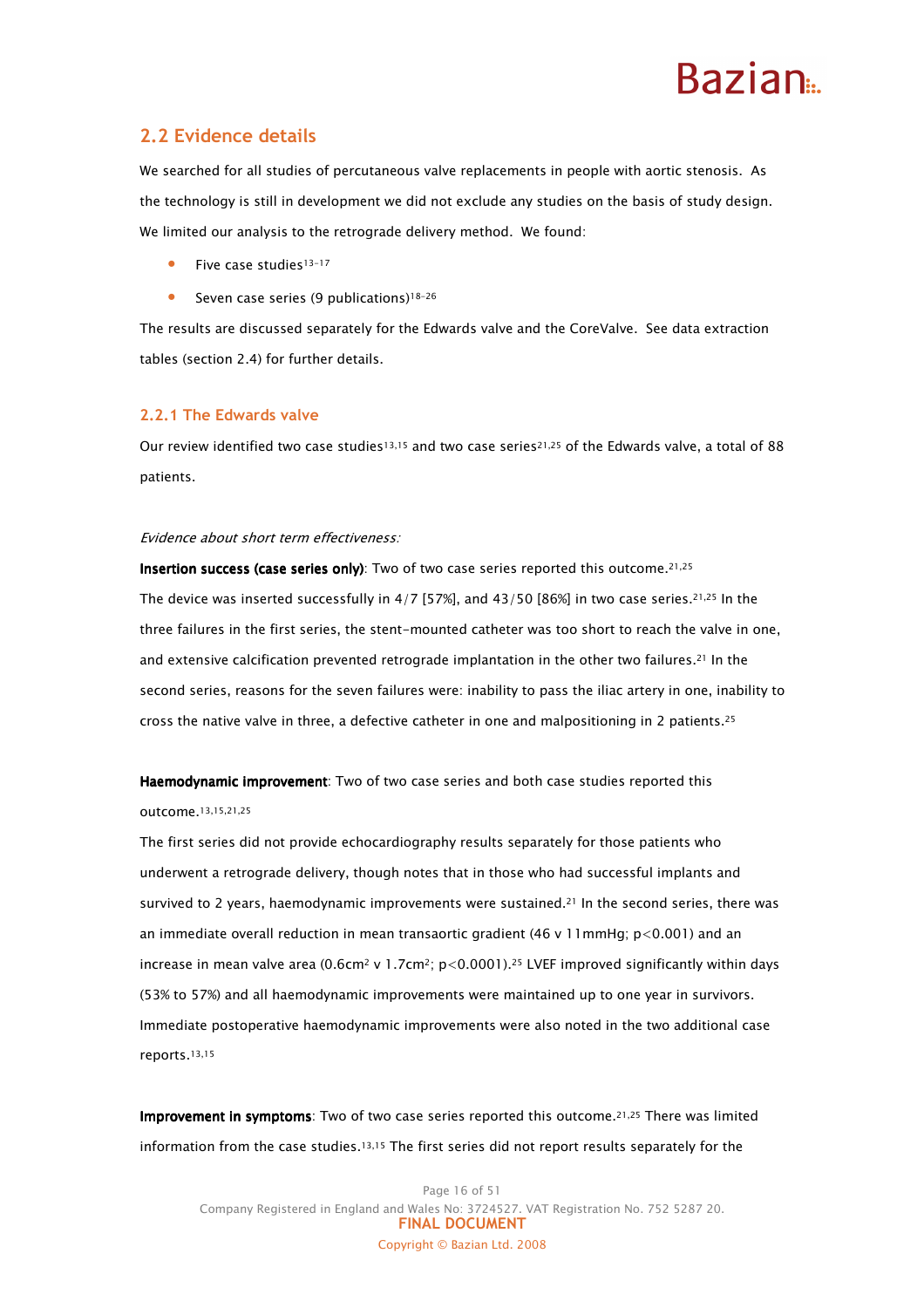## 2.2 Evidence details

We searched for all studies of percutaneous valve replacements in people with aortic stenosis. As the technology is still in development we did not exclude any studies on the basis of study design. We limited our analysis to the retrograde delivery method. We found:

- Five case studies[13-17]
- Seven case series (9 publications)[18-26]

The results are discussed separately for the Edwards valve and the CoreValve. See data extraction tables (section 2.4) for further details.

### 2.2.1 The Edwards valve

Our review identified two case studies[13,15] and two case series[21,25] of the Edwards valve, a total of 88 patients.

*Evidence about short term effectiveness:*

**Insertion success (case series only)**: Two of two case series reported this outcome.[21,25] The device was inserted successfully in 4/7 [57%], and 43/50 [86%] in two case series.[21,25] In the three failures in the first series, the stent-mounted catheter was too short to reach the valve in one, and extensive calcification prevented retrograde implantation in the other two failures.[21] In the second series, reasons for the seven failures were: inability to pass the iliac artery in one, inability to cross the native valve in three, a defective catheter in one and malpositioning in 2 patients.[25]

**Haemodynamic improvement**: Two of two case series and both case studies reported this outcome.[13,15,21,25]

The first series did not provide echocardiography results separately for those patients who underwent a retrograde delivery, though notes that in those who had successful implants and survived to 2 years, haemodynamic improvements were sustained.[21] In the second series, there was an immediate overall reduction in mean transaortic gradient (46 v 11mmHg; $p<0.001$) and an increase in mean valve area ($0.6cm^2$ v $1.7cm^2$; $p<0.0001$).[25] LVEF improved significantly within days (53% to 57%) and all haemodynamic improvements were maintained up to one year in survivors. Immediate postoperative haemodynamic improvements were also noted in the two additional case reports.[13,15]

**Improvement in symptoms**: Two of two case series reported this outcome.[21,25] There was limited information from the case studies.[13,15] The first series did not report results separately for the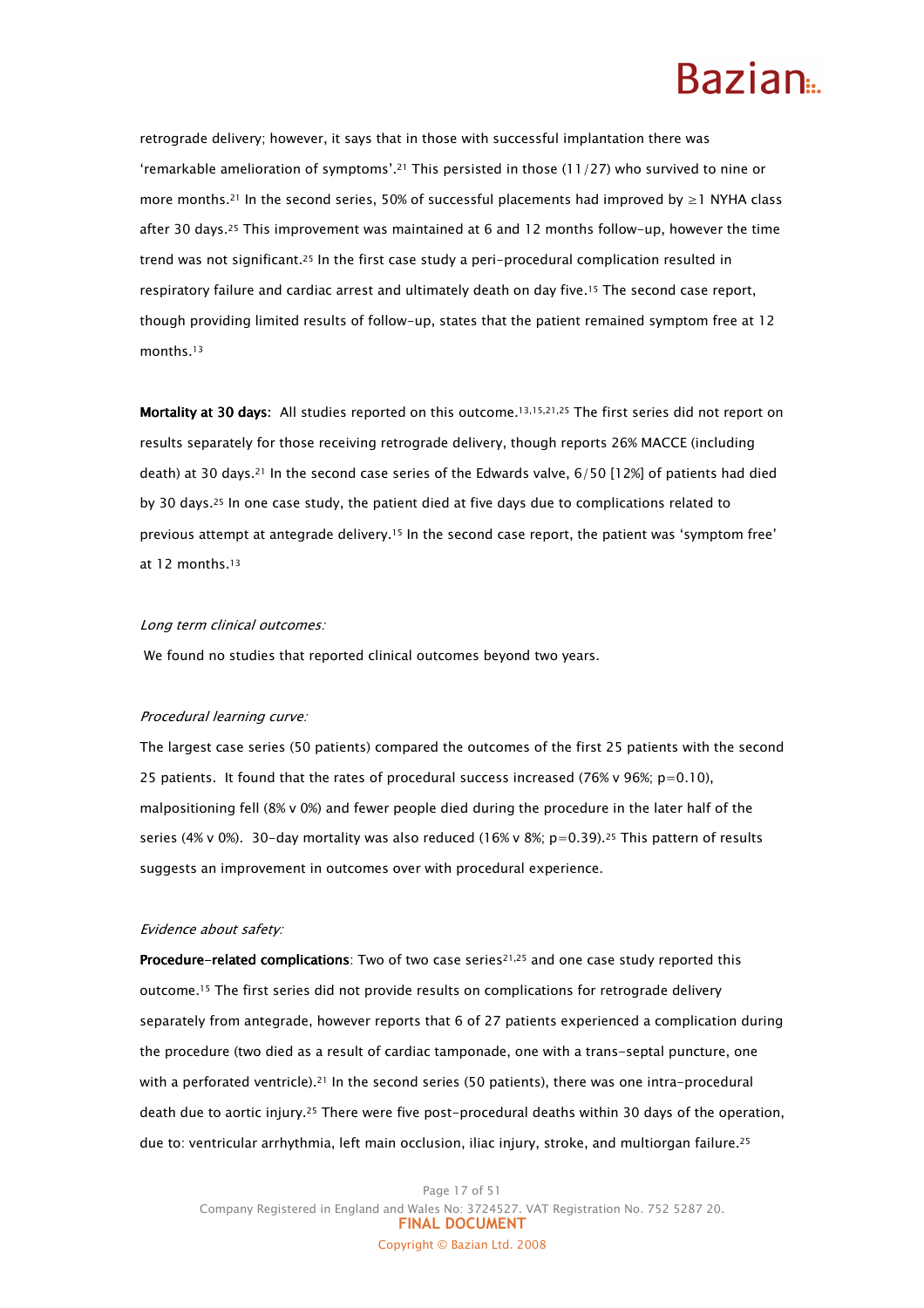retrograde delivery; however, it says that in those with successful implantation there was 'remarkable amelioration of symptoms'.[21] This persisted in those (11/27) who survived to nine or more months.[21] In the second series, 50% of successful placements had improved by ≥1 NYHA class after 30 days.[25] This improvement was maintained at 6 and 12 months follow-up, however the time trend was not significant.[25] In the first case study a peri-procedural complication resulted in respiratory failure and cardiac arrest and ultimately death on day five.[15] The second case report, though providing limited results of follow-up, states that the patient remained symptom free at 12 months.[13]

**Mortality at 30 days**: All studies reported on this outcome.[13,15,21,25] The first series did not report on results separately for those receiving retrograde delivery, though reports 26% MACCE (including death) at 30 days.[21] In the second case series of the Edwards valve, 6/50 [12%] of patients had died by 30 days.[25] In one case study, the patient died at five days due to complications related to previous attempt at antegrade delivery.[15] In the second case report, the patient was 'symptom free' at 12 months.[13]

*Long term clinical outcomes:*

We found no studies that reported clinical outcomes beyond two years.

*Procedural learning curve:*

The largest case series (50 patients) compared the outcomes of the first 25 patients with the second 25 patients. It found that the rates of procedural success increased (76% v 96%; p=0.10), malpositioning fell (8% v 0%) and fewer people died during the procedure in the later half of the series (4% v 0%). 30-day mortality was also reduced (16% v 8%; p=0.39).[25] This pattern of results suggests an improvement in outcomes over with procedural experience.

*Evidence about safety:*

**Procedure-related complications**: Two of two case series[21,25] and one case study reported this outcome.[15] The first series did not provide results on complications for retrograde delivery separately from antegrade, however reports that 6 of 27 patients experienced a complication during the procedure (two died as a result of cardiac tamponade, one with a trans-septal puncture, one with a perforated ventricle).[21] In the second series (50 patients), there was one intra-procedural death due to aortic injury.[25] There were five post-procedural deaths within 30 days of the operation, due to: ventricular arrhythmia, left main occlusion, iliac injury, stroke, and multiorgan failure.[25]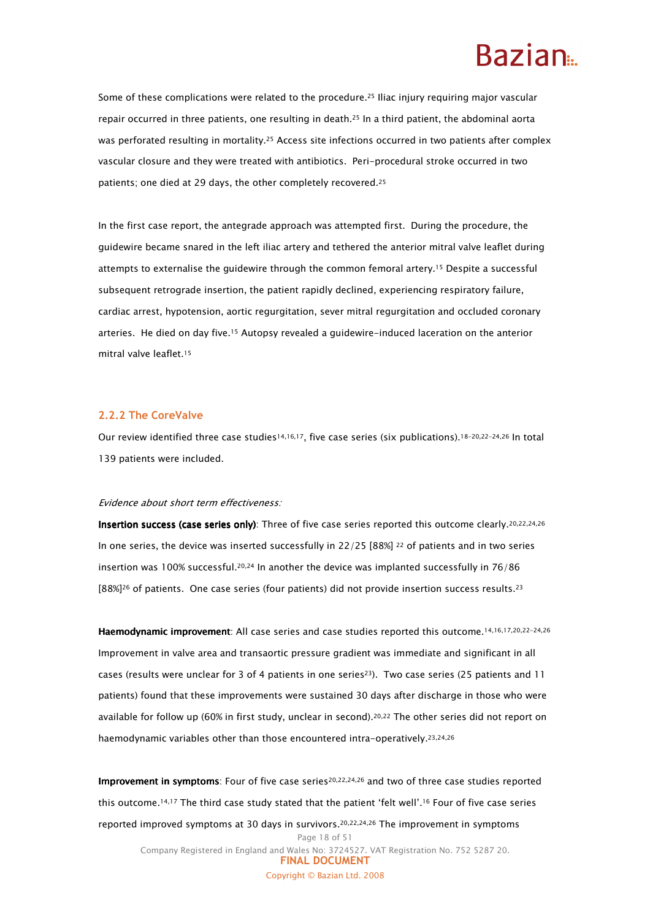Some of these complications were related to the procedure.[25] Iliac injury requiring major vascular repair occurred in three patients, one resulting in death.[25] In a third patient, the abdominal aorta was perforated resulting in mortality.[25] Access site infections occurred in two patients after complex vascular closure and they were treated with antibiotics. Peri-procedural stroke occurred in two patients; one died at 29 days, the other completely recovered.[25]

In the first case report, the antegrade approach was attempted first. During the procedure, the guidewire became snared in the left iliac artery and tethered the anterior mitral valve leaflet during attempts to externalise the guidewire through the common femoral artery.[15] Despite a successful subsequent retrograde insertion, the patient rapidly declined, experiencing respiratory failure, cardiac arrest, hypotension, aortic regurgitation, sever mitral regurgitation and occluded coronary arteries. He died on day five.[15] Autopsy revealed a guidewire-induced laceration on the anterior mitral valve leaflet.[15]

### 2.2.2 The CoreValve

Our review identified three case studies[14,16,17], five case series (six publications).[18-20,22-24,26] In total 139 patients were included.

*Evidence about short term effectiveness:*

**Insertion success (case series only)**: Three of five case series reported this outcome clearly.[20,22,24,26] In one series, the device was inserted successfully in 22/25 [88%] [22] of patients and in two series insertion was 100% successful.[20,24] In another the device was implanted successfully in 76/86 [88%][26] of patients. One case series (four patients) did not provide insertion success results.[23]

**Haemodynamic improvement**: All case series and case studies reported this outcome.[14,16,17,20,22-24,26] Improvement in valve area and transaortic pressure gradient was immediate and significant in all cases (results were unclear for 3 of 4 patients in one series[23]). Two case series (25 patients and 11 patients) found that these improvements were sustained 30 days after discharge in those who were available for follow up (60% in first study, unclear in second).[20,22] The other series did not report on haemodynamic variables other than those encountered intra-operatively.[23,24,26]

**Improvement in symptoms**: Four of five case series[20,22,24,26] and two of three case studies reported this outcome.[14,17] The third case study stated that the patient 'felt well'.[16] Four of five case series reported improved symptoms at 30 days in survivors.[20,22,24,26] The improvement in symptoms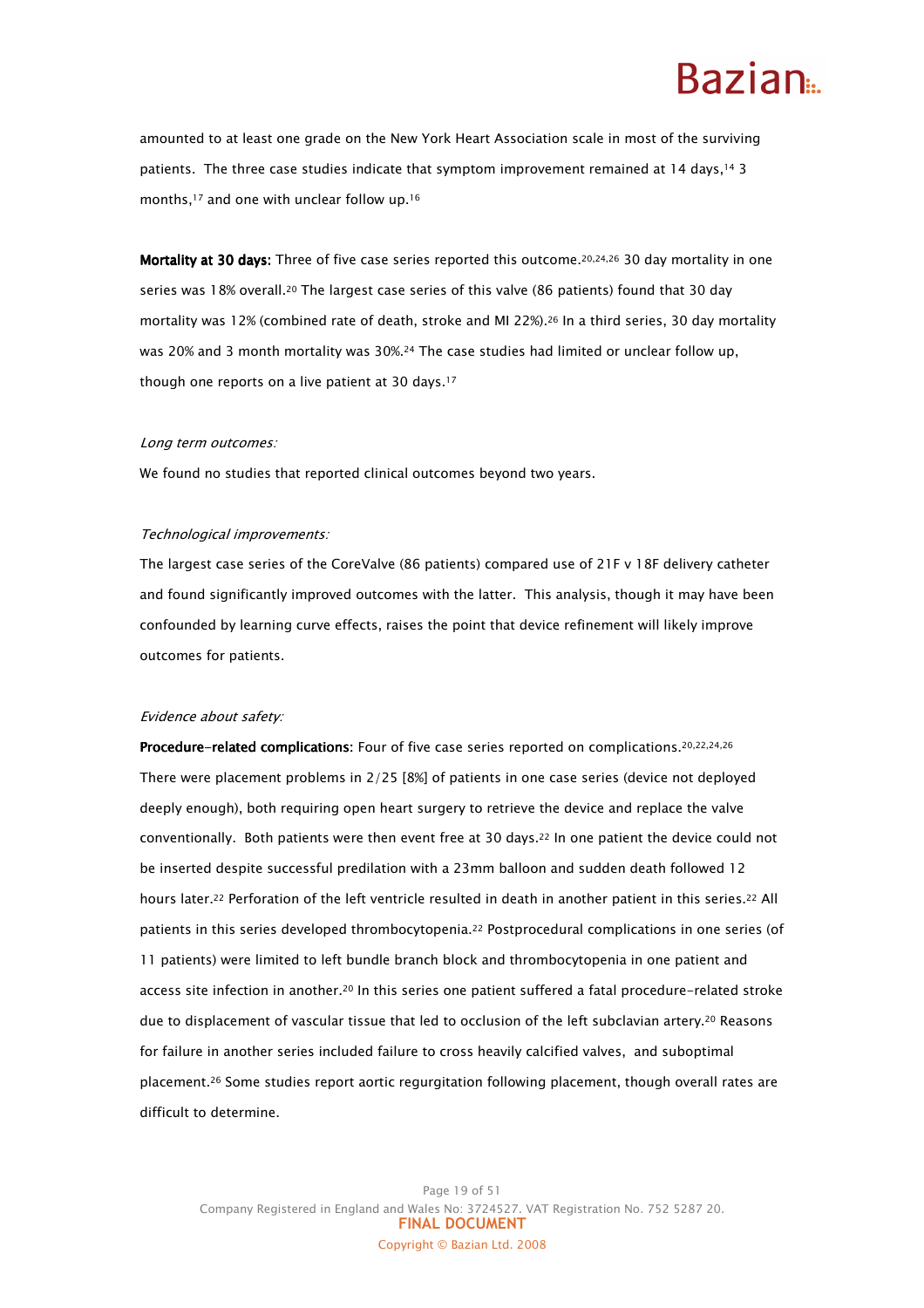amounted to at least one grade on the New York Heart Association scale in most of the surviving patients. The three case studies indicate that symptom improvement remained at 14 days,[14] 3 months,[17] and one with unclear follow up.[16]

**Mortality at 30 days:** Three of five case series reported this outcome.[20,24,26] 30 day mortality in one series was 18% overall.[20] The largest case series of this valve (86 patients) found that 30 day mortality was 12% (combined rate of death, stroke and MI 22%).[26] In a third series, 30 day mortality was 20% and 3 month mortality was 30%.[24] The case studies had limited or unclear follow up, though one reports on a live patient at 30 days.[17]

*Long term outcomes:*

We found no studies that reported clinical outcomes beyond two years.

*Technological improvements:*

The largest case series of the CoreValve (86 patients) compared use of 21F v 18F delivery catheter and found significantly improved outcomes with the latter. This analysis, though it may have been confounded by learning curve effects, raises the point that device refinement will likely improve outcomes for patients.

*Evidence about safety:*

**Procedure-related complications**: Four of five case series reported on complications.[20,22,24,26] There were placement problems in 2/25 [8%] of patients in one case series (device not deployed deeply enough), both requiring open heart surgery to retrieve the device and replace the valve conventionally. Both patients were then event free at 30 days.[22] In one patient the device could not be inserted despite successful predilation with a 23mm balloon and sudden death followed 12 hours later.[22] Perforation of the left ventricle resulted in death in another patient in this series.[22] All patients in this series developed thrombocytopenia.[22] Postprocedural complications in one series (of 11 patients) were limited to left bundle branch block and thrombocytopenia in one patient and access site infection in another.[20] In this series one patient suffered a fatal procedure-related stroke due to displacement of vascular tissue that led to occlusion of the left subclavian artery.[20] Reasons for failure in another series included failure to cross heavily calcified valves, and suboptimal placement.[26] Some studies report aortic regurgitation following placement, though overall rates are difficult to determine.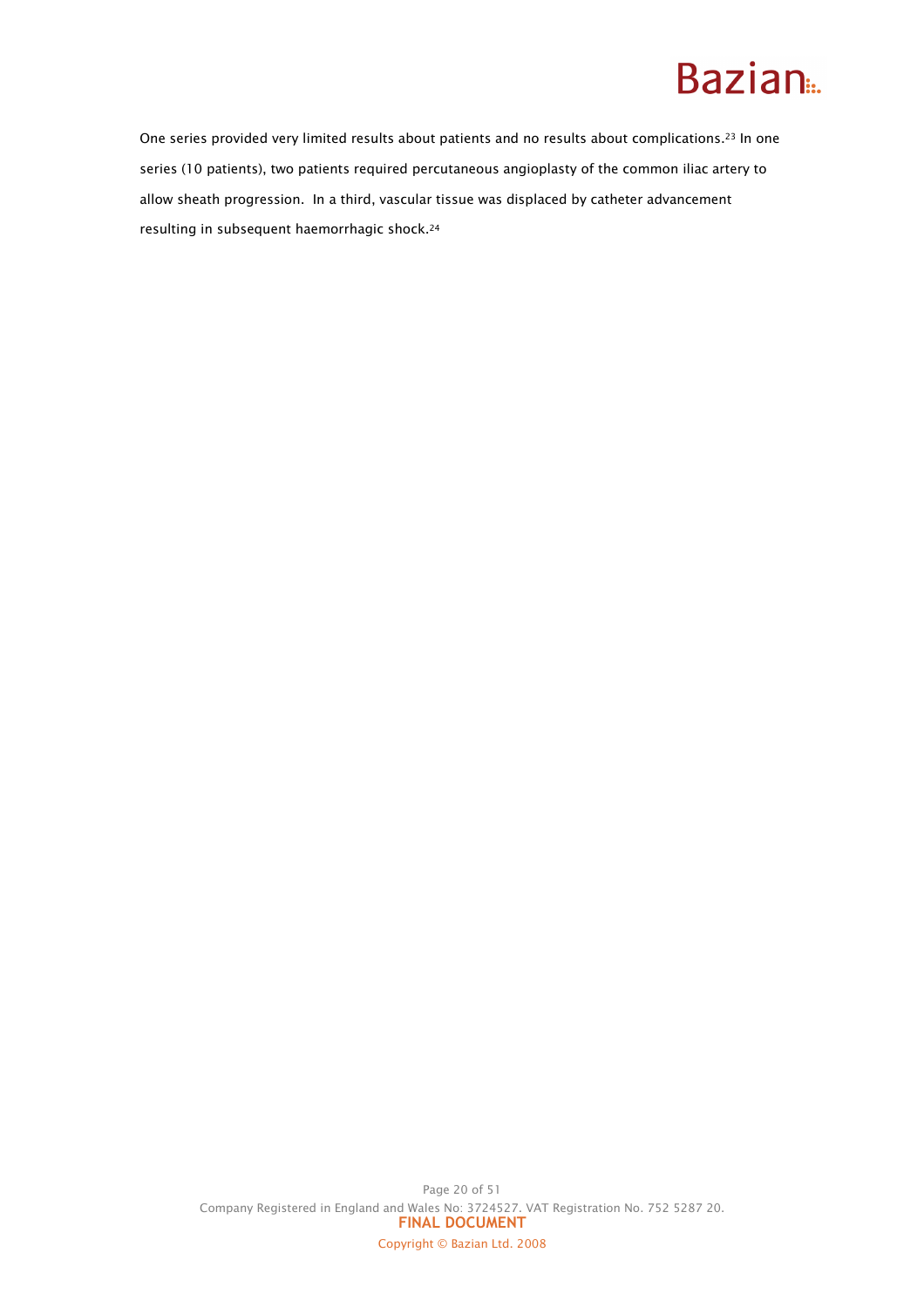One series provided very limited results about patients and no results about complications.[23] In one series (10 patients), two patients required percutaneous angioplasty of the common iliac artery to allow sheath progression. In a third, vascular tissue was displaced by catheter advancement resulting in subsequent haemorrhagic shock.[24]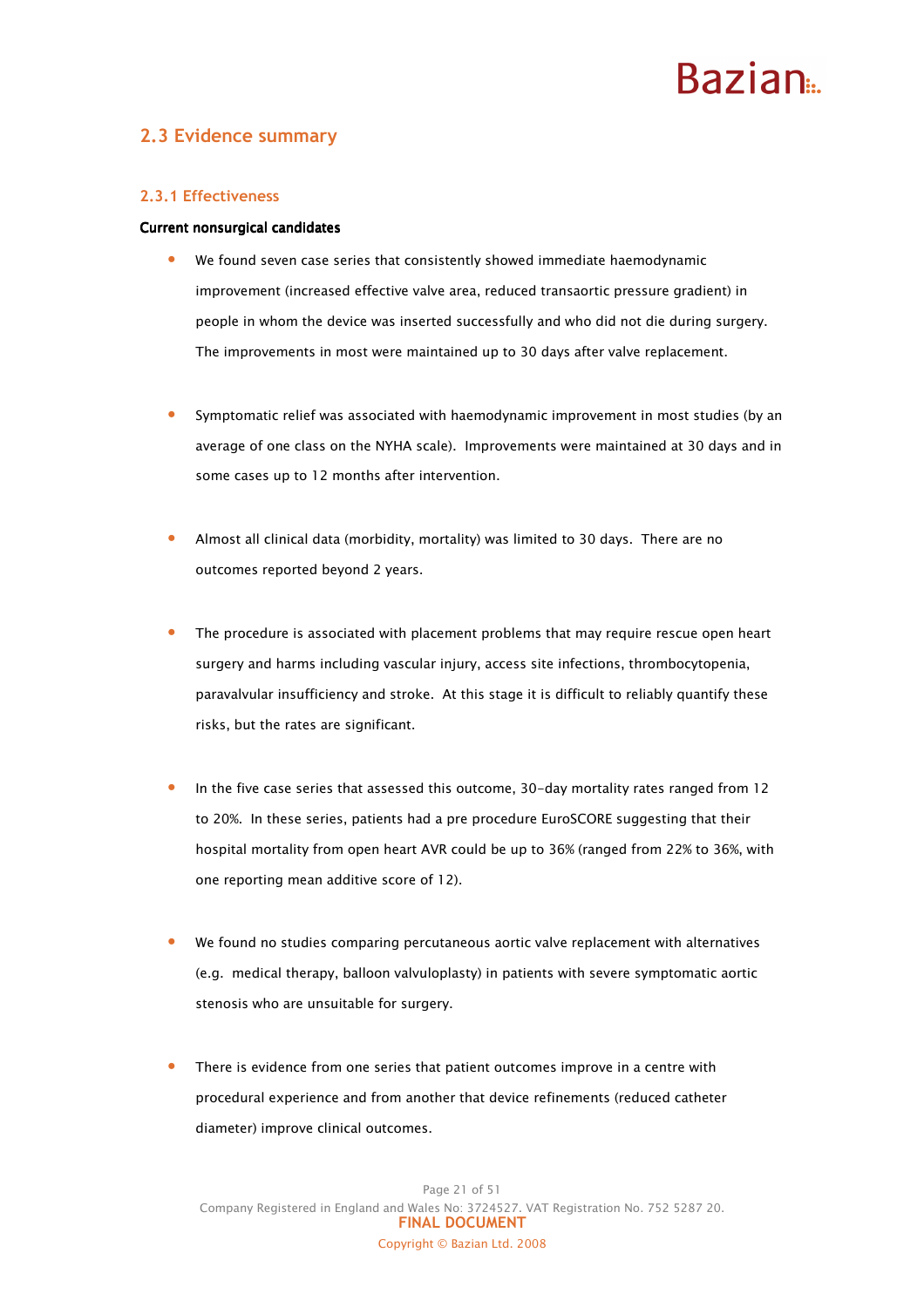## 2.3 Evidence summary

### 2.3.1 Effectiveness

**Current nonsurgical candidates**

- We found seven case series that consistently showed immediate haemodynamic improvement (increased effective valve area, reduced transaortic pressure gradient) in people in whom the device was inserted successfully and who did not die during surgery. The improvements in most were maintained up to 30 days after valve replacement.

- Symptomatic relief was associated with haemodynamic improvement in most studies (by an average of one class on the NYHA scale). Improvements were maintained at 30 days and in some cases up to 12 months after intervention.

- Almost all clinical data (morbidity, mortality) was limited to 30 days. There are no outcomes reported beyond 2 years.

- The procedure is associated with placement problems that may require rescue open heart surgery and harms including vascular injury, access site infections, thrombocytopenia, paravalvular insufficiency and stroke. At this stage it is difficult to reliably quantify these risks, but the rates are significant.

- In the five case series that assessed this outcome, 30-day mortality rates ranged from 12 to 20%. In these series, patients had a pre procedure EuroSCORE suggesting that their hospital mortality from open heart AVR could be up to 36% (ranged from 22% to 36%, with one reporting mean additive score of 12).

- We found no studies comparing percutaneous aortic valve replacement with alternatives (e.g. medical therapy, balloon valvuloplasty) in patients with severe symptomatic aortic stenosis who are unsuitable for surgery.

- There is evidence from one series that patient outcomes improve in a centre with procedural experience and from another that device refinements (reduced catheter diameter) improve clinical outcomes.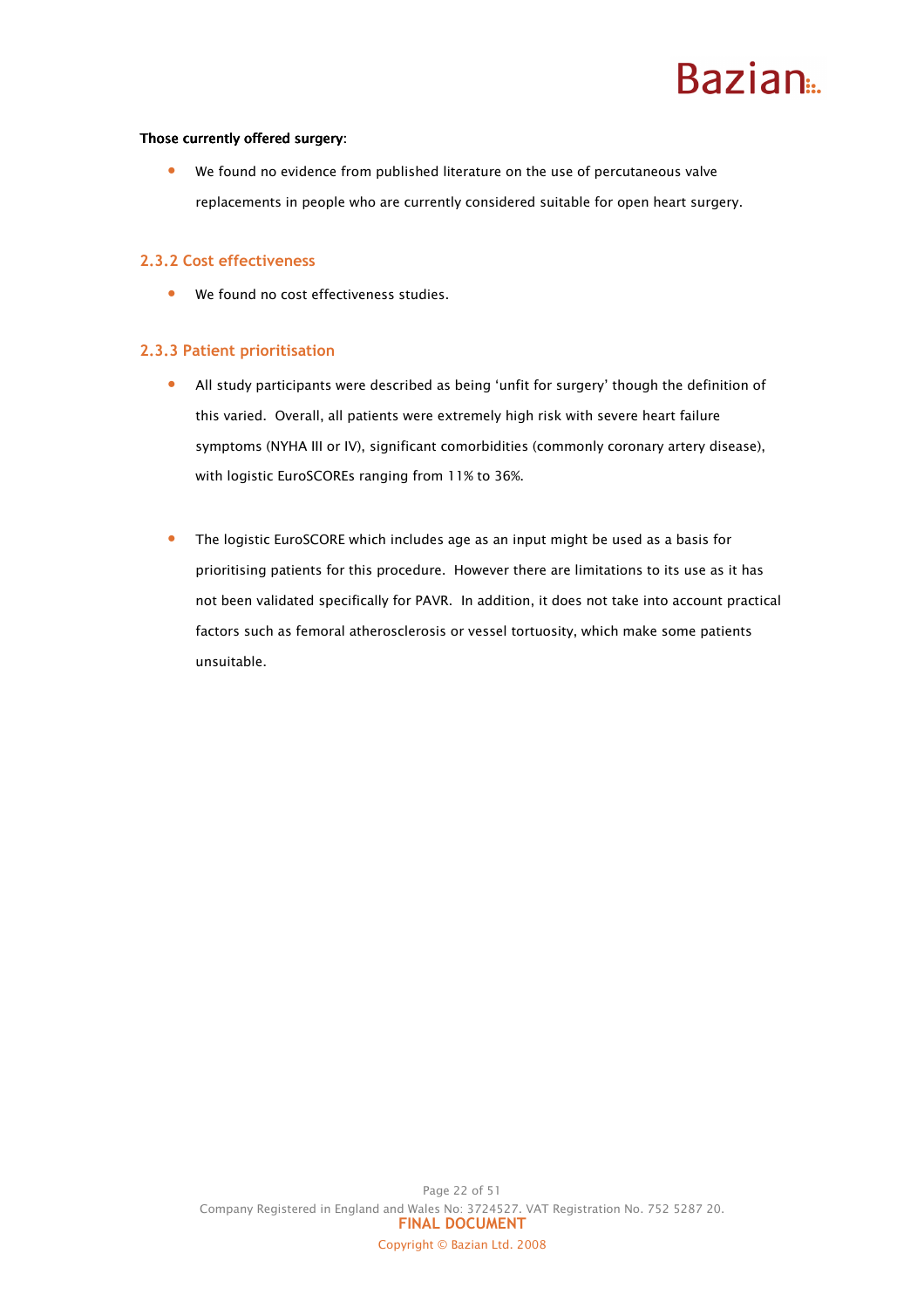**Those currently offered surgery**:

- We found no evidence from published literature on the use of percutaneous valve replacements in people who are currently considered suitable for open heart surgery.

### 2.3.2 Cost effectiveness

- We found no cost effectiveness studies.

### 2.3.3 Patient prioritisation

- All study participants were described as being 'unfit for surgery' though the definition of this varied. Overall, all patients were extremely high risk with severe heart failure symptoms (NYHA III or IV), significant comorbidities (commonly coronary artery disease), with logistic EuroSCOREs ranging from 11% to 36%.

- The logistic EuroSCORE which includes age as an input might be used as a basis for prioritising patients for this procedure. However there are limitations to its use as it has not been validated specifically for PAVR. In addition, it does not take into account practical factors such as femoral atherosclerosis or vessel tortuosity, which make some patients unsuitable.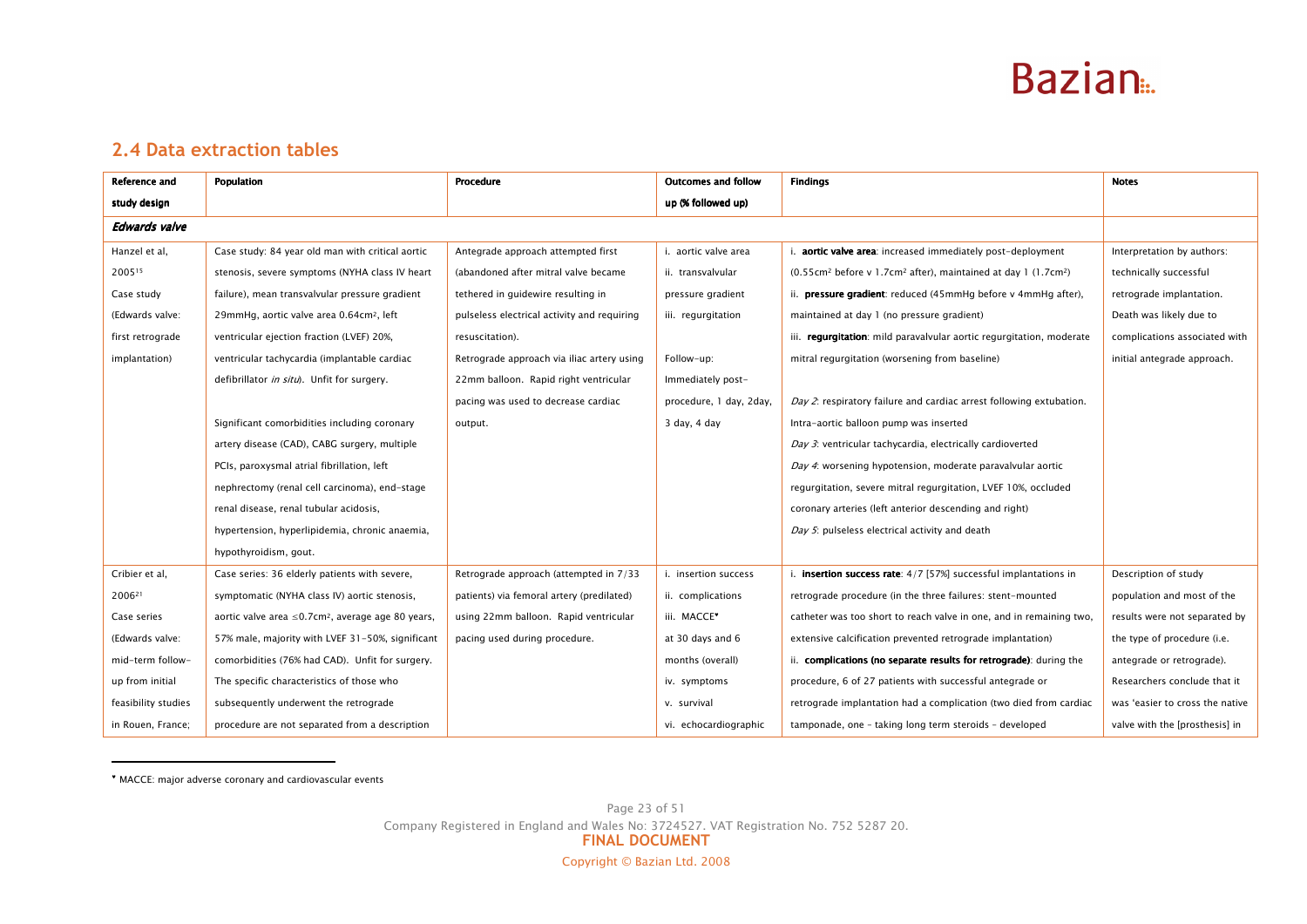## 2.4 Data extraction tables

| Reference and study design | Population | Procedure | Outcomes and follow up (% followed up) | Findings | Notes |
|---|---|---|---|---|---|
| ***Edwards valve*** | | | | | |
| Hanzel et al, 2005[15] Case study (Edwards valve: first retrograde implantation) | Case study: 84 year old man with critical aortic stenosis, severe symptoms (NYHA class IV heart failure), mean transvalvular pressure gradient 29mmHg, aortic valve area 0.64cm$^2$, left ventricular ejection fraction (LVEF) 20%, ventricular tachycardia (implantable cardiac defibrillator *in situ*). Unfit for surgery.<br><br>Significant comorbidities including coronary artery disease (CAD), CABG surgery, multiple PCIs, paroxysmal atrial fibrillation, left nephrectomy (renal cell carcinoma), end-stage renal disease, renal tubular acidosis, hypertension, hyperlipidemia, chronic anaemia, hypothyroidism, gout. | Antegrade approach attempted first (abandoned after mitral valve became tethered in guidewire resulting in pulseless electrical activity and requiring resuscitation).<br>Retrograde approach via iliac artery using 22mm balloon. Rapid right ventricular pacing was used to decrease cardiac output. | i. aortic valve area<br>ii. transvalvular pressure gradient<br>iii. regurgitation<br><br>Follow-up:<br>Immediately post-procedure, 1 day, 2day, 3 day, 4 day | i. **aortic valve area**: increased immediately post-deployment (0.55cm$^2$ before v 1.7cm$^2$ after), maintained at day 1 (1.7cm$^2$)<br>ii. **pressure gradient**: reduced (45mmHg before v 4mmHg after), maintained at day 1 (no pressure gradient)<br>iii. **regurgitation**: mild paravalvular aortic regurgitation, moderate mitral regurgitation (worsening from baseline)<br><br>*Day 2*: respiratory failure and cardiac arrest following extubation. Intra-aortic balloon pump was inserted<br>*Day 3*: ventricular tachycardia, electrically cardioverted<br>*Day 4*: worsening hypotension, moderate paravalvular aortic regurgitation, severe mitral regurgitation, LVEF 10%, occluded coronary arteries (left anterior descending and right)<br>*Day 5*: pulseless electrical activity and death | Interpretation by authors: technically successful retrograde implantation. Death was likely due to complications associated with initial antegrade approach. |
| Cribier et al, 2006[21] Case series (Edwards valve: mid-term follow-up from initial feasibility studies in Rouen, France; | Case series: 36 elderly patients with severe, symptomatic (NYHA class IV) aortic stenosis, aortic valve area ≤0.7cm$^2$, average age 80 years, 57% male, majority with LVEF 31–50%, significant comorbidities (76% had CAD). Unfit for surgery. The specific characteristics of those who subsequently underwent the retrograde procedure are not separated from a description | Retrograde approach (attempted in 7/33 patients) via femoral artery (predilated) using 22mm balloon. Rapid ventricular pacing used during procedure. | i. insertion success<br>ii. complications<br>iii. MACCE[♥]<br>at 30 days and 6 months (overall)<br>iv. symptoms<br>v. survival<br>vi. echocardiographic | i. **insertion success rate**: 4/7 [57%] successful implantations in retrograde procedure (in the three failures: stent-mounted catheter was too short to reach valve in one, and in remaining two, extensive calcification prevented retrograde implantation)<br>ii. **complications (no separate results for retrograde)**: during the procedure, 6 of 27 patients with successful antegrade or retrograde implantation had a complication (two died from cardiac tamponade, one – taking long term steroids – developed | Description of study population and most of the results were not separated by the type of procedure (i.e. antegrade or retrograde). Researchers conclude that it was 'easier to cross the native valve with the [prosthesis] in |

[♥] MACCE: major adverse coronary and cardiovascular events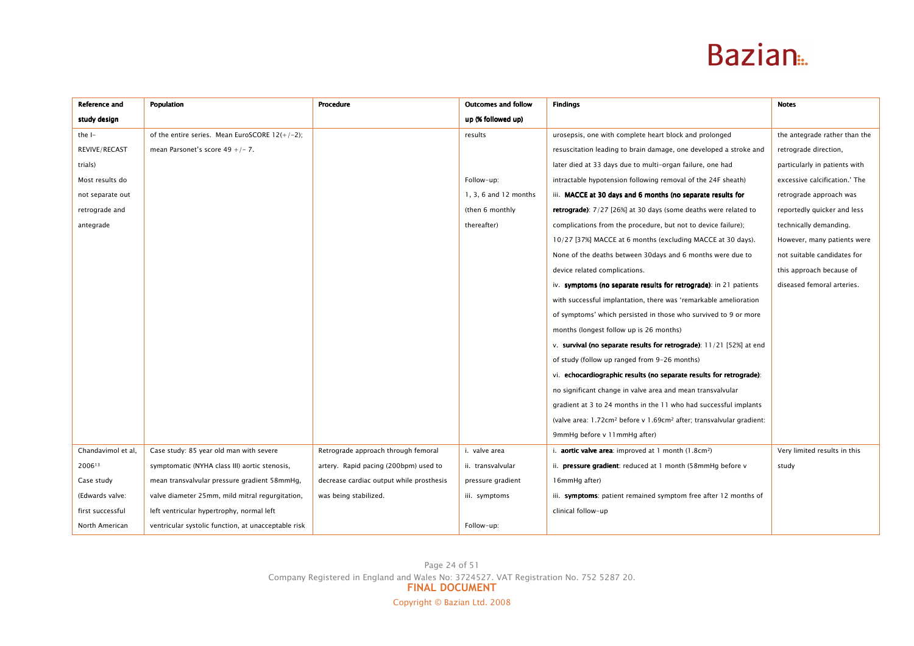| Reference and study design | Population | Procedure | Outcomes and follow up (% followed up) | Findings | Notes |
|---|---|---|---|---|---|
| the I-REVIVE/RECAST trials)<br>Most results do not separate out retrograde and antegrade | of the entire series. Mean EuroSCORE 12(+/-2); mean Parsonet's score 49 +/- 7. | | results<br><br>Follow-up:<br>1, 3, 6 and 12 months (then 6 monthly thereafter) | urosepsis, one with complete heart block and prolonged resuscitation leading to brain damage, one developed a stroke and later died at 33 days due to multi-organ failure, one had intractable hypotension following removal of the 24F sheath)<br>iii. **MACCE at 30 days and 6 months (no separate results for retrograde)**: 7/27 [26%] at 30 days (some deaths were related to complications from the procedure, but not to device failure); 10/27 [37%] MACCE at 6 months (excluding MACCE at 30 days). None of the deaths between 30days and 6 months were due to device related complications.<br>iv. **symptoms (no separate results for retrograde)**: in 21 patients with successful implantation, there was 'remarkable amelioration of symptoms' which persisted in those who survived to 9 or more months (longest follow up is 26 months)<br>v. **survival (no separate results for retrograde)**: 11/21 [52%] at end of study (follow up ranged from 9-26 months)<br>vi. **echocardiographic results (no separate results for retrograde)**: no significant change in valve area and mean transvalvular gradient at 3 to 24 months in the 11 who had successful implants (valve area: 1.72cm$^2$ before v 1.69cm$^2$ after; transvalvular gradient: 9mmHg before v 11mmHg after) | the antegrade rather than the retrograde direction, particularly in patients with excessive calcification.' The retrograde approach was reportedly quicker and less technically demanding. However, many patients were not suitable candidates for this approach because of diseased femoral arteries. |
| Chandavimol et al, 2006[13]<br>Case study<br>(Edwards valve: first successful North American | Case study: 85 year old man with severe symptomatic (NYHA class III) aortic stenosis, mean transvalvular pressure gradient 58mmHg, valve diameter 25mm, mild mitral regurgitation, left ventricular hypertrophy, normal left ventricular systolic function, at unacceptable risk | Retrograde approach through femoral artery. Rapid pacing (200bpm) used to decrease cardiac output while prosthesis was being stabilized. | i. valve area<br>ii. transvalvular pressure gradient<br>iii. symptoms<br><br>Follow-up: | i. **aortic valve area**: improved at 1 month (1.8cm$^2$)<br>ii. **pressure gradient**: reduced at 1 month (58mmHg before v 16mmHg after)<br>iii. **symptoms**: patient remained symptom free after 12 months of clinical follow-up | Very limited results in this study |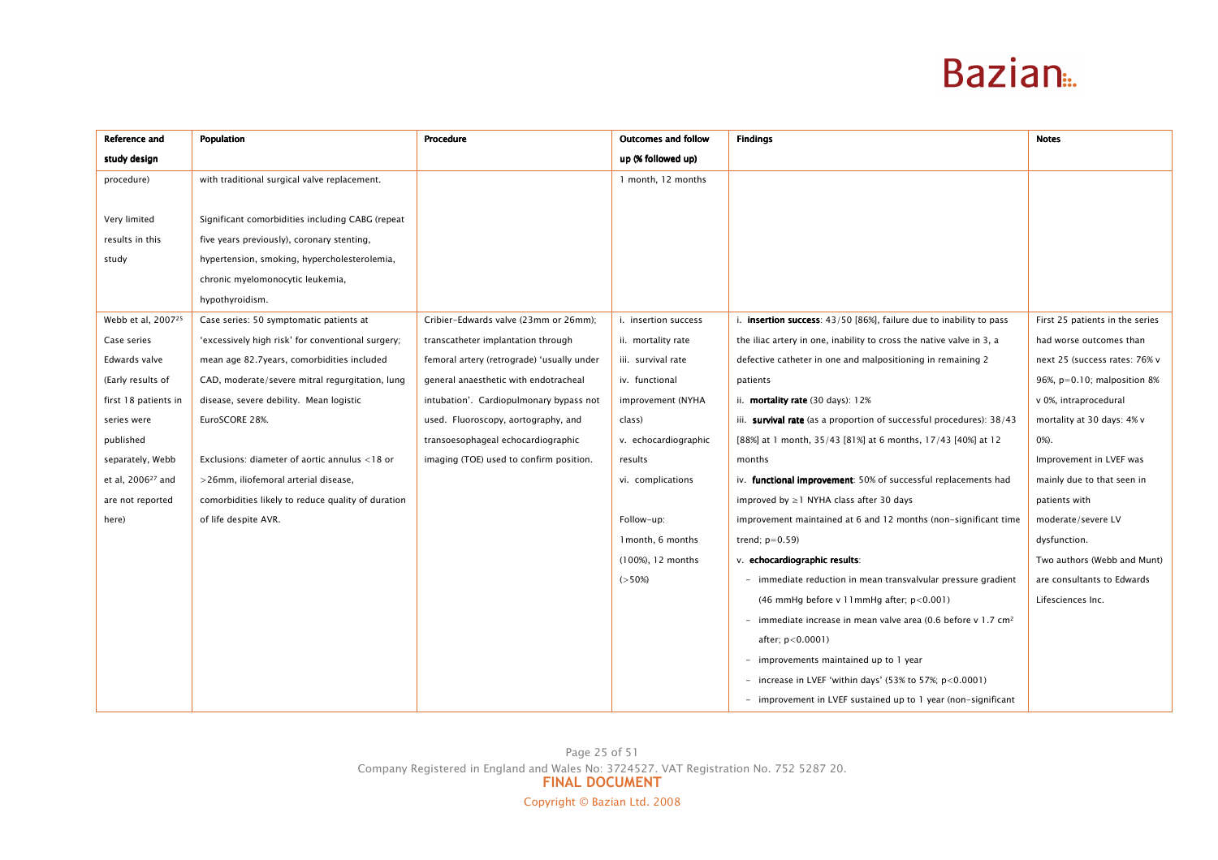| Reference and study design | Population | Procedure | Outcomes and follow up (% followed up) | Findings | Notes |
|---|---|---|---|---|---|
| procedure)<br><br>Very limited results in this study | with traditional surgical valve replacement.<br><br>Significant comorbidities including CABG (repeat five years previously), coronary stenting, hypertension, smoking, hypercholesterolemia, chronic myelomonocytic leukemia, hypothyroidism. | | 1 month, 12 months | | |
| Webb et al, 2007[25]<br>Case series<br>Edwards valve<br>(Early results of first 18 patients in series were published separately, Webb et al, 2006[27] and are not reported here) | Case series: 50 symptomatic patients at 'excessively high risk' for conventional surgery; mean age 82.7years, comorbidities included CAD, moderate/severe mitral regurgitation, lung disease, severe debility. Mean logistic EuroSCORE 28%.<br><br>Exclusions: diameter of aortic annulus <18 or >26mm, iliofemoral arterial disease, comorbidities likely to reduce quality of duration of life despite AVR. | Cribier-Edwards valve (23mm or 26mm); transcatheter implantation through femoral artery (retrograde) 'usually under general anaesthetic with endotracheal intubation'. Cardiopulmonary bypass not used. Fluoroscopy, aortography, and transoesophageal echocardiographic imaging (TOE) used to confirm position. | i. insertion success<br>ii. mortality rate<br>iii. survival rate<br>iv. functional improvement (NYHA class)<br>v. echocardiographic results<br>vi. complications<br><br>Follow-up:<br>1month, 6 months (100%), 12 months (>50%) | i. **insertion success**: 43/50 [86%], failure due to inability to pass the iliac artery in one, inability to cross the native valve in 3, a defective catheter in one and malpositioning in remaining 2 patients<br>ii. **mortality rate** (30 days): 12%<br>iii. **survival rate** (as a proportion of successful procedures): 38/43 [88%] at 1 month, 35/43 [81%] at 6 months, 17/43 [40%] at 12 months<br>iv. **functional improvement**: 50% of successful replacements had improved by ≥1 NYHA class after 30 days improvement maintained at 6 and 12 months (non-significant time trend; p=0.59)<br>v. **echocardiographic results**:<br>- immediate reduction in mean transvalvular pressure gradient (46 mmHg before v 11mmHg after; p<0.001)<br>- immediate increase in mean valve area (0.6 before v 1.7 cm² after; p<0.0001)<br>- improvements maintained up to 1 year<br>- increase in LVEF 'within days' (53% to 57%; p<0.0001)<br>- improvement in LVEF sustained up to 1 year (non-significant | First 25 patients in the series had worse outcomes than next 25 (success rates: 76% v 96%, p=0.10; malposition 8% v 0%, intraprocedural mortality at 30 days: 4% v 0%).<br>Improvement in LVEF was mainly due to that seen in patients with moderate/severe LV dysfunction.<br>Two authors (Webb and Munt) are consultants to Edwards Lifesciences Inc. |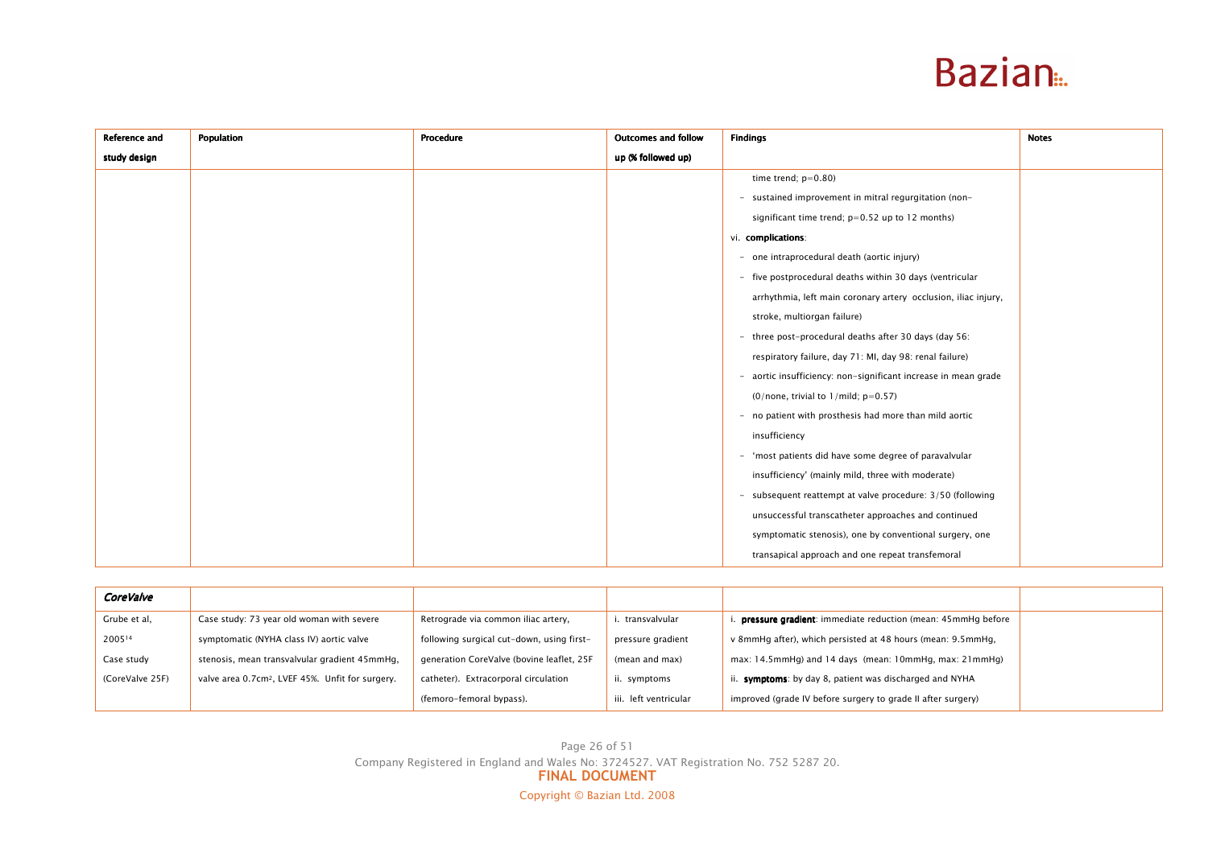| Reference and study design | Population | Procedure | Outcomes and follow up (% followed up) | Findings | Notes |
|---|---|---|---|---|---|
| | | | | time trend; p=0.80)<br>- sustained improvement in mitral regurgitation (non-significant time trend; p=0.52 up to 12 months)<br>vi. **complications**:<br>- one intraprocedural death (aortic injury)<br>- five postprocedural deaths within 30 days (ventricular arrhythmia, left main coronary artery occlusion, iliac injury, stroke, multiorgan failure)<br>- three post-procedural deaths after 30 days (day 56: respiratory failure, day 71: MI, day 98: renal failure)<br>- aortic insufficiency: non-significant increase in mean grade (0/none, trivial to 1/mild; p=0.57)<br>- no patient with prosthesis had more than mild aortic insufficiency<br>- 'most patients did have some degree of paravalvular insufficiency' (mainly mild, three with moderate)<br>- subsequent reattempt at valve procedure: 3/50 (following unsuccessful transcatheter approaches and continued symptomatic stenosis), one by conventional surgery, one transapical approach and one repeat transfemoral | |
| ***CoreValve*** | | | | | |
| Grube et al, 2005[14]<br>Case study<br>(CoreValve 25F) | Case study: 73 year old woman with severe symptomatic (NYHA class IV) aortic valve stenosis, mean transvalvular gradient 45mmHg, valve area 0.7cm², LVEF 45%. Unfit for surgery. | Retrograde via common iliac artery, following surgical cut-down, using first-generation CoreValve (bovine leaflet, 25F catheter). Extracorporeal circulation (femoro-femoral bypass). | i. transvalvular pressure gradient (mean and max)<br>ii. symptoms<br>iii. left ventricular | i. **pressure gradient**: immediate reduction (mean: 45mmHg before v 8mmHg after), which persisted at 48 hours (mean: 9.5mmHg, max: 14.5mmHg) and 14 days (mean: 10mmHg, max: 21mmHg)<br>ii. **symptoms**: by day 8, patient was discharged and NYHA improved (grade IV before surgery to grade II after surgery) | |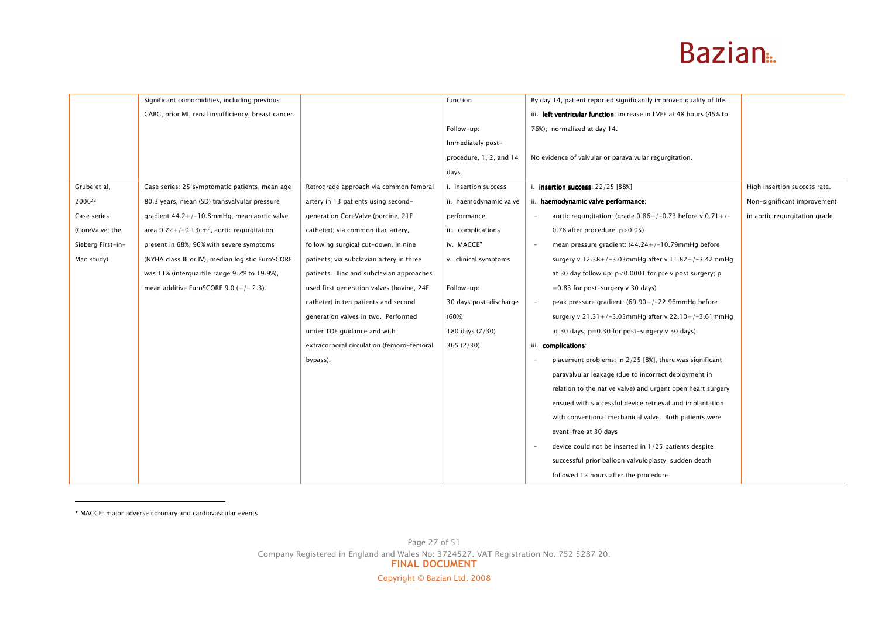| | | | | | |
|---|---|---|---|---|---|
| | Significant comorbidities, including previous CABG, prior MI, renal insufficiency, breast cancer. | | function<br><br>Follow-up:<br>Immediately post-procedure, 1, 2, and 14 days | By day 14, patient reported significantly improved quality of life.<br>iii. **left ventricular function**: increase in LVEF at 48 hours (45% to 76%); normalized at day 14.<br><br>No evidence of valvular or paravalvular regurgitation. | |
| Grube et al, 2006[22]<br>Case series<br>(CoreValve: the Sieberg First-in-Man study) | Case series: 25 symptomatic patients, mean age 80.3 years, mean (SD) transvalvular pressure gradient 44.2+/-10.8mmHg, mean aortic valve area 0.72+/-0.13cm², aortic regurgitation present in 68%, 96% with severe symptoms (NYHA class III or IV), median logistic EuroSCORE was 11% (interquartile range 9.2% to 19.9%), mean additive EuroSCORE 9.0 (+/- 2.3). | Retrograde approach via common femoral artery in 13 patients using second-generation CoreValve (porcine, 21F catheter); via common iliac artery, following surgical cut-down, in nine patients; via subclavian artery in three patients. Iliac and subclavian approaches used first generation valves (bovine, 24F catheter) in ten patients and second generation valves in two. Performed under TOE guidance and with extracorporeal circulation (femoro-femoral bypass). | i. insertion success<br>ii. haemodynamic valve performance<br>iii. complications<br>iv. MACCE[♥]<br>v. clinical symptoms<br><br>Follow-up:<br>30 days post-discharge (60%)<br>180 days (7/30)<br>365 (2/30) | i. **insertion success**: 22/25 [88%]<br>ii. **haemodynamic valve performance**:<br>- aortic regurgitation: (grade 0.86+/-0.73 before v 0.71+/-0.78 after procedure; p>0.05)<br>- mean pressure gradient: (44.24+/-10.79mmHg before surgery v 12.38+/-3.03mmHg after v 11.82+/-3.42mmHg at 30 day follow up; p<0.0001 for pre v post surgery; p =0.83 for post-surgery v 30 days)<br>- peak pressure gradient: (69.90+/-22.96mmHg before surgery v 21.31+/-5.05mmHg after v 22.10+/-3.61mmHg at 30 days; p=0.30 for post-surgery v 30 days)<br>iii. **complications**:<br>- placement problems: in 2/25 [8%], there was significant paravalvular leakage (due to incorrect deployment in relation to the native valve) and urgent open heart surgery ensued with successful device retrieval and implantation with conventional mechanical valve. Both patients were event-free at 30 days<br>- device could not be inserted in 1/25 patients despite successful prior balloon valvuloplasty; sudden death followed 12 hours after the procedure | High insertion success rate.<br>Non-significant improvement in aortic regurgitation grade |

[♥] MACCE: major adverse coronary and cardiovascular events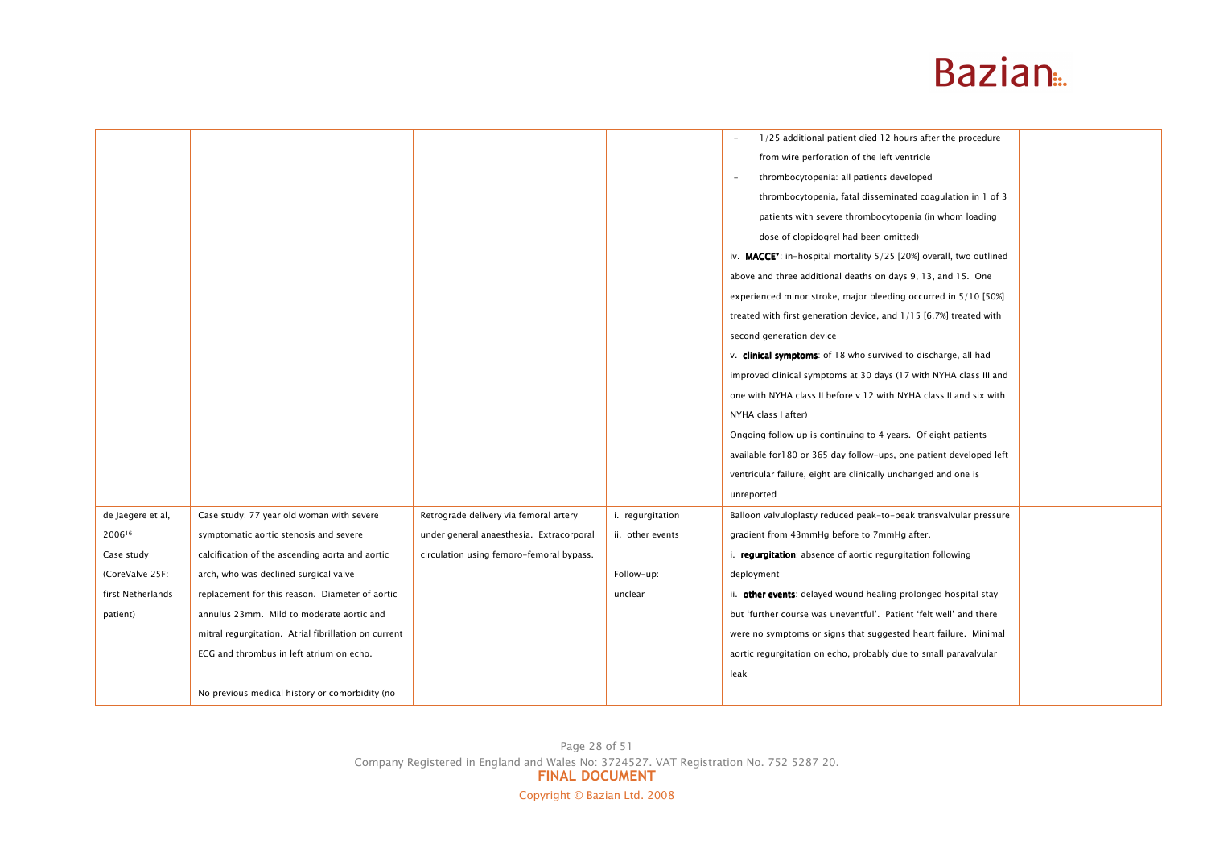| | | | | | |
|---|---|---|---|---|---|
| | | | | - 1/25 additional patient died 12 hours after the procedure from wire perforation of the left ventricle<br>- thrombocytopenia: all patients developed thrombocytopenia, fatal disseminated coagulation in 1 of 3 patients with severe thrombocytopenia (in whom loading dose of clopidogrel had been omitted)<br>iv. **MACCE***: in-hospital mortality 5/25 [20%] overall, two outlined above and three additional deaths on days 9, 13, and 15. One experienced minor stroke, major bleeding occurred in 5/10 [50%] treated with first generation device, and 1/15 [6.7%] treated with second generation device<br>v. **clinical symptoms**: of 18 who survived to discharge, all had improved clinical symptoms at 30 days (17 with NYHA class III and one with NYHA class II before v 12 with NYHA class II and six with NYHA class I after)<br>Ongoing follow up is continuing to 4 years. Of eight patients available for180 or 365 day follow-ups, one patient developed left ventricular failure, eight are clinically unchanged and one is unreported | |
| de Jaegere et al, 2006[16]<br>Case study<br>(CoreValve 25F: first Netherlands patient) | Case study: 77 year old woman with severe symptomatic aortic stenosis and severe calcification of the ascending aorta and aortic arch, who was declined surgical valve replacement for this reason. Diameter of aortic annulus 23mm. Mild to moderate aortic and mitral regurgitation. Atrial fibrillation on current ECG and thrombus in left atrium on echo.<br><br>No previous medical history or comorbidity (no | Retrograde delivery via femoral artery under general anaesthesia. Extracorporeal circulation using femoro-femoral bypass. | i. regurgitation<br>ii. other events<br><br>Follow-up: unclear | Balloon valvuloplasty reduced peak-to-peak transvalvular pressure gradient from 43mmHg before to 7mmHg after.<br>i. **regurgitation**: absence of aortic regurgitation following deployment<br>ii. **other events**: delayed wound healing prolonged hospital stay but 'further course was uneventful'. Patient 'felt well' and there were no symptoms or signs that suggested heart failure. Minimal aortic regurgitation on echo, probably due to small paravalvular leak | |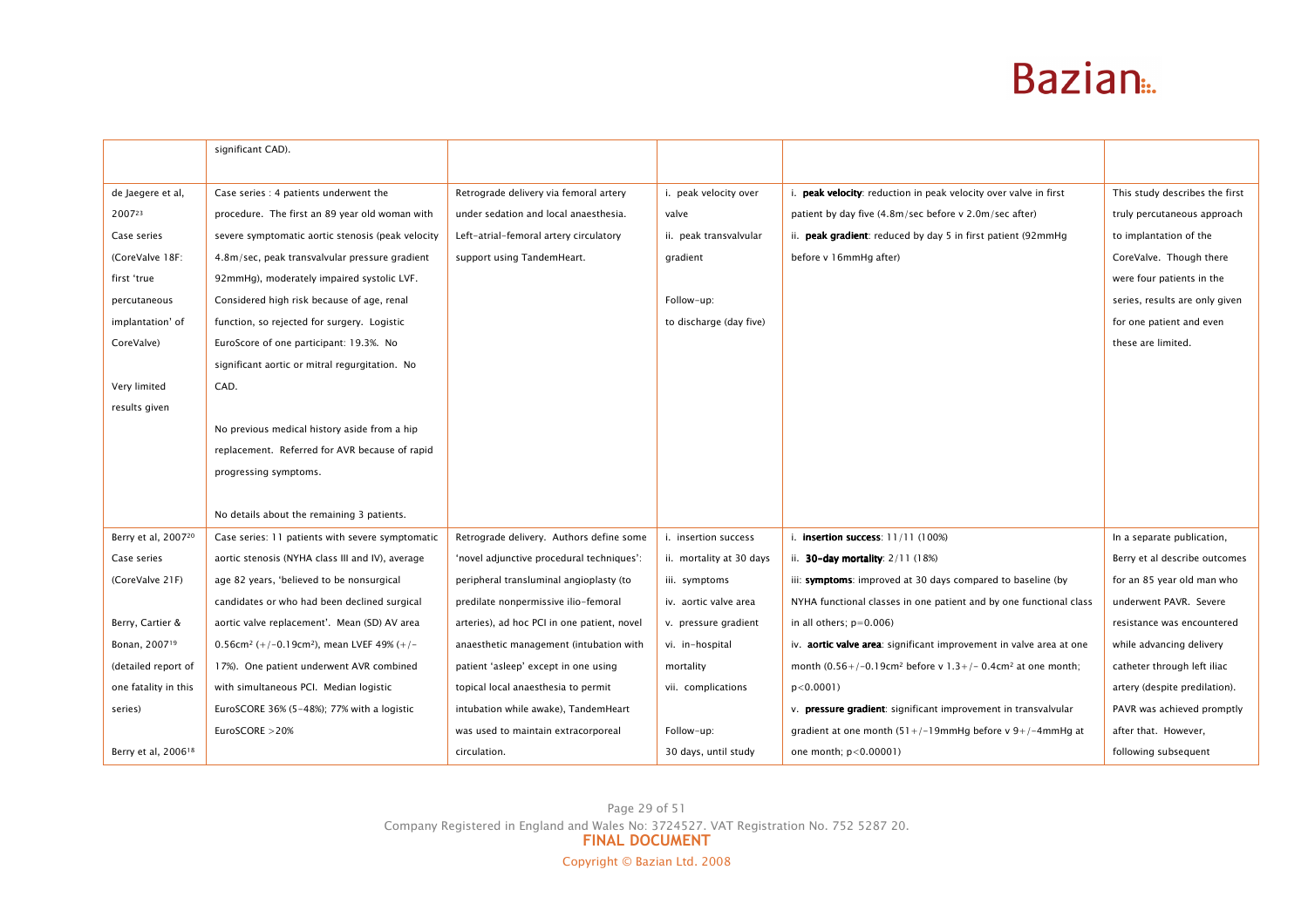| | significant CAD). | | | | |
|---|---|---|---|---|---|
| de Jaegere et al, 2007[23]<br>Case series<br>(CoreValve 18F: first 'true percutaneous implantation' of CoreValve)<br><br>Very limited results given | Case series : 4 patients underwent the procedure. The first an 89 year old woman with severe symptomatic aortic stenosis (peak velocity 4.8m/sec, peak transvalvular pressure gradient 92mmHg), moderately impaired systolic LVF. Considered high risk because of age, renal function, so rejected for surgery. Logistic EuroScore of one participant: 19.3%. No significant aortic or mitral regurgitation. No CAD.<br><br>No previous medical history aside from a hip replacement. Referred for AVR because of rapid progressing symptoms.<br><br>No details about the remaining 3 patients. | Retrograde delivery via femoral artery under sedation and local anaesthesia. Left-atrial-femoral artery circulatory support using TandemHeart. | i. peak velocity over valve<br>ii. peak transvalvular gradient<br><br>Follow-up:<br>to discharge (day five) | i. **peak velocity**: reduction in peak velocity over valve in first patient by day five (4.8m/sec before v 2.0m/sec after)<br>ii. **peak gradient**: reduced by day 5 in first patient (92mmHg before v 16mmHg after) | This study describes the first truly percutaneous approach to implantation of the CoreValve. Though there were four patients in the series, results are only given for one patient and even these are limited. |
| Berry et al, 2007[20]<br>Case series<br>(CoreValve 21F)<br><br>Berry, Cartier & Bonan, 2007[19]<br>(detailed report of one fatality in this series)<br><br>Berry et al, 2006[18] | Case series: 11 patients with severe symptomatic aortic stenosis (NYHA class III and IV), average age 82 years, 'believed to be nonsurgical candidates or who had been declined surgical aortic valve replacement'. Mean (SD) AV area $0.56cm^2$ (+/-$0.19cm^2$), mean LVEF 49% (+/- 17%). One patient underwent AVR combined with simultaneous PCI. Median logistic EuroSCORE 36% (5-48%); 77% with a logistic EuroSCORE >20% | Retrograde delivery. Authors define some 'novel adjunctive procedural techniques': peripheral transluminal angioplasty (to predilate nonpermissive ilio-femoral arteries), ad hoc PCI in one patient, novel anaesthetic management (intubation with patient 'asleep' except in one using topical local anaesthesia to permit intubation while awake), TandemHeart was used to maintain extracorporeal circulation. | i. insertion success<br>ii. mortality at 30 days<br>iii. symptoms<br>iv. aortic valve area<br>v. pressure gradient<br>vi. in-hospital mortality<br>vii. complications<br><br>Follow-up:<br>30 days, until study | i. **insertion success**: 11/11 (100%)<br>ii. **30-day mortality**: 2/11 (18%)<br>iii: **symptoms**: improved at 30 days compared to baseline (by NYHA functional classes in one patient and by one functional class in all others; $p=0.006$)<br>iv. **aortic valve area**: significant improvement in valve area at one month (0.56+/-$0.19cm^2$ before v 1.3+/- $0.4cm^2$ at one month; $p<0.0001$)<br>v. **pressure gradient**: significant improvement in transvalvular gradient at one month (51+/-19mmHg before v 9+/-4mmHg at one month; $p<0.00001$) | In a separate publication, Berry et al describe outcomes for an 85 year old man who underwent PAVR. Severe resistance was encountered while advancing delivery catheter through left iliac artery (despite predilation). PAVR was achieved promptly after that. However, following subsequent |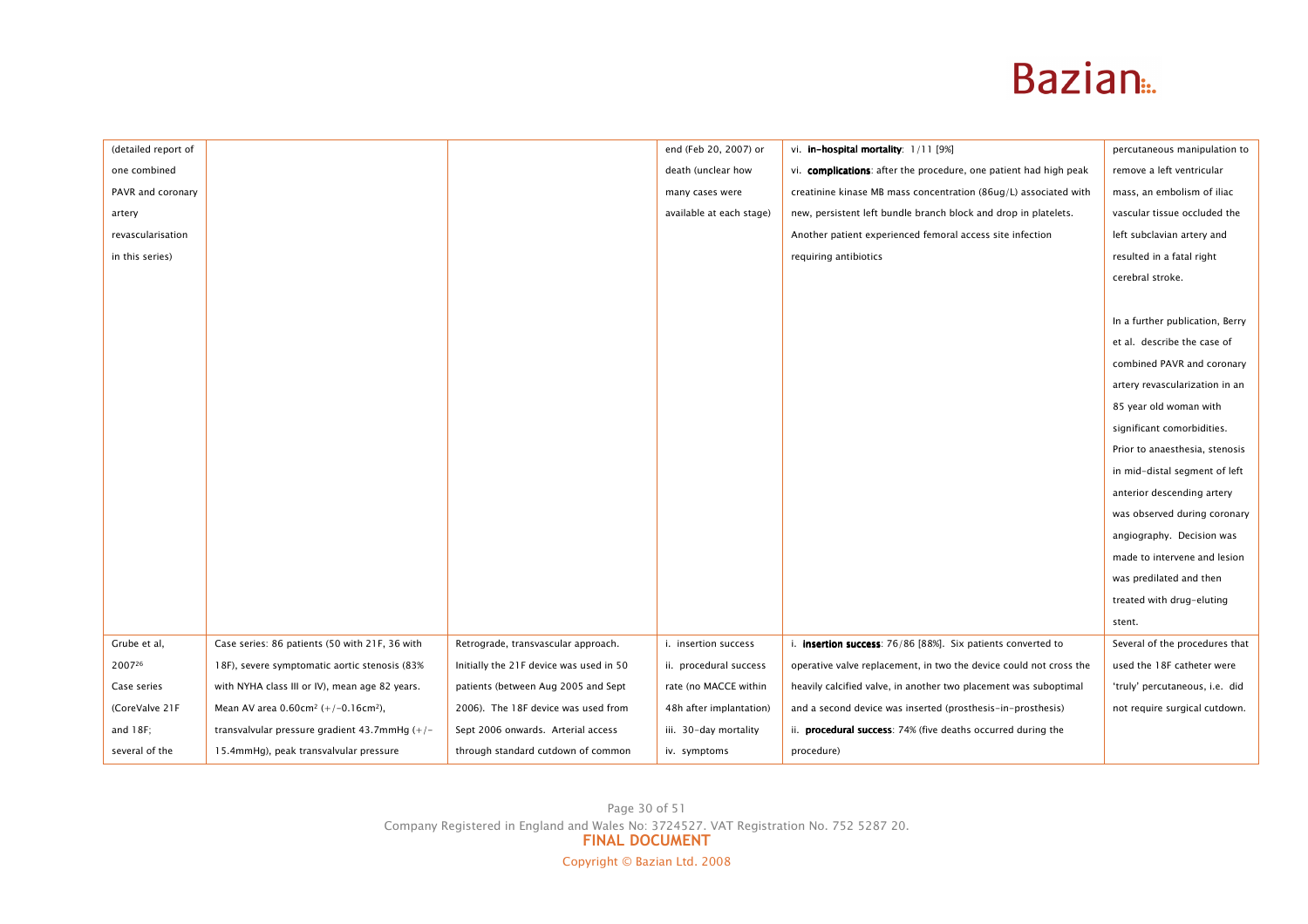| | | | | | |
|---|---|---|---|---|---|
| (detailed report of one combined PAVR and coronary artery revascularisation in this series) | | | end (Feb 20, 2007) or death (unclear how many cases were available at each stage) | vi. **in-hospital mortality**: 1/11 [9%]<br>vi. **complications**: after the procedure, one patient had high peak creatinine kinase MB mass concentration (86ug/L) associated with new, persistent left bundle branch block and drop in platelets. Another patient experienced femoral access site infection requiring antibiotics | percutaneous manipulation to remove a left ventricular mass, an embolism of iliac vascular tissue occluded the left subclavian artery and resulted in a fatal right cerebral stroke.<br><br>In a further publication, Berry et al. describe the case of combined PAVR and coronary artery revascularization in an 85 year old woman with significant comorbidities. Prior to anaesthesia, stenosis in mid-distal segment of left anterior descending artery was observed during coronary angiography. Decision was made to intervene and lesion was predilated and then treated with drug-eluting stent. |
| Grube et al, 2007[26]<br>Case series<br>(CoreValve 21F and 18F; several of the | Case series: 86 patients (50 with 21F, 36 with 18F), severe symptomatic aortic stenosis (83% with NYHA class III or IV), mean age 82 years. Mean AV area 0.60cm$^2$ (+/-0.16cm$^2$), transvalvular pressure gradient 43.7mmHg (+/- 15.4mmHg), peak transvalvular pressure | Retrograde, transvascular approach. Initially the 21F device was used in 50 patients (between Aug 2005 and Sept 2006). The 18F device was used from Sept 2006 onwards. Arterial access through standard cutdown of common | i. insertion success<br>ii. procedural success rate (no MACCE within 48h after implantation)<br>iii. 30-day mortality<br>iv. symptoms | i. **insertion success**: 76/86 [88%]. Six patients converted to operative valve replacement, in two the device could not cross the heavily calcified valve, in another two placement was suboptimal and a second device was inserted (prosthesis-in-prosthesis)<br>ii. **procedural success**: 74% (five deaths occurred during the procedure) | Several of the procedures that used the 18F catheter were 'truly' percutaneous, i.e. did not require surgical cutdown. |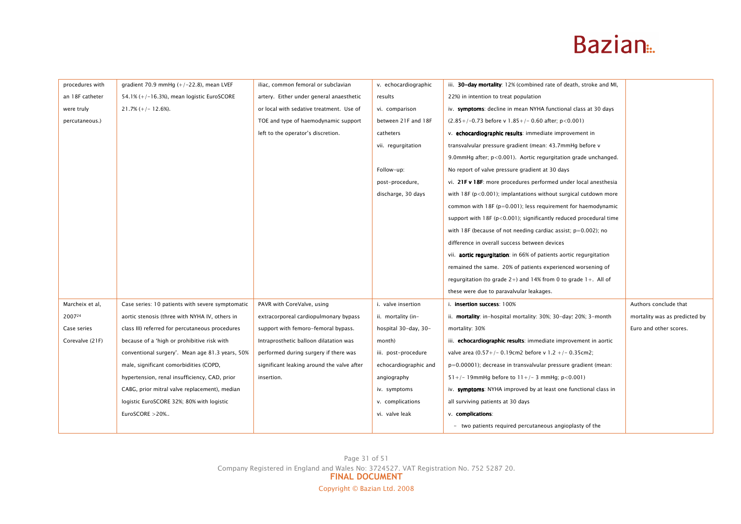| | | | | | |
|---|---|---|---|---|---|
| procedures with an 18F catheter were truly percutaneous.) | gradient 70.9 mmHg (+/-22.8), mean LVEF 54.1% (+/-16.3%), mean logistic EuroSCORE 21.7% (+/- 12.6%). | iliac, common femoral or subclavian artery. Either under general anaesthetic or local with sedative treatment. Use of TOE and type of haemodynamic support left to the operator's discretion. | v. echocardiographic results<br>vi. comparison between 21F and 18F catheters<br>vii. regurgitation<br><br>Follow-up: post-procedure, discharge, 30 days | iii. **30-day mortality**: 12% (combined rate of death, stroke and MI, 22%) in intention to treat population<br>iv. **symptoms**: decline in mean NYHA functional class at 30 days (2.85+/-0.73 before v 1.85+/- 0.60 after; $p<0.001$)<br>v. **echocardiographic results**: immediate improvement in transvalvular pressure gradient (mean: 43.7mmHg before v 9.0mmHg after; $p<0.001$). Aortic regurgitation grade unchanged. No report of valve pressure gradient at 30 days<br>vi. **21F v 18F**: more procedures performed under local anesthesia with 18F ($p<0.001$); implantations without surgical cutdown more common with 18F ($p=0.001$); less requirement for haemodynamic support with 18F ($p<0.001$); significantly reduced procedural time with 18F (because of not needing cardiac assist; $p=0.002$); no difference in overall success between devices<br>vii. **aortic regurgitation**: in 66% of patients aortic regurgitation remained the same. 20% of patients experienced worsening of regurgitation (to grade 2+) and 14% from 0 to grade 1+. All of these were due to paravalvular leakages. | |
| Marcheix et al, 2007[24]<br>Case series<br>Corevalve (21F) | Case series: 10 patients with severe symptomatic aortic stenosis (three with NYHA IV, others in class III) referred for percutaneous procedures because of a 'high or prohibitive risk with conventional surgery'. Mean age 81.3 years, 50% male, significant comorbidities (COPD, hypertension, renal insufficiency, CAD, prior CABG, prior mitral valve replacement), median logistic EuroSCORE 32%; 80% with logistic EuroSCORE >20%.. | PAVR with CoreValve, using extracorporeal cardiopulmonary bypass support with femoro-femoral bypass. Intraprosthetic balloon dilatation was performed during surgery if there was significant leaking around the valve after insertion. | i. valve insertion<br>ii. mortality (in-hospital 30-day, 30-month)<br>iii. post-procedure echocardiographic and angiography<br>iv. symptoms<br>v. complications<br>vi. valve leak | i. **insertion success**: 100%<br>ii. **mortality**: in-hospital mortality: 30%; 30-day: 20%; 3-month mortality: 30%<br>iii. **echocardiographic results**: immediate improvement in aortic valve area (0.57+/- 0.19cm2 before v 1.2 +/- 0.35cm2; $p=0.00001$); decrease in transvalvular pressure gradient (mean: 51+/- 19mmHg before to 11+/- 3 mmHg; $p<0.001$)<br>iv. **symptoms**: NYHA improved by at least one functional class in all surviving patients at 30 days<br>v. **complications**:<br>- two patients required percutaneous angioplasty of the | Authors conclude that mortality was as predicted by Euro and other scores. |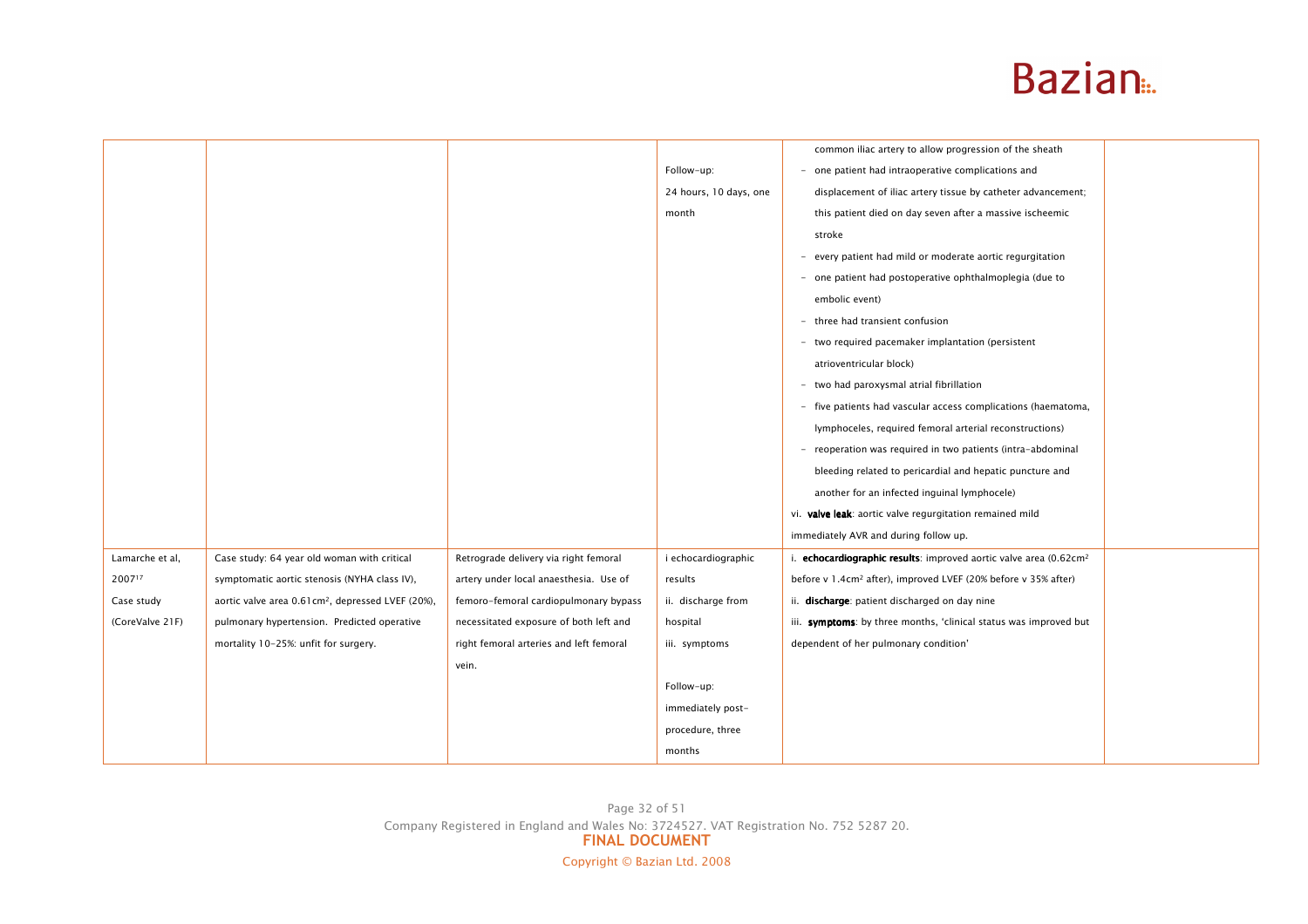| | | | | | |
|---|---|---|---|---|---|
| | | | Follow-up:<br>24 hours, 10 days, one month | common iliac artery to allow progression of the sheath<br>- one patient had intraoperative complications and displacement of iliac artery tissue by catheter advancement; this patient died on day seven after a massive ischeemic stroke<br>- every patient had mild or moderate aortic regurgitation<br>- one patient had postoperative ophthalmoplegia (due to embolic event)<br>- three had transient confusion<br>- two required pacemaker implantation (persistent atrioventricular block)<br>- two had paroxysmal atrial fibrillation<br>- five patients had vascular access complications (haematoma, lymphoceles, required femoral arterial reconstructions)<br>- reoperation was required in two patients (intra-abdominal bleeding related to pericardial and hepatic puncture and another for an infected inguinal lymphocele)<br>vi. **valve leak**: aortic valve regurgitation remained mild immediately AVR and during follow up. | |
| Lamarche et al, 2007[17]<br>Case study<br>(CoreValve 21F) | Case study: 64 year old woman with critical symptomatic aortic stenosis (NYHA class IV), aortic valve area 0.61cm², depressed LVEF (20%), pulmonary hypertension. Predicted operative mortality 10-25%: unfit for surgery. | Retrograde delivery via right femoral artery under local anaesthesia. Use of femoro-femoral cardiopulmonary bypass necessitated exposure of both left and right femoral arteries and left femoral vein. | i echocardiographic results<br>ii. discharge from hospital<br>iii. symptoms<br><br>Follow-up:<br>immediately post-procedure, three months | i. **echocardiographic results**: improved aortic valve area (0.62cm² before v 1.4cm² after), improved LVEF (20% before v 35% after)<br>ii. **discharge**: patient discharged on day nine<br>iii. **symptoms**: by three months, 'clinical status was improved but dependent of her pulmonary condition' | |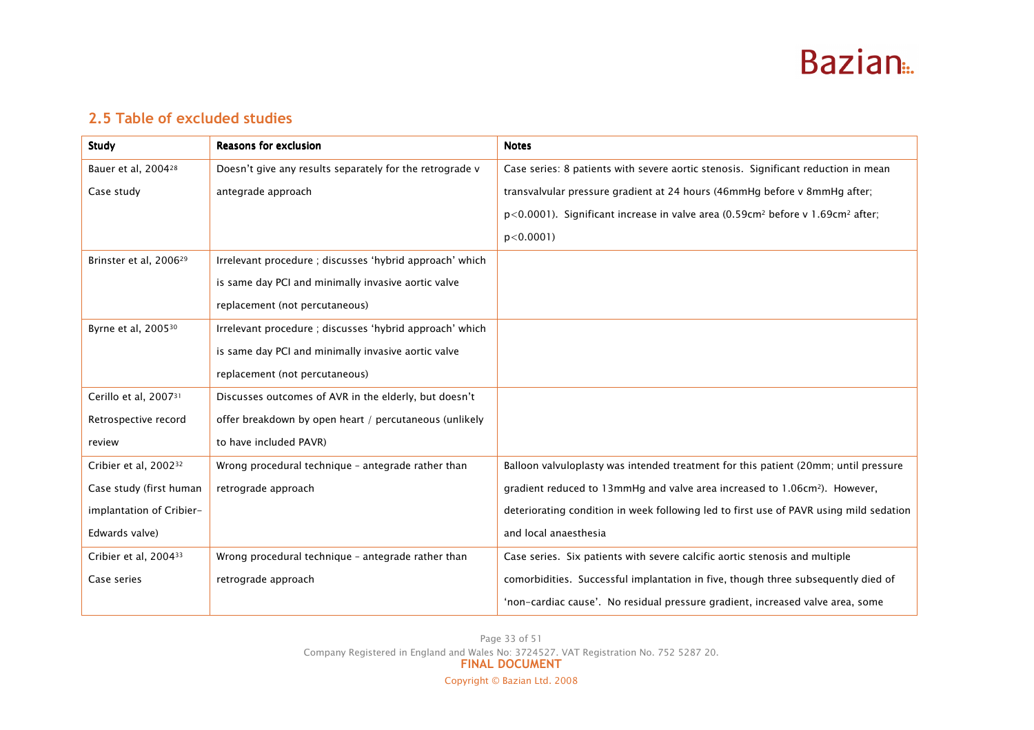## 2.5 Table of excluded studies

| Study | Reasons for exclusion | Notes |
|---|---|---|
| Bauer et al, 2004[28] Case study | Doesn't give any results separately for the retrograde v antegrade approach | Case series: 8 patients with severe aortic stenosis. Significant reduction in mean transvalvular pressure gradient at 24 hours (46mmHg before v 8mmHg after; $p<0.0001$). Significant increase in valve area (0.59cm$^2$ before v 1.69cm$^2$ after; $p<0.0001$) |
| Brinster et al, 2006[29] | Irrelevant procedure ; discusses 'hybrid approach' which is same day PCI and minimally invasive aortic valve replacement (not percutaneous) | |
| Byrne et al, 2005[30] | Irrelevant procedure ; discusses 'hybrid approach' which is same day PCI and minimally invasive aortic valve replacement (not percutaneous) | |
| Cerillo et al, 2007[31] Retrospective record review | Discusses outcomes of AVR in the elderly, but doesn't offer breakdown by open heart / percutaneous (unlikely to have included PAVR) | |
| Cribier et al, 2002[32] Case study (first human implantation of Cribier-Edwards valve) | Wrong procedural technique – antegrade rather than retrograde approach | Balloon valvuloplasty was intended treatment for this patient (20mm; until pressure gradient reduced to 13mmHg and valve area increased to 1.06cm$^2$). However, deteriorating condition in week following led to first use of PAVR using mild sedation and local anaesthesia |
| Cribier et al, 2004[33] Case series | Wrong procedural technique – antegrade rather than retrograde approach | Case series. Six patients with severe calcific aortic stenosis and multiple comorbidities. Successful implantation in five, though three subsequently died of 'non-cardiac cause'. No residual pressure gradient, increased valve area, some |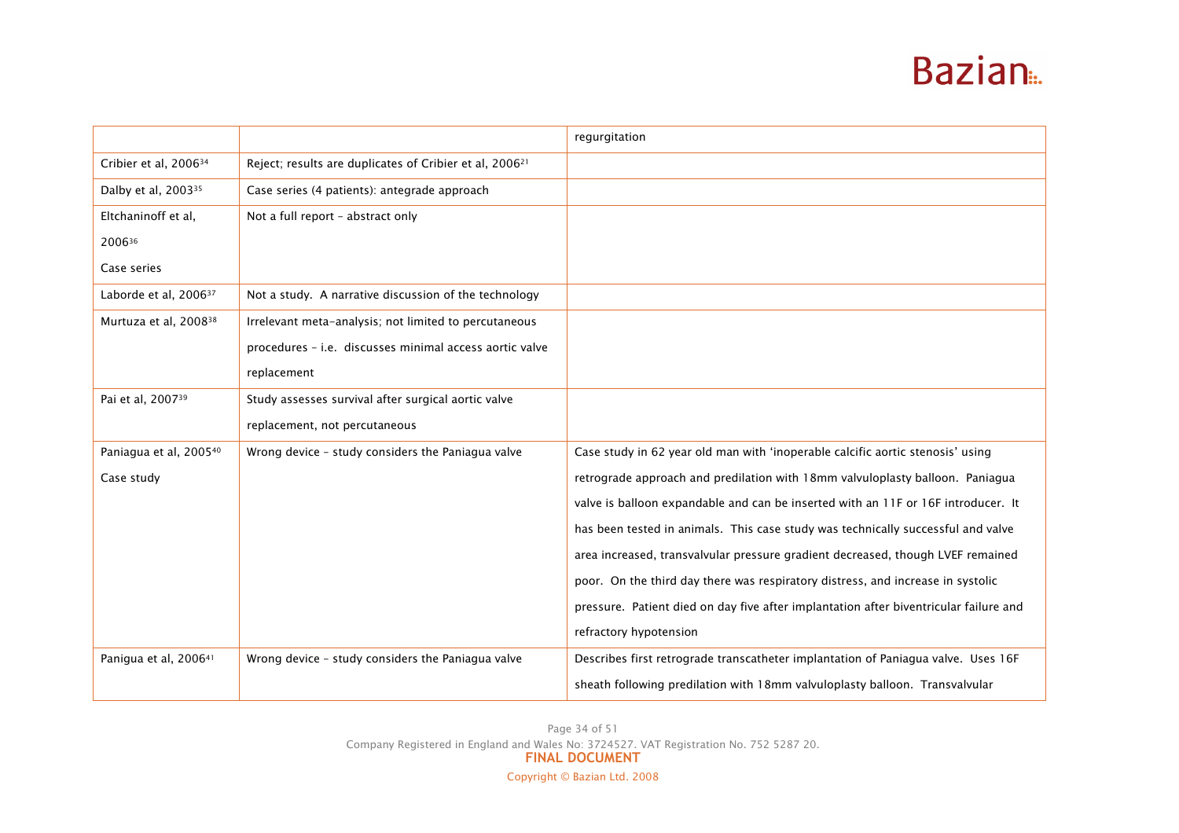| | | |
|---|---|---|
| | | regurgitation |
| Cribier et al, 2006[34] | Reject; results are duplicates of Cribier et al, 2006[21] | |
| Dalby et al, 2003[35] | Case series (4 patients): antegrade approach | |
| Eltchaninoff et al, 2006[36] Case series | Not a full report – abstract only | |
| Laborde et al, 2006[37] | Not a study. A narrative discussion of the technology | |
| Murtuza et al, 2008[38] | Irrelevant meta-analysis; not limited to percutaneous procedures – i.e. discusses minimal access aortic valve replacement | |
| Pai et al, 2007[39] | Study assesses survival after surgical aortic valve replacement, not percutaneous | |
| Paniagua et al, 2005[40] Case study | Wrong device – study considers the Paniagua valve | Case study in 62 year old man with 'inoperable calcific aortic stenosis' using retrograde approach and predilation with 18mm valvuloplasty balloon. Paniagua valve is balloon expandable and can be inserted with an 11F or 16F introducer. It has been tested in animals. This case study was technically successful and valve area increased, transvalvular pressure gradient decreased, though LVEF remained poor. On the third day there was respiratory distress, and increase in systolic pressure. Patient died on day five after implantation after biventricular failure and refractory hypotension |
| Panigua et al, 2006[41] | Wrong device – study considers the Paniagua valve | Describes first retrograde transcatheter implantation of Paniagua valve. Uses 16F sheath following predilation with 18mm valvuloplasty balloon. Transvalvular |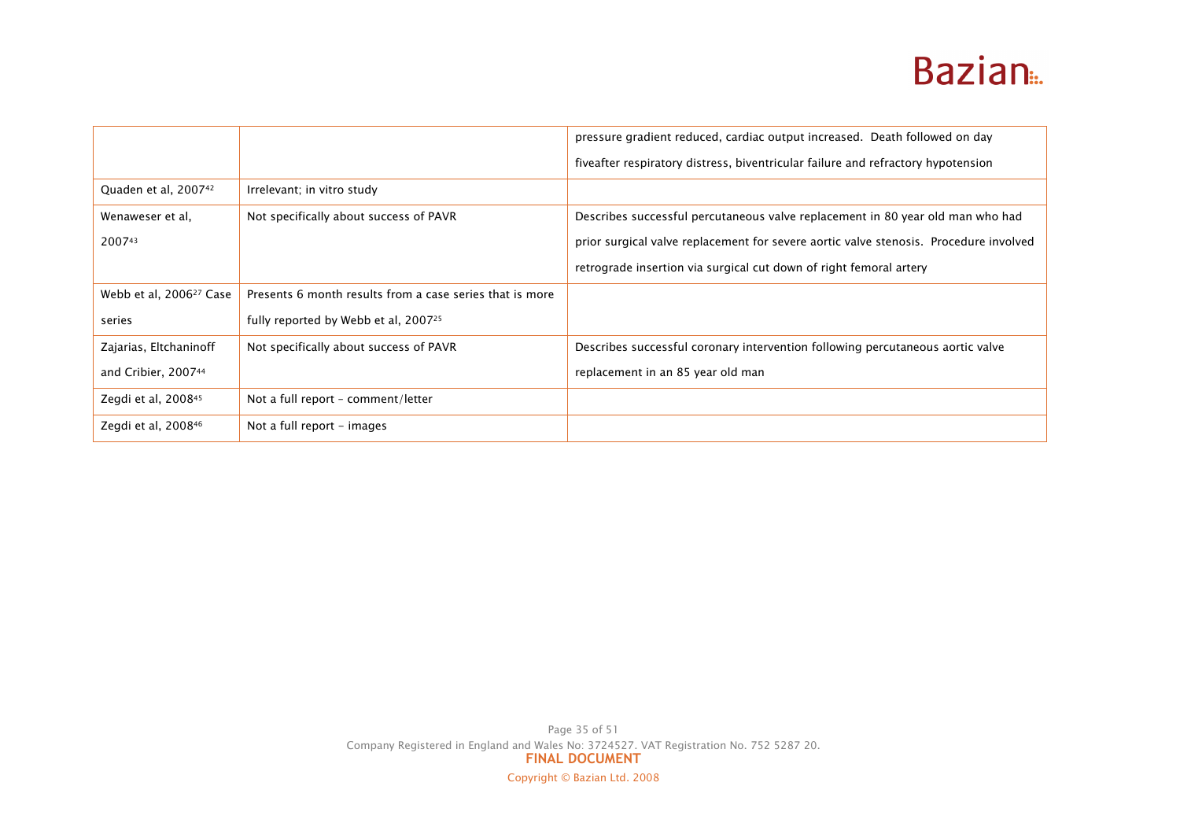| | | |
|---|---|---|
| | | pressure gradient reduced, cardiac output increased. Death followed on day fiveafter respiratory distress, biventricular failure and refractory hypotension |
| Quaden et al, 2007[42] | Irrelevant; in vitro study | |
| Wenaweser et al, 2007[43] | Not specifically about success of PAVR | Describes successful percutaneous valve replacement in 80 year old man who had prior surgical valve replacement for severe aortic valve stenosis. Procedure involved retrograde insertion via surgical cut down of right femoral artery |
| Webb et al, 2006[27] Case series | Presents 6 month results from a case series that is more fully reported by Webb et al, 2007[25] | |
| Zajarias, Eltchaninoff and Cribier, 2007[44] | Not specifically about success of PAVR | Describes successful coronary intervention following percutaneous aortic valve replacement in an 85 year old man |
| Zegdi et al, 2008[45] | Not a full report – comment/letter | |
| Zegdi et al, 2008[46] | Not a full report – images | |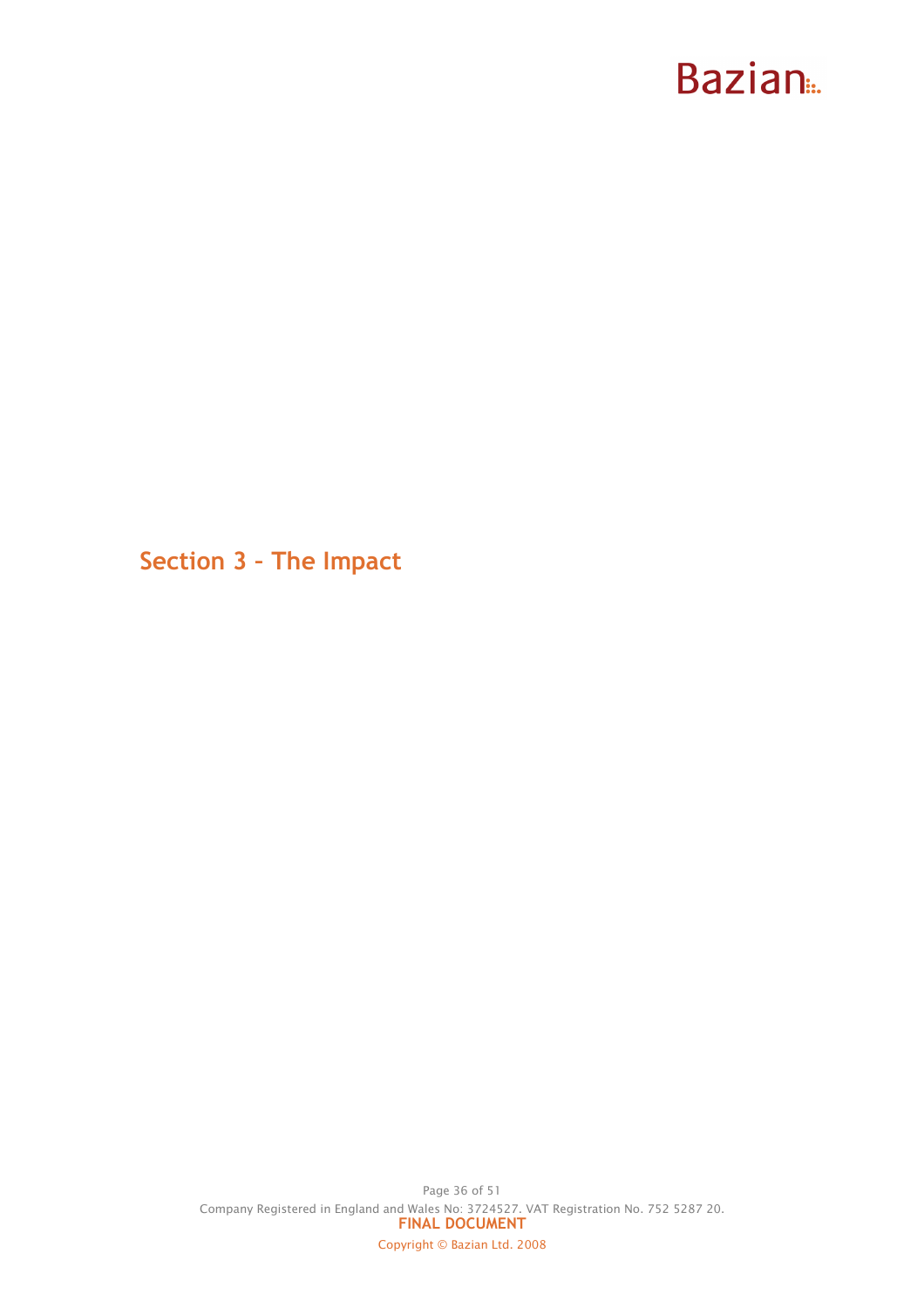# Section 3 – The Impact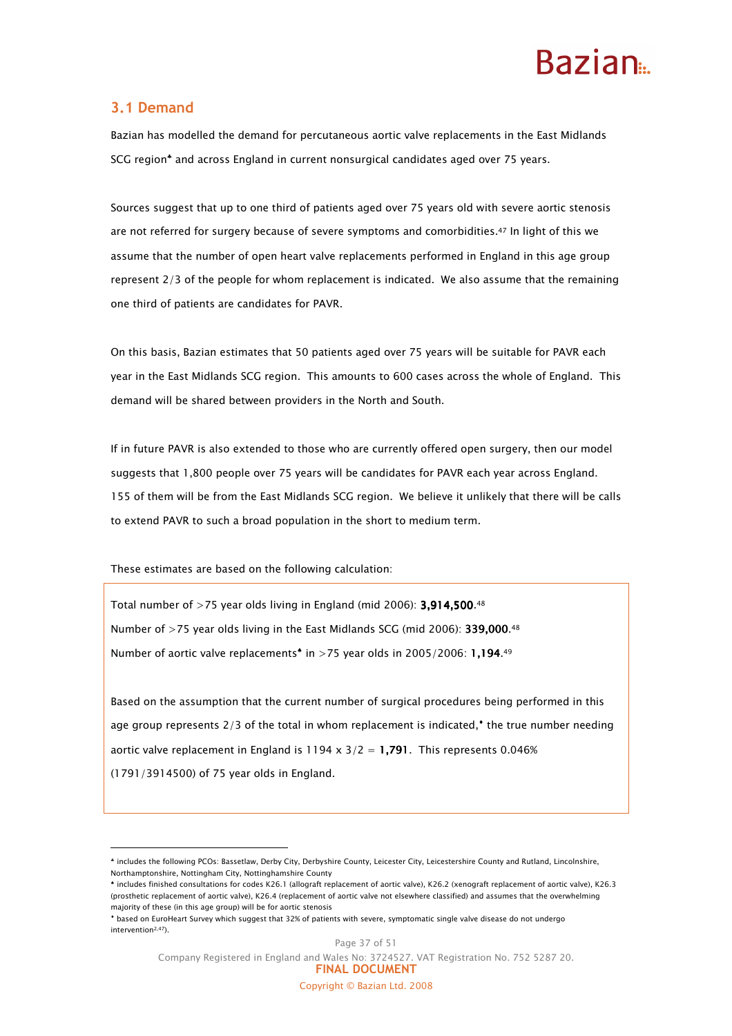## 3.1 Demand

Bazian has modelled the demand for percutaneous aortic valve replacements in the East Midlands SCG region♣ and across England in current nonsurgical candidates aged over 75 years.

Sources suggest that up to one third of patients aged over 75 years old with severe aortic stenosis are not referred for surgery because of severe symptoms and comorbidities.[47] In light of this we assume that the number of open heart valve replacements performed in England in this age group represent 2/3 of the people for whom replacement is indicated. We also assume that the remaining one third of patients are candidates for PAVR.

On this basis, Bazian estimates that 50 patients aged over 75 years will be suitable for PAVR each year in the East Midlands SCG region. This amounts to 600 cases across the whole of England. This demand will be shared between providers in the North and South.

If in future PAVR is also extended to those who are currently offered open surgery, then our model suggests that 1,800 people over 75 years will be candidates for PAVR each year across England. 155 of them will be from the East Midlands SCG region. We believe it unlikely that there will be calls to extend PAVR to such a broad population in the short to medium term.

These estimates are based on the following calculation:

Total number of >75 year olds living in England (mid 2006): **3,914,500**.[48]

Number of >75 year olds living in the East Midlands SCG (mid 2006): **339,000**.[48]

Number of aortic valve replacements♠ in >75 year olds in 2005/2006: **1,194**.[49]

Based on the assumption that the current number of surgical procedures being performed in this age group represents 2/3 of the total in whom replacement is indicated,♦ the true number needing aortic valve replacement in England is 1194 x 3/2 = **1,791**. This represents 0.046% (1791/3914500) of 75 year olds in England.

---

♣ includes the following PCOs: Bassetlaw, Derby City, Derbyshire County, Leicester City, Leicestershire County and Rutland, Lincolnshire, Northamptonshire, Nottingham City, Nottinghamshire County

♠ includes finished consultations for codes K26.1 (allograft replacement of aortic valve), K26.2 (xenograft replacement of aortic valve), K26.3 (prosthetic replacement of aortic valve), K26.4 (replacement of aortic valve not elsewhere classified) and assumes that the overwhelming majority of these (in this age group) will be for aortic stenosis

♦ based on EuroHeart Survey which suggest that 32% of patients with severe, symptomatic single valve disease do not undergo intervention[2,47]).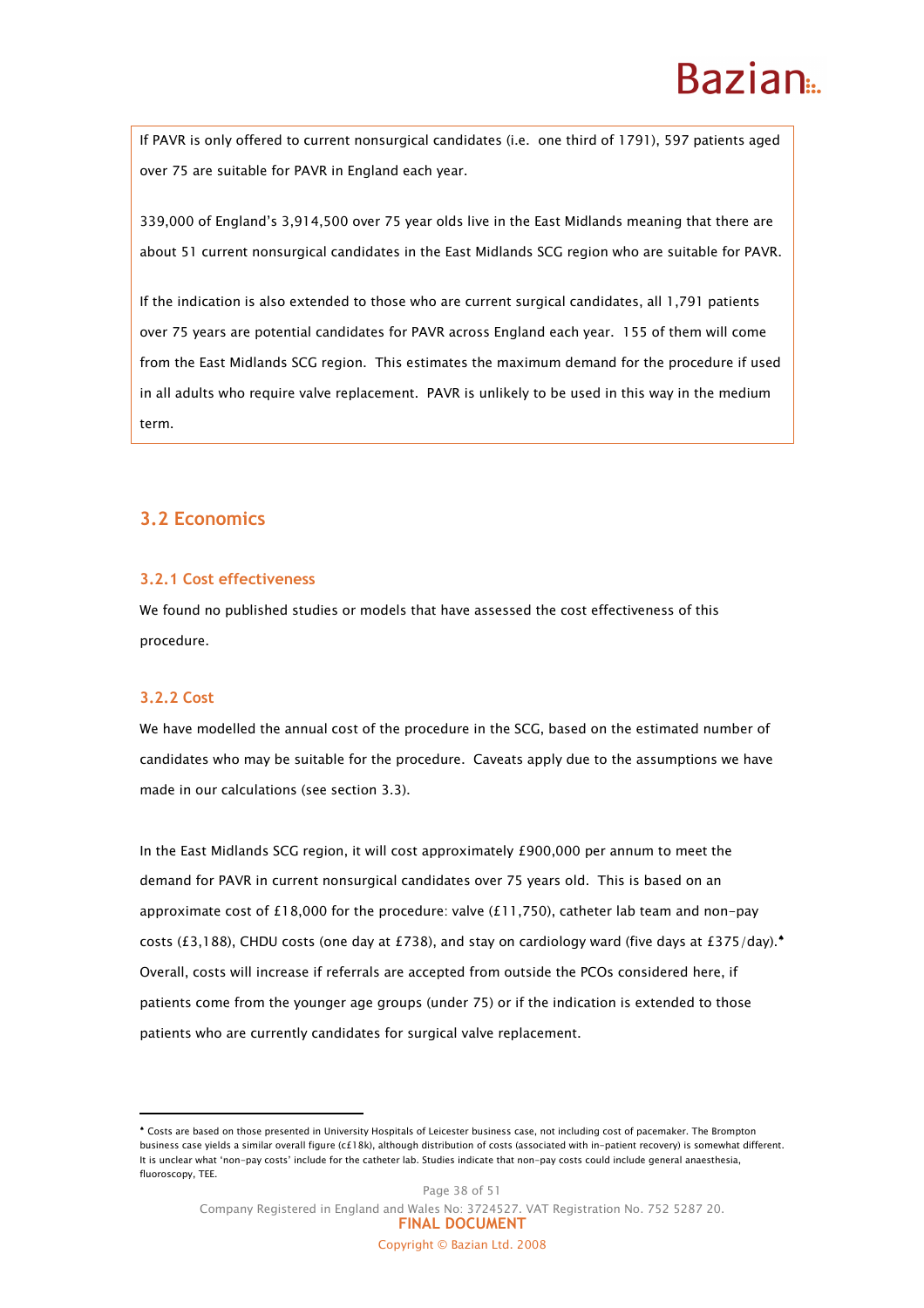If PAVR is only offered to current nonsurgical candidates (i.e. one third of 1791), 597 patients aged over 75 are suitable for PAVR in England each year.

339,000 of England's 3,914,500 over 75 year olds live in the East Midlands meaning that there are about 51 current nonsurgical candidates in the East Midlands SCG region who are suitable for PAVR.

If the indication is also extended to those who are current surgical candidates, all 1,791 patients over 75 years are potential candidates for PAVR across England each year. 155 of them will come from the East Midlands SCG region. This estimates the maximum demand for the procedure if used in all adults who require valve replacement. PAVR is unlikely to be used in this way in the medium term.

## 3.2 Economics

### 3.2.1 Cost effectiveness

We found no published studies or models that have assessed the cost effectiveness of this procedure.

### 3.2.2 Cost

We have modelled the annual cost of the procedure in the SCG, based on the estimated number of candidates who may be suitable for the procedure. Caveats apply due to the assumptions we have made in our calculations (see section 3.3).

In the East Midlands SCG region, it will cost approximately £900,000 per annum to meet the demand for PAVR in current nonsurgical candidates over 75 years old. This is based on an approximate cost of £18,000 for the procedure: valve (£11,750), catheter lab team and non-pay costs (£3,188), CHDU costs (one day at £738), and stay on cardiology ward (five days at £375/day).♠ Overall, costs will increase if referrals are accepted from outside the PCOs considered here, if patients come from the younger age groups (under 75) or if the indication is extended to those patients who are currently candidates for surgical valve replacement.

---

♠ Costs are based on those presented in University Hospitals of Leicester business case, not including cost of pacemaker. The Brompton business case yields a similar overall figure (c£18k), although distribution of costs (associated with in-patient recovery) is somewhat different. It is unclear what 'non-pay costs' include for the catheter lab. Studies indicate that non-pay costs could include general anaesthesia, fluoroscopy, TEE.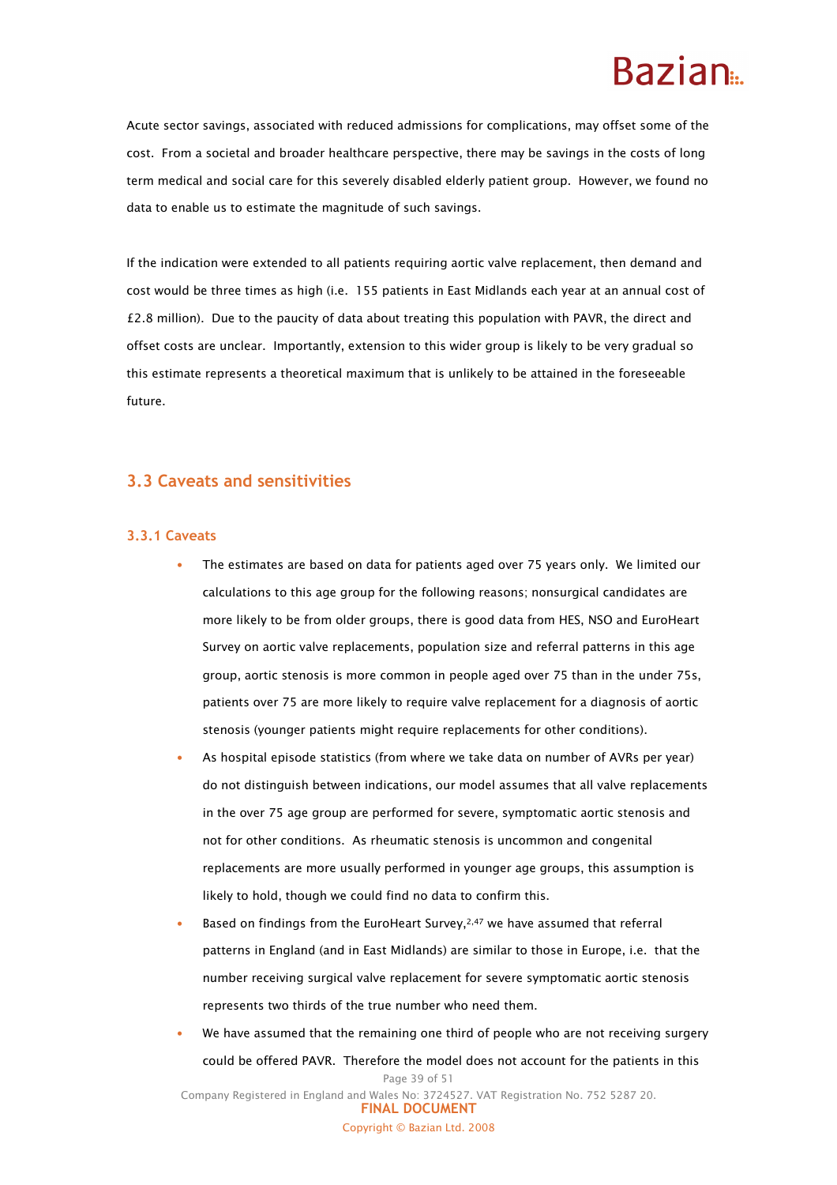Acute sector savings, associated with reduced admissions for complications, may offset some of the cost. From a societal and broader healthcare perspective, there may be savings in the costs of long term medical and social care for this severely disabled elderly patient group. However, we found no data to enable us to estimate the magnitude of such savings.

If the indication were extended to all patients requiring aortic valve replacement, then demand and cost would be three times as high (i.e. 155 patients in East Midlands each year at an annual cost of £2.8 million). Due to the paucity of data about treating this population with PAVR, the direct and offset costs are unclear. Importantly, extension to this wider group is likely to be very gradual so this estimate represents a theoretical maximum that is unlikely to be attained in the foreseeable future.

## 3.3 Caveats and sensitivities

### 3.3.1 Caveats

- The estimates are based on data for patients aged over 75 years only. We limited our calculations to this age group for the following reasons; nonsurgical candidates are more likely to be from older groups, there is good data from HES, NSO and EuroHeart Survey on aortic valve replacements, population size and referral patterns in this age group, aortic stenosis is more common in people aged over 75 than in the under 75s, patients over 75 are more likely to require valve replacement for a diagnosis of aortic stenosis (younger patients might require replacements for other conditions).
- As hospital episode statistics (from where we take data on number of AVRs per year) do not distinguish between indications, our model assumes that all valve replacements in the over 75 age group are performed for severe, symptomatic aortic stenosis and not for other conditions. As rheumatic stenosis is uncommon and congenital replacements are more usually performed in younger age groups, this assumption is likely to hold, though we could find no data to confirm this.
- Based on findings from the EuroHeart Survey,[2,47] we have assumed that referral patterns in England (and in East Midlands) are similar to those in Europe, i.e. that the number receiving surgical valve replacement for severe symptomatic aortic stenosis represents two thirds of the true number who need them.
- We have assumed that the remaining one third of people who are not receiving surgery could be offered PAVR. Therefore the model does not account for the patients in this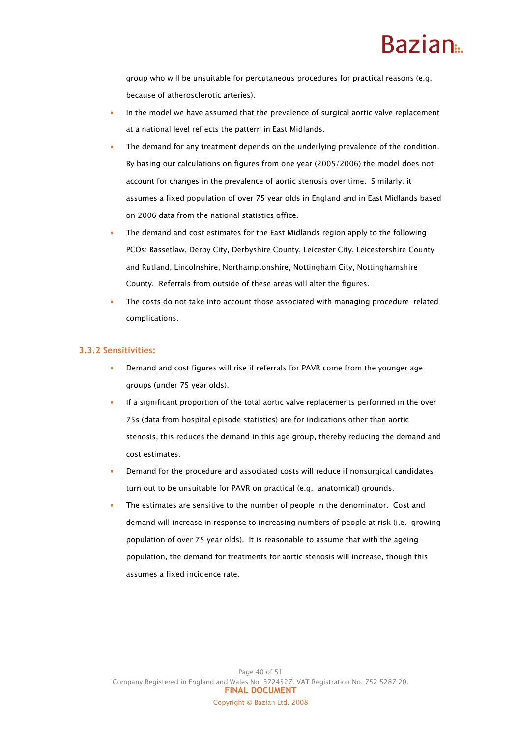group who will be unsuitable for percutaneous procedures for practical reasons (e.g. because of atherosclerotic arteries).

- In the model we have assumed that the prevalence of surgical aortic valve replacement at a national level reflects the pattern in East Midlands.
- The demand for any treatment depends on the underlying prevalence of the condition. By basing our calculations on figures from one year (2005/2006) the model does not account for changes in the prevalence of aortic stenosis over time. Similarly, it assumes a fixed population of over 75 year olds in England and in East Midlands based on 2006 data from the national statistics office.
- The demand and cost estimates for the East Midlands region apply to the following PCOs: Bassetlaw, Derby City, Derbyshire County, Leicester City, Leicestershire County and Rutland, Lincolnshire, Northamptonshire, Nottingham City, Nottinghamshire County. Referrals from outside of these areas will alter the figures.
- The costs do not take into account those associated with managing procedure-related complications.

### 3.3.2 Sensitivities:

- Demand and cost figures will rise if referrals for PAVR come from the younger age groups (under 75 year olds).
- If a significant proportion of the total aortic valve replacements performed in the over 75s (data from hospital episode statistics) are for indications other than aortic stenosis, this reduces the demand in this age group, thereby reducing the demand and cost estimates.
- Demand for the procedure and associated costs will reduce if nonsurgical candidates turn out to be unsuitable for PAVR on practical (e.g. anatomical) grounds.
- The estimates are sensitive to the number of people in the denominator. Cost and demand will increase in response to increasing numbers of people at risk (i.e. growing population of over 75 year olds). It is reasonable to assume that with the ageing population, the demand for treatments for aortic stenosis will increase, though this assumes a fixed incidence rate.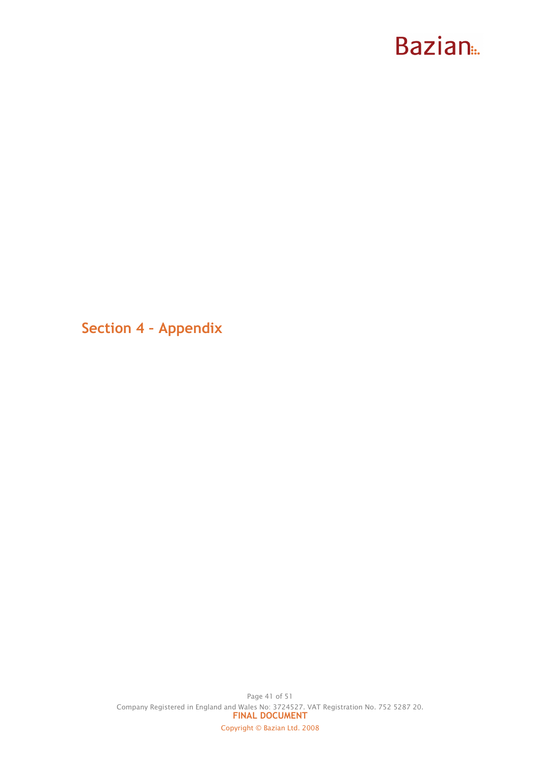# Section 4 – Appendix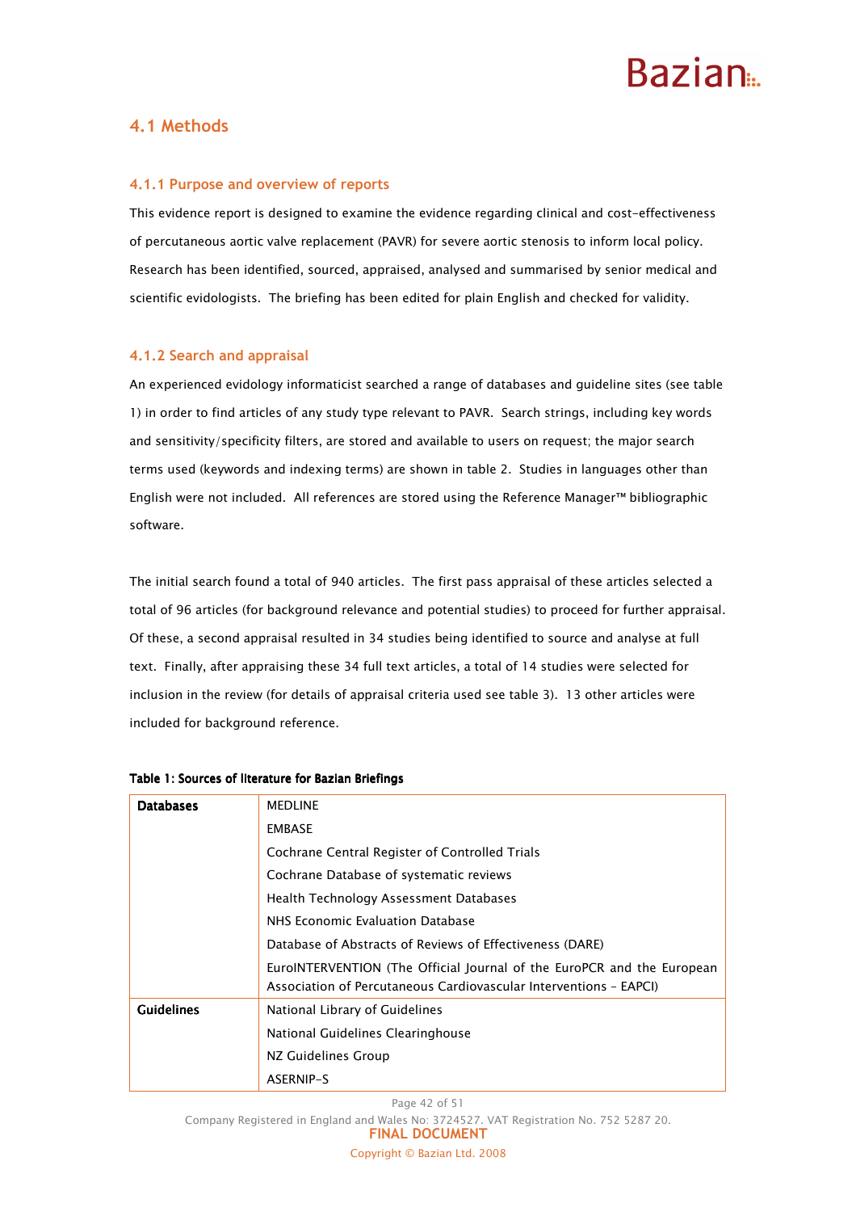## 4.1 Methods

### 4.1.1 Purpose and overview of reports

This evidence report is designed to examine the evidence regarding clinical and cost-effectiveness of percutaneous aortic valve replacement (PAVR) for severe aortic stenosis to inform local policy. Research has been identified, sourced, appraised, analysed and summarised by senior medical and scientific evidologists. The briefing has been edited for plain English and checked for validity.

### 4.1.2 Search and appraisal

An experienced evidology informaticist searched a range of databases and guideline sites (see table 1) in order to find articles of any study type relevant to PAVR. Search strings, including key words and sensitivity/specificity filters, are stored and available to users on request; the major search terms used (keywords and indexing terms) are shown in table 2. Studies in languages other than English were not included. All references are stored using the Reference Manager™ bibliographic software.

The initial search found a total of 940 articles. The first pass appraisal of these articles selected a total of 96 articles (for background relevance and potential studies) to proceed for further appraisal. Of these, a second appraisal resulted in 34 studies being identified to source and analyse at full text. Finally, after appraising these 34 full text articles, a total of 14 studies were selected for inclusion in the review (for details of appraisal criteria used see table 3). 13 other articles were included for background reference.

**Table 1: Sources of literature for Bazian Briefings**

| | |
|---|---|
| **Databases** | MEDLINE |
| | EMBASE |
| | Cochrane Central Register of Controlled Trials |
| | Cochrane Database of systematic reviews |
| | Health Technology Assessment Databases |
| | NHS Economic Evaluation Database |
| | Database of Abstracts of Reviews of Effectiveness (DARE) |
| | EuroINTERVENTION (The Official Journal of the EuroPCR and the European Association of Percutaneous Cardiovascular Interventions – EAPCI) |
| **Guidelines** | National Library of Guidelines |
| | National Guidelines Clearinghouse |
| | NZ Guidelines Group |
| | ASERNIP-S |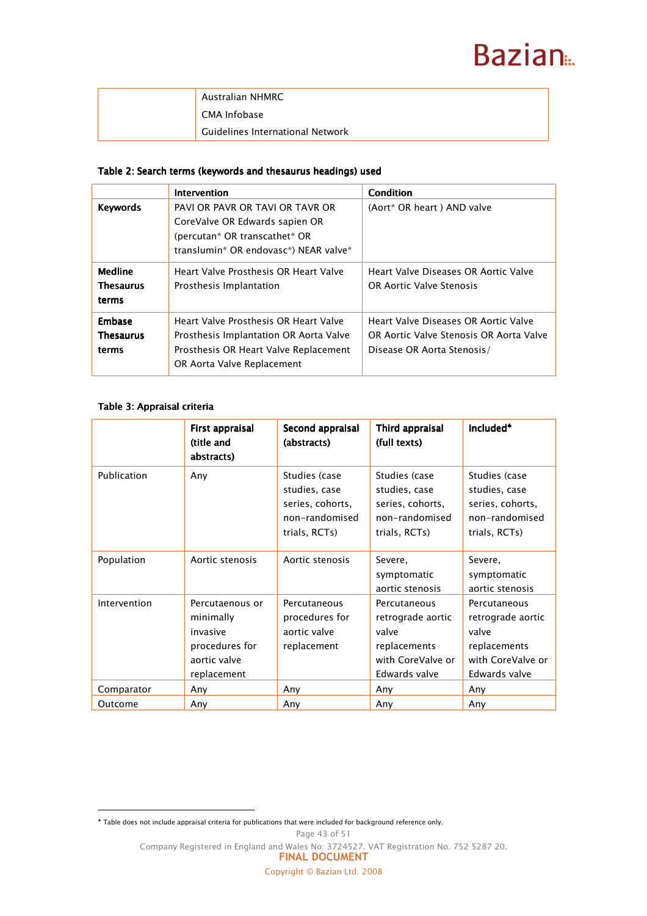| | Australian NHMRC<br>CMA Infobase<br>Guidelines International Network |
|---|---|

**Table 2: Search terms (keywords and thesaurus headings) used**

| | Intervention | Condition |
|---|---|---|
| **Keywords** | PAVI OR PAVR OR TAVI OR TAVR OR CoreValve OR Edwards sapien OR (percutan* OR transcathet* OR translumin* OR endovasc*) NEAR valve* | (Aort* OR heart ) AND valve |
| **Medline Thesaurus terms** | Heart Valve Prosthesis OR Heart Valve Prosthesis Implantation | Heart Valve Diseases OR Aortic Valve OR Aortic Valve Stenosis |
| **Embase Thesaurus terms** | Heart Valve Prosthesis OR Heart Valve Prosthesis Implantation OR Aorta Valve Prosthesis OR Heart Valve Replacement OR Aorta Valve Replacement | Heart Valve Diseases OR Aortic Valve OR Aortic Valve Stenosis OR Aorta Valve Disease OR Aorta Stenosis/ |

**Table 3: Appraisal criteria**

| | **First appraisal (title and abstracts)** | **Second appraisal (abstracts)** | **Third appraisal (full texts)** | **Included*** |
|---|---|---|---|---|
| Publication | Any | Studies (case studies, case series, cohorts, non-randomised trials, RCTs) | Studies (case studies, case series, cohorts, non-randomised trials, RCTs) | Studies (case studies, case series, cohorts, non-randomised trials, RCTs) |
| Population | Aortic stenosis | Aortic stenosis | Severe, symptomatic aortic stenosis | Severe, symptomatic aortic stenosis |
| Intervention | Percutaenous or minimally invasive procedures for aortic valve replacement | Percutaneous procedures for aortic valve replacement | Percutaneous retrograde aortic valve replacements with CoreValve or Edwards valve | Percutaneous retrograde aortic valve replacements with CoreValve or Edwards valve |
| Comparator | Any | Any | Any | Any |
| Outcome | Any | Any | Any | Any |

* Table does not include appraisal criteria for publications that were included for background reference only.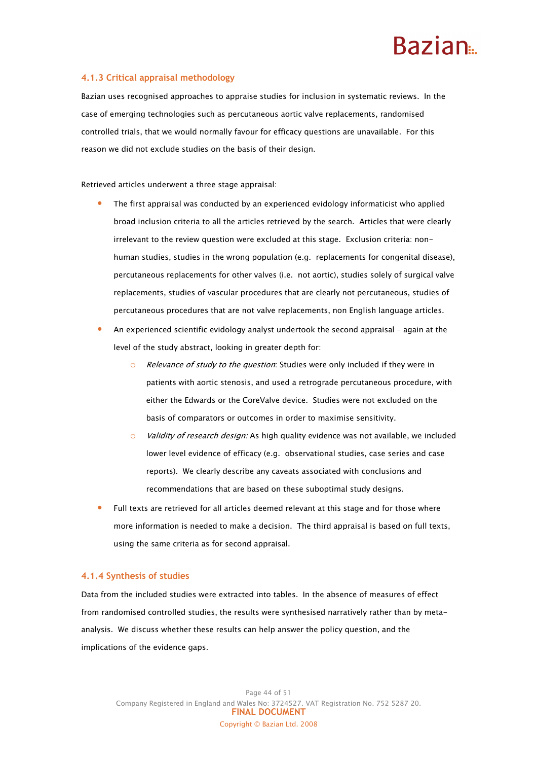### 4.1.3 Critical appraisal methodology

Bazian uses recognised approaches to appraise studies for inclusion in systematic reviews. In the case of emerging technologies such as percutaneous aortic valve replacements, randomised controlled trials, that we would normally favour for efficacy questions are unavailable. For this reason we did not exclude studies on the basis of their design.

Retrieved articles underwent a three stage appraisal:

- The first appraisal was conducted by an experienced evidology informaticist who applied broad inclusion criteria to all the articles retrieved by the search. Articles that were clearly irrelevant to the review question were excluded at this stage. Exclusion criteria: non-human studies, studies in the wrong population (e.g. replacements for congenital disease), percutaneous replacements for other valves (i.e. not aortic), studies solely of surgical valve replacements, studies of vascular procedures that are clearly not percutaneous, studies of percutaneous procedures that are not valve replacements, non English language articles.
- An experienced scientific evidology analyst undertook the second appraisal – again at the level of the study abstract, looking in greater depth for:
    - *Relevance of study to the question*: Studies were only included if they were in patients with aortic stenosis, and used a retrograde percutaneous procedure, with either the Edwards or the CoreValve device. Studies were not excluded on the basis of comparators or outcomes in order to maximise sensitivity.
    - *Validity of research design:* As high quality evidence was not available, we included lower level evidence of efficacy (e.g. observational studies, case series and case reports). We clearly describe any caveats associated with conclusions and recommendations that are based on these suboptimal study designs.
- Full texts are retrieved for all articles deemed relevant at this stage and for those where more information is needed to make a decision. The third appraisal is based on full texts, using the same criteria as for second appraisal.

### 4.1.4 Synthesis of studies

Data from the included studies were extracted into tables. In the absence of measures of effect from randomised controlled studies, the results were synthesised narratively rather than by meta-analysis. We discuss whether these results can help answer the policy question, and the implications of the evidence gaps.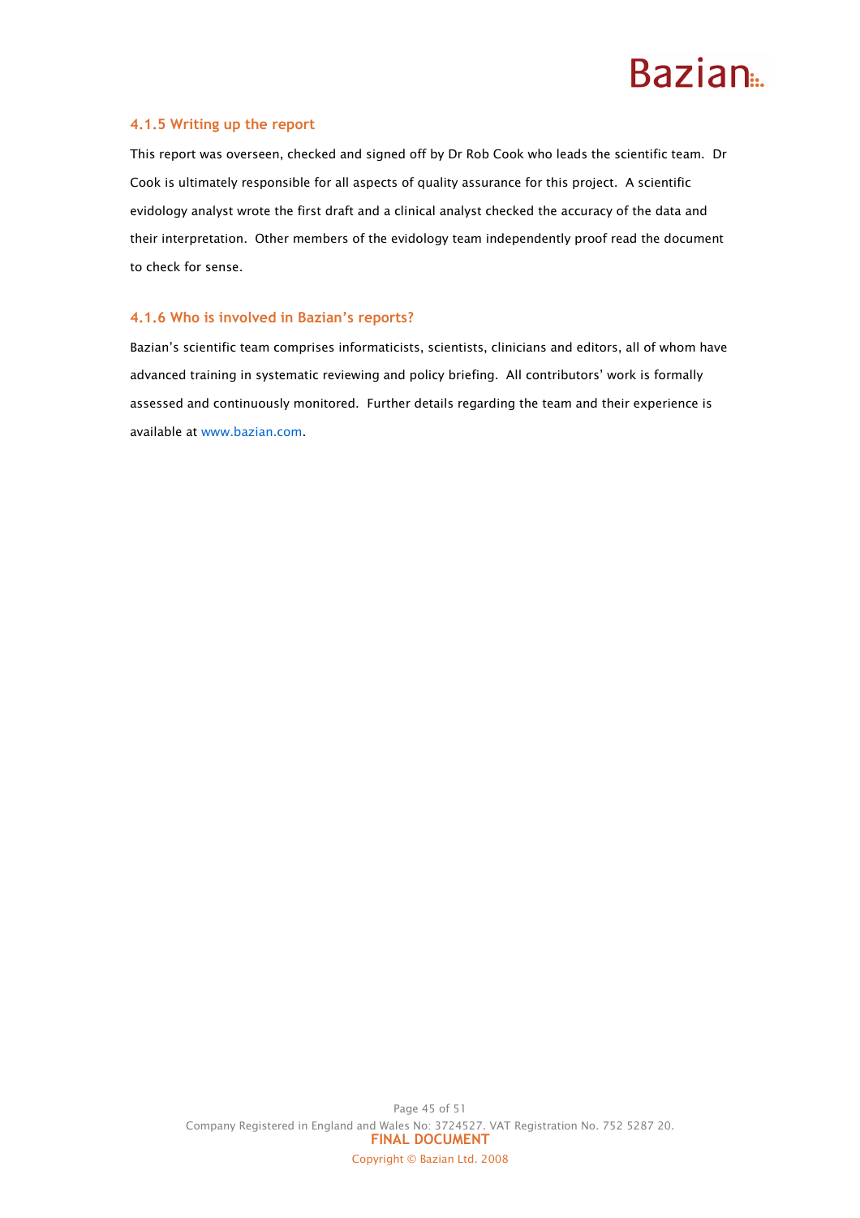### 4.1.5 Writing up the report

This report was overseen, checked and signed off by Dr Rob Cook who leads the scientific team. Dr Cook is ultimately responsible for all aspects of quality assurance for this project. A scientific evidology analyst wrote the first draft and a clinical analyst checked the accuracy of the data and their interpretation. Other members of the evidology team independently proof read the document to check for sense.

### 4.1.6 Who is involved in Bazian's reports?

Bazian's scientific team comprises informaticists, scientists, clinicians and editors, all of whom have advanced training in systematic reviewing and policy briefing. All contributors' work is formally assessed and continuously monitored. Further details regarding the team and their experience is available at www.bazian.com.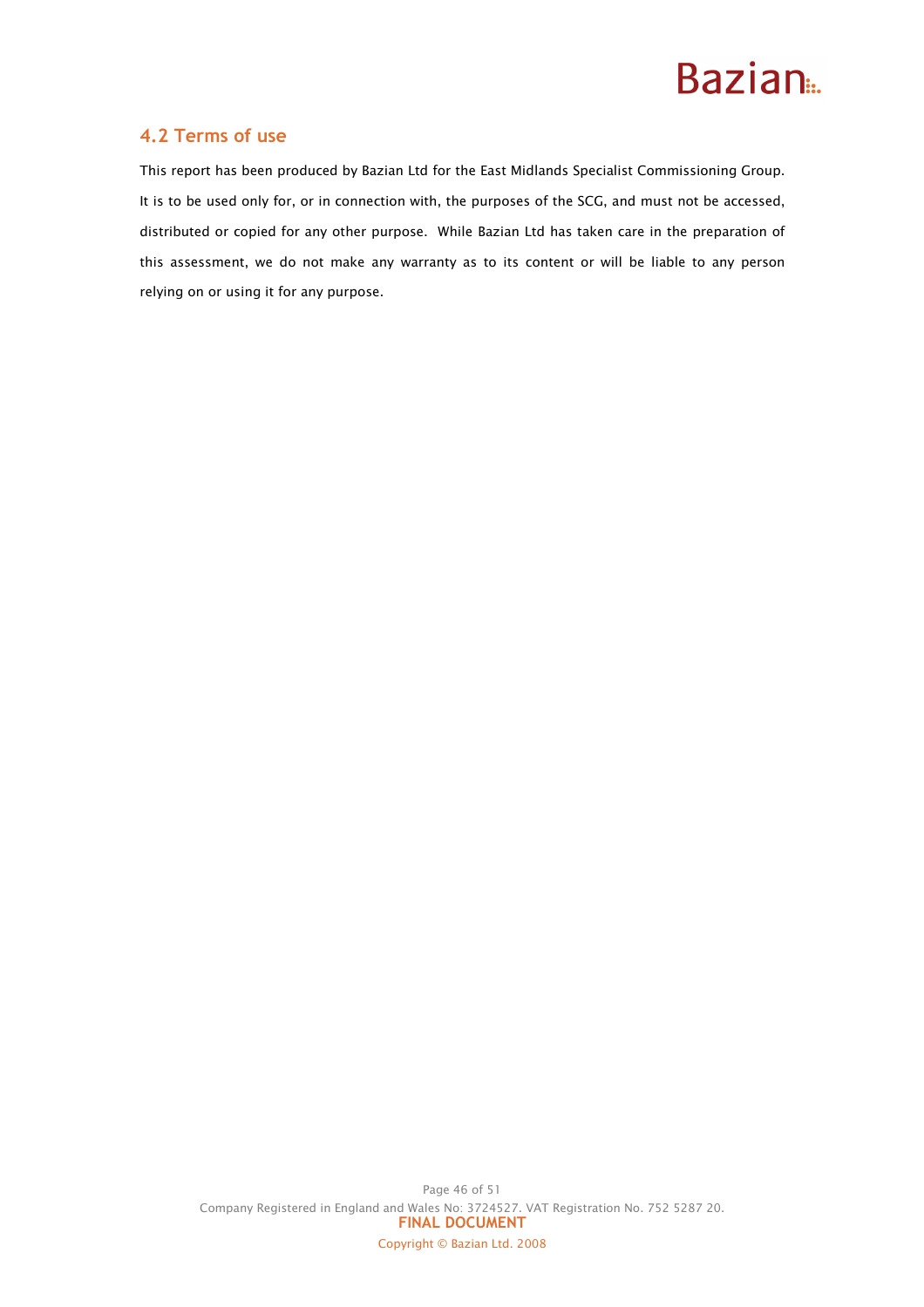## 4.2 Terms of use

This report has been produced by Bazian Ltd for the East Midlands Specialist Commissioning Group. It is to be used only for, or in connection with, the purposes of the SCG, and must not be accessed, distributed or copied for any other purpose. While Bazian Ltd has taken care in the preparation of this assessment, we do not make any warranty as to its content or will be liable to any person relying on or using it for any purpose.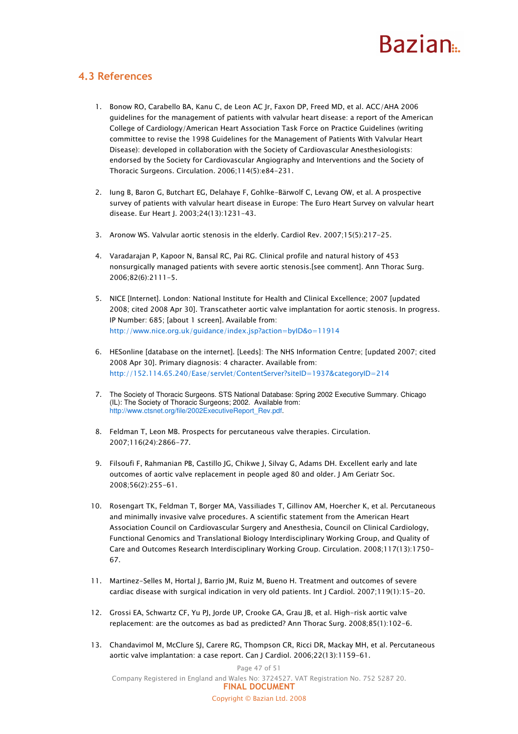## 4.3 References

1. Bonow RO, Carabello BA, Kanu C, de Leon AC Jr, Faxon DP, Freed MD, et al. ACC/AHA 2006 guidelines for the management of patients with valvular heart disease: a report of the American College of Cardiology/American Heart Association Task Force on Practice Guidelines (writing committee to revise the 1998 Guidelines for the Management of Patients With Valvular Heart Disease): developed in collaboration with the Society of Cardiovascular Anesthesiologists: endorsed by the Society for Cardiovascular Angiography and Interventions and the Society of Thoracic Surgeons. Circulation. 2006;114(5):e84-231.

2. Iung B, Baron G, Butchart EG, Delahaye F, Gohlke-Bärwolf C, Levang OW, et al. A prospective survey of patients with valvular heart disease in Europe: The Euro Heart Survey on valvular heart disease. Eur Heart J. 2003;24(13):1231-43.

3. Aronow WS. Valvular aortic stenosis in the elderly. Cardiol Rev. 2007;15(5):217-25.

4. Varadarajan P, Kapoor N, Bansal RC, Pai RG. Clinical profile and natural history of 453 nonsurgically managed patients with severe aortic stenosis.[see comment]. Ann Thorac Surg. 2006;82(6):2111-5.

5. NICE [Internet]. London: National Institute for Health and Clinical Excellence; 2007 [updated 2008; cited 2008 Apr 30]. Transcatheter aortic valve implantation for aortic stenosis. In progress. IP Number: 685; [about 1 screen]. Available from: http://www.nice.org.uk/guidance/index.jsp?action=byID&o=11914

6. HESonline [database on the internet]. [Leeds]: The NHS Information Centre; [updated 2007; cited 2008 Apr 30]. Primary diagnosis: 4 character. Available from: http://152.114.65.240/Ease/servlet/ContentServer?siteID=1937&categoryID=214

7. The Society of Thoracic Surgeons. STS National Database: Spring 2002 Executive Summary. Chicago (IL): The Society of Thoracic Surgeons; 2002. Available from: http://www.ctsnet.org/file/2002ExecutiveReport_Rev.pdf.

8. Feldman T, Leon MB. Prospects for percutaneous valve therapies. Circulation. 2007;116(24):2866-77.

9. Filsoufi F, Rahmanian PB, Castillo JG, Chikwe J, Silvay G, Adams DH. Excellent early and late outcomes of aortic valve replacement in people aged 80 and older. J Am Geriatr Soc. 2008;56(2):255-61.

10. Rosengart TK, Feldman T, Borger MA, Vassiliades T, Gillinov AM, Hoercher K, et al. Percutaneous and minimally invasive valve procedures. A scientific statement from the American Heart Association Council on Cardiovascular Surgery and Anesthesia, Council on Clinical Cardiology, Functional Genomics and Translational Biology Interdisciplinary Working Group, and Quality of Care and Outcomes Research Interdisciplinary Working Group. Circulation. 2008;117(13):1750-67.

11. Martinez-Selles M, Hortal J, Barrio JM, Ruiz M, Bueno H. Treatment and outcomes of severe cardiac disease with surgical indication in very old patients. Int J Cardiol. 2007;119(1):15-20.

12. Grossi EA, Schwartz CF, Yu PJ, Jorde UP, Crooke GA, Grau JB, et al. High-risk aortic valve replacement: are the outcomes as bad as predicted? Ann Thorac Surg. 2008;85(1):102-6.

13. Chandavimol M, McClure SJ, Carere RG, Thompson CR, Ricci DR, Mackay MH, et al. Percutaneous aortic valve implantation: a case report. Can J Cardiol. 2006;22(13):1159-61.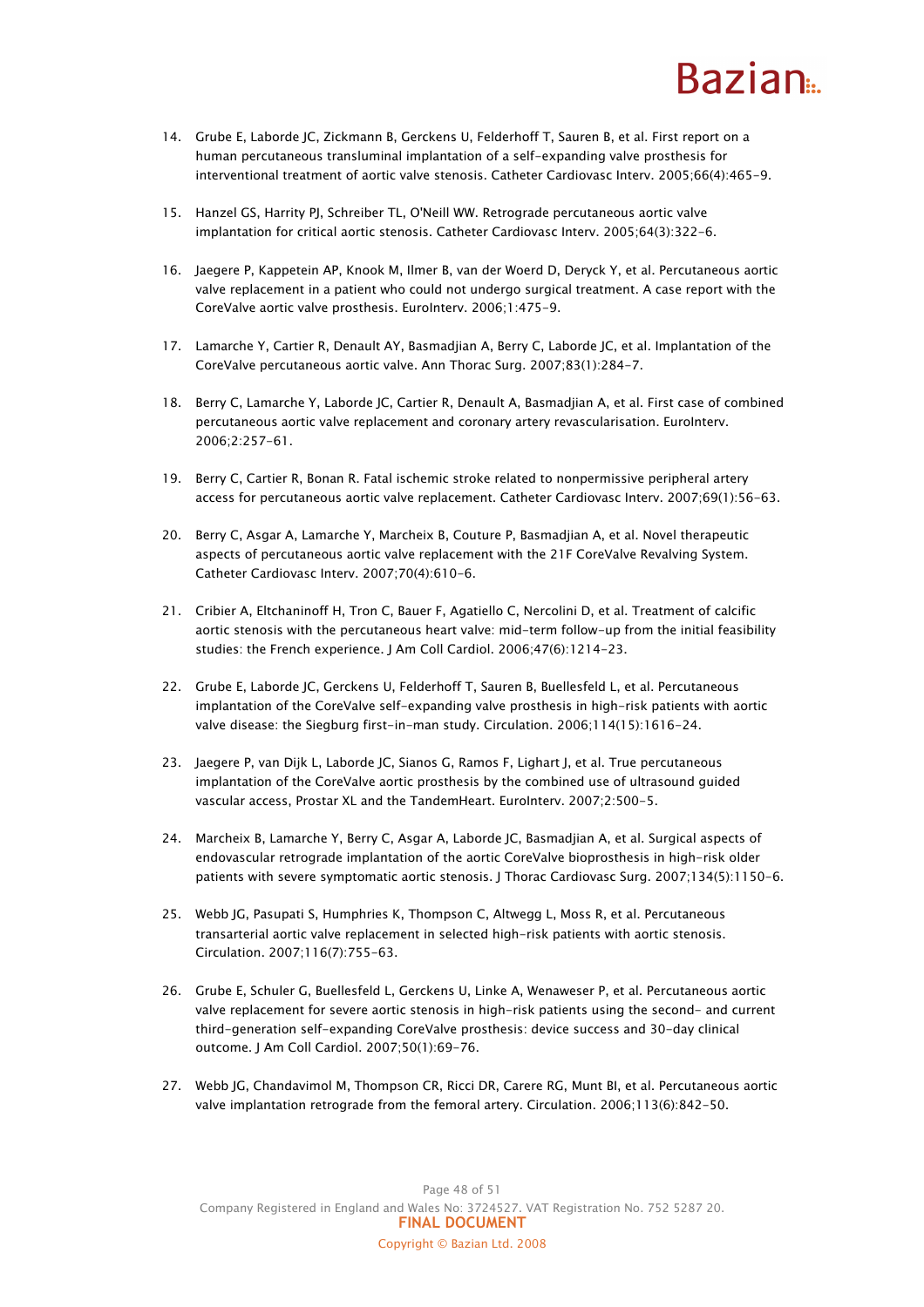14. Grube E, Laborde JC, Zickmann B, Gerckens U, Felderhoff T, Sauren B, et al. First report on a human percutaneous transluminal implantation of a self-expanding valve prosthesis for interventional treatment of aortic valve stenosis. Catheter Cardiovasc Interv. 2005;66(4):465-9.

15. Hanzel GS, Harrity PJ, Schreiber TL, O'Neill WW. Retrograde percutaneous aortic valve implantation for critical aortic stenosis. Catheter Cardiovasc Interv. 2005;64(3):322-6.

16. Jaegere P, Kappetein AP, Knook M, Ilmer B, van der Woerd D, Deryck Y, et al. Percutaneous aortic valve replacement in a patient who could not undergo surgical treatment. A case report with the CoreValve aortic valve prosthesis. EuroInterv. 2006;1:475-9.

17. Lamarche Y, Cartier R, Denault AY, Basmadjian A, Berry C, Laborde JC, et al. Implantation of the CoreValve percutaneous aortic valve. Ann Thorac Surg. 2007;83(1):284-7.

18. Berry C, Lamarche Y, Laborde JC, Cartier R, Denault A, Basmadjian A, et al. First case of combined percutaneous aortic valve replacement and coronary artery revascularisation. EuroInterv. 2006;2:257-61.

19. Berry C, Cartier R, Bonan R. Fatal ischemic stroke related to nonpermissive peripheral artery access for percutaneous aortic valve replacement. Catheter Cardiovasc Interv. 2007;69(1):56-63.

20. Berry C, Asgar A, Lamarche Y, Marcheix B, Couture P, Basmadjian A, et al. Novel therapeutic aspects of percutaneous aortic valve replacement with the 21F CoreValve Revalving System. Catheter Cardiovasc Interv. 2007;70(4):610-6.

21. Cribier A, Eltchaninoff H, Tron C, Bauer F, Agatiello C, Nercolini D, et al. Treatment of calcific aortic stenosis with the percutaneous heart valve: mid-term follow-up from the initial feasibility studies: the French experience. J Am Coll Cardiol. 2006;47(6):1214-23.

22. Grube E, Laborde JC, Gerckens U, Felderhoff T, Sauren B, Buellesfeld L, et al. Percutaneous implantation of the CoreValve self-expanding valve prosthesis in high-risk patients with aortic valve disease: the Siegburg first-in-man study. Circulation. 2006;114(15):1616-24.

23. Jaegere P, van Dijk L, Laborde JC, Sianos G, Ramos F, Lighart J, et al. True percutaneous implantation of the CoreValve aortic prosthesis by the combined use of ultrasound guided vascular access, Prostar XL and the TandemHeart. EuroInterv. 2007;2:500-5.

24. Marcheix B, Lamarche Y, Berry C, Asgar A, Laborde JC, Basmadjian A, et al. Surgical aspects of endovascular retrograde implantation of the aortic CoreValve bioprosthesis in high-risk older patients with severe symptomatic aortic stenosis. J Thorac Cardiovasc Surg. 2007;134(5):1150-6.

25. Webb JG, Pasupati S, Humphries K, Thompson C, Altwegg L, Moss R, et al. Percutaneous transarterial aortic valve replacement in selected high-risk patients with aortic stenosis. Circulation. 2007;116(7):755-63.

26. Grube E, Schuler G, Buellesfeld L, Gerckens U, Linke A, Wenaweser P, et al. Percutaneous aortic valve replacement for severe aortic stenosis in high-risk patients using the second- and current third-generation self-expanding CoreValve prosthesis: device success and 30-day clinical outcome. J Am Coll Cardiol. 2007;50(1):69-76.

27. Webb JG, Chandavimol M, Thompson CR, Ricci DR, Carere RG, Munt BI, et al. Percutaneous aortic valve implantation retrograde from the femoral artery. Circulation. 2006;113(6):842-50.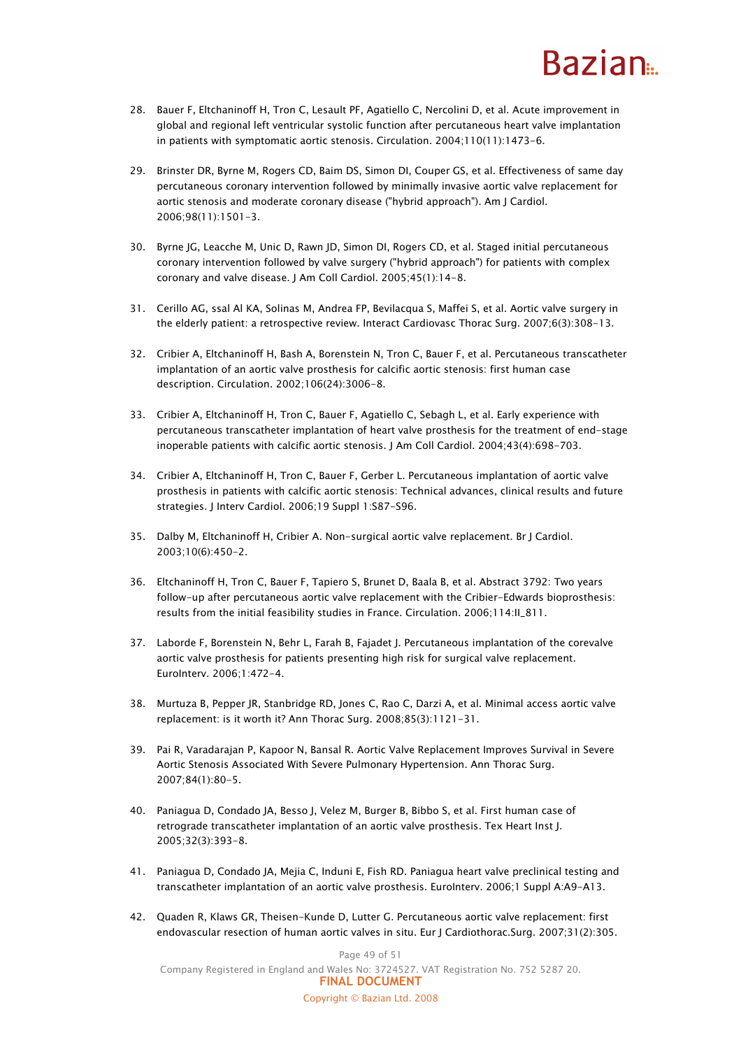28. Bauer F, Eltchaninoff H, Tron C, Lesault PF, Agatiello C, Nercolini D, et al. Acute improvement in global and regional left ventricular systolic function after percutaneous heart valve implantation in patients with symptomatic aortic stenosis. Circulation. 2004;110(11):1473-6.

29. Brinster DR, Byrne M, Rogers CD, Baim DS, Simon DI, Couper GS, et al. Effectiveness of same day percutaneous coronary intervention followed by minimally invasive aortic valve replacement for aortic stenosis and moderate coronary disease ("hybrid approach"). Am J Cardiol. 2006;98(11):1501-3.

30. Byrne JG, Leacche M, Unic D, Rawn JD, Simon DI, Rogers CD, et al. Staged initial percutaneous coronary intervention followed by valve surgery ("hybrid approach") for patients with complex coronary and valve disease. J Am Coll Cardiol. 2005;45(1):14-8.

31. Cerillo AG, ssal Al KA, Solinas M, Andrea FP, Bevilacqua S, Maffei S, et al. Aortic valve surgery in the elderly patient: a retrospective review. Interact Cardiovasc Thorac Surg. 2007;6(3):308-13.

32. Cribier A, Eltchaninoff H, Bash A, Borenstein N, Tron C, Bauer F, et al. Percutaneous transcatheter implantation of an aortic valve prosthesis for calcific aortic stenosis: first human case description. Circulation. 2002;106(24):3006-8.

33. Cribier A, Eltchaninoff H, Tron C, Bauer F, Agatiello C, Sebagh L, et al. Early experience with percutaneous transcatheter implantation of heart valve prosthesis for the treatment of end-stage inoperable patients with calcific aortic stenosis. J Am Coll Cardiol. 2004;43(4):698-703.

34. Cribier A, Eltchaninoff H, Tron C, Bauer F, Gerber L. Percutaneous implantation of aortic valve prosthesis in patients with calcific aortic stenosis: Technical advances, clinical results and future strategies. J Interv Cardiol. 2006;19 Suppl 1:S87-S96.

35. Dalby M, Eltchaninoff H, Cribier A. Non-surgical aortic valve replacement. Br J Cardiol. 2003;10(6):450-2.

36. Eltchaninoff H, Tron C, Bauer F, Tapiero S, Brunet D, Baala B, et al. Abstract 3792: Two years follow-up after percutaneous aortic valve replacement with the Cribier-Edwards bioprosthesis: results from the initial feasibility studies in France. Circulation. 2006;114:II_811.

37. Laborde F, Borenstein N, Behr L, Farah B, Fajadet J. Percutaneous implantation of the corevalve aortic valve prosthesis for patients presenting high risk for surgical valve replacement. EuroInterv. 2006;1:472-4.

38. Murtuza B, Pepper JR, Stanbridge RD, Jones C, Rao C, Darzi A, et al. Minimal access aortic valve replacement: is it worth it? Ann Thorac Surg. 2008;85(3):1121-31.

39. Pai R, Varadarajan P, Kapoor N, Bansal R. Aortic Valve Replacement Improves Survival in Severe Aortic Stenosis Associated With Severe Pulmonary Hypertension. Ann Thorac Surg. 2007;84(1):80-5.

40. Paniagua D, Condado JA, Besso J, Velez M, Burger B, Bibbo S, et al. First human case of retrograde transcatheter implantation of an aortic valve prosthesis. Tex Heart Inst J. 2005;32(3):393-8.

41. Paniagua D, Condado JA, Mejia C, Induni E, Fish RD. Paniagua heart valve preclinical testing and transcatheter implantation of an aortic valve prosthesis. EuroInterv. 2006;1 Suppl A:A9-A13.

42. Quaden R, Klaws GR, Theisen-Kunde D, Lutter G. Percutaneous aortic valve replacement: first endovascular resection of human aortic valves in situ. Eur J Cardiothorac.Surg. 2007;31(2):305.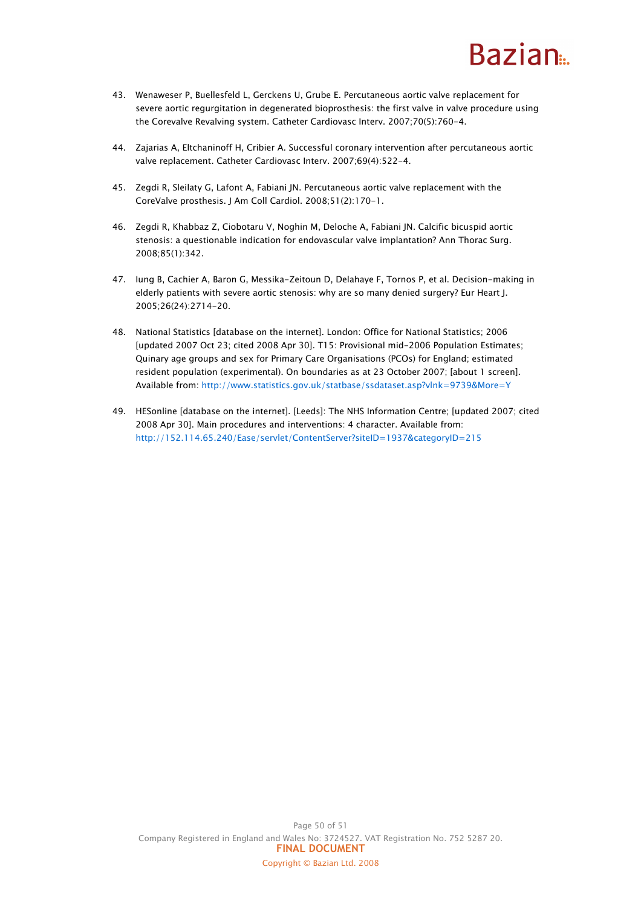43. Wenaweser P, Buellesfeld L, Gerckens U, Grube E. Percutaneous aortic valve replacement for severe aortic regurgitation in degenerated bioprosthesis: the first valve in valve procedure using the Corevalve Revalving system. Catheter Cardiovasc Interv. 2007;70(5):760-4.

44. Zajarias A, Eltchaninoff H, Cribier A. Successful coronary intervention after percutaneous aortic valve replacement. Catheter Cardiovasc Interv. 2007;69(4):522-4.

45. Zegdi R, Sleilaty G, Lafont A, Fabiani JN. Percutaneous aortic valve replacement with the CoreValve prosthesis. J Am Coll Cardiol. 2008;51(2):170-1.

46. Zegdi R, Khabbaz Z, Ciobotaru V, Noghin M, Deloche A, Fabiani JN. Calcific bicuspid aortic stenosis: a questionable indication for endovascular valve implantation? Ann Thorac Surg. 2008;85(1):342.

47. Iung B, Cachier A, Baron G, Messika-Zeitoun D, Delahaye F, Tornos P, et al. Decision-making in elderly patients with severe aortic stenosis: why are so many denied surgery? Eur Heart J. 2005;26(24):2714-20.

48. National Statistics [database on the internet]. London: Office for National Statistics; 2006 [updated 2007 Oct 23; cited 2008 Apr 30]. T15: Provisional mid-2006 Population Estimates; Quinary age groups and sex for Primary Care Organisations (PCOs) for England; estimated resident population (experimental). On boundaries as at 23 October 2007; [about 1 screen]. Available from: http://www.statistics.gov.uk/statbase/ssdataset.asp?vlnk=9739&More=Y

49. HESonline [database on the internet]. [Leeds]: The NHS Information Centre; [updated 2007; cited 2008 Apr 30]. Main procedures and interventions: 4 character. Available from: http://152.114.65.240/Ease/servlet/ContentServer?siteID=1937&categoryID=215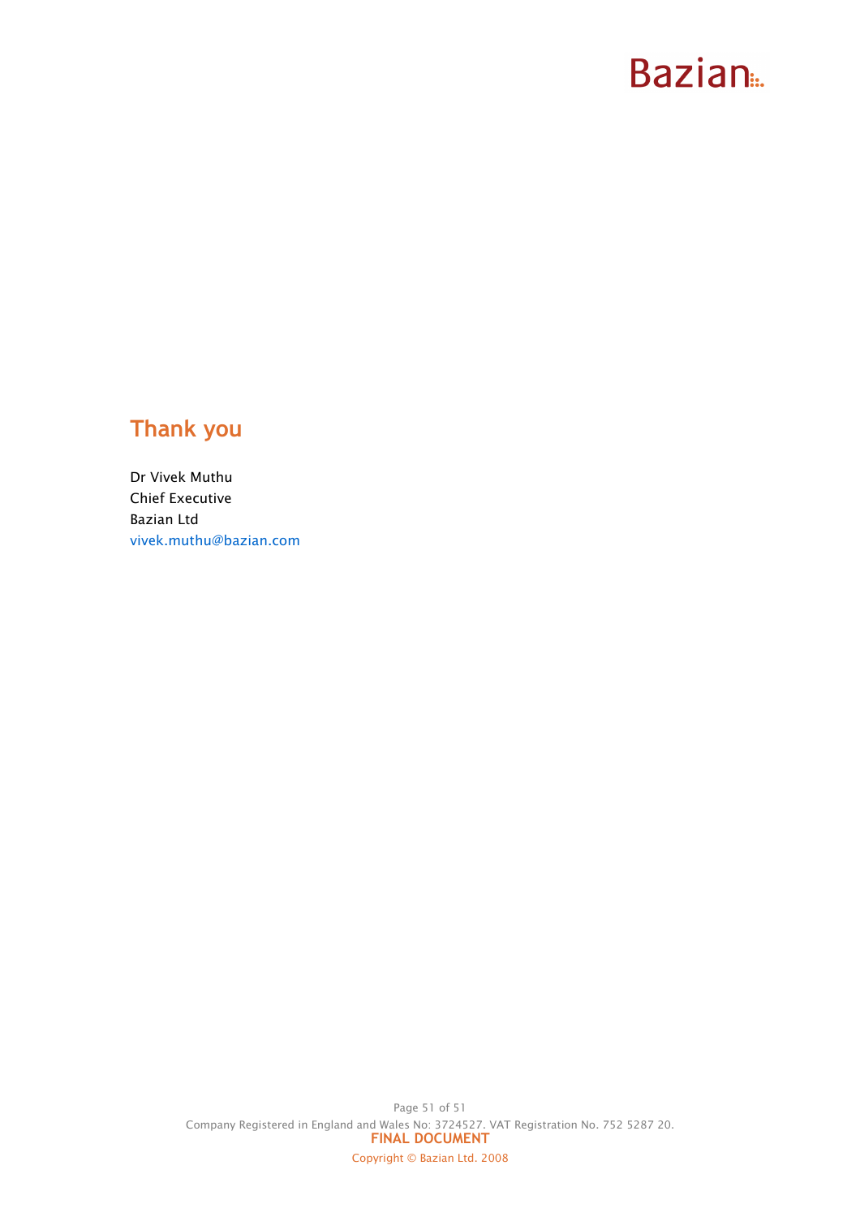## Thank you

Dr Vivek Muthu
Chief Executive
Bazian Ltd
vivek.muthu@bazian.com